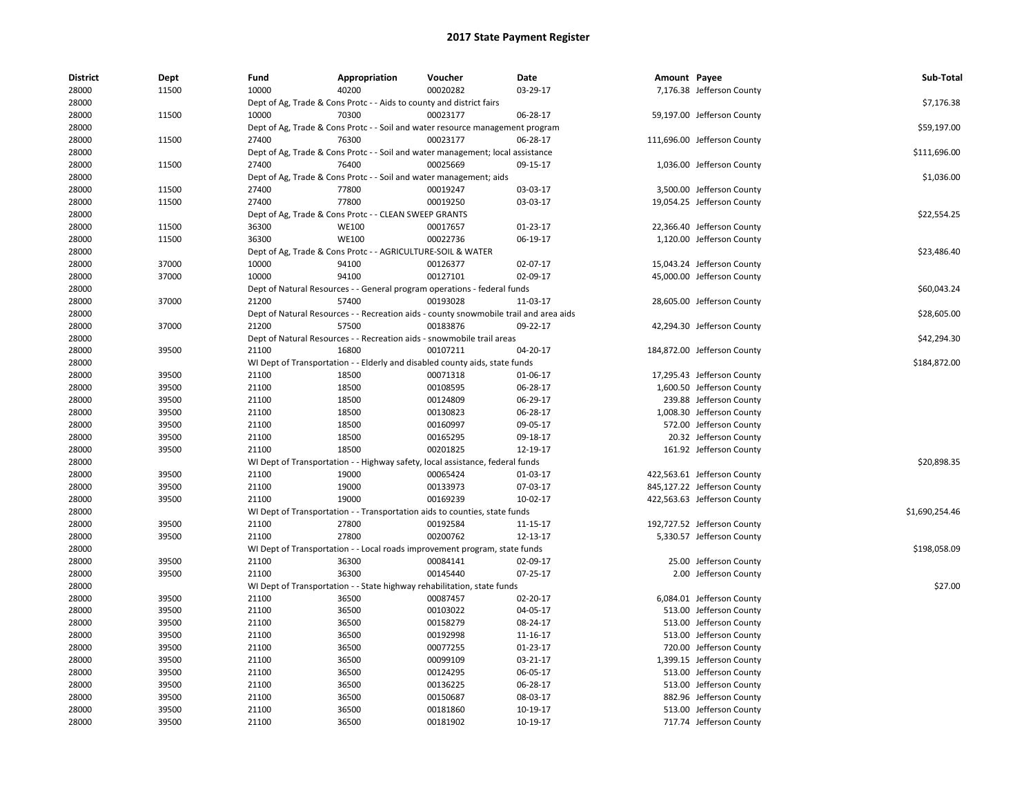# 2017 State Payment Register

| District | Dept | Fund | Appropriation | Voucher | Date | Amount | Payee | Sub-Total |
|---|---|---|---|---|---|---|---|---|
| 28000 | 11500 | 10000 | 40200 | 00020282 | 03-29-17 | 7,176.38 | Jefferson County | |
| 28000 | | Dept of Ag, Trade & Cons Protc - - Aids to county and district fairs | | | | | | $7,176.38 |
| 28000 | 11500 | 10000 | 70300 | 00023177 | 06-28-17 | 59,197.00 | Jefferson County | |
| 28000 | | Dept of Ag, Trade & Cons Protc - - Soil and water resource management program | | | | | | $59,197.00 |
| 28000 | 11500 | 27400 | 76300 | 00023177 | 06-28-17 | 111,696.00 | Jefferson County | |
| 28000 | | Dept of Ag, Trade & Cons Protc - - Soil and water management; local assistance | | | | | | $111,696.00 |
| 28000 | 11500 | 27400 | 76400 | 00025669 | 09-15-17 | 1,036.00 | Jefferson County | |
| 28000 | | Dept of Ag, Trade & Cons Protc - - Soil and water management; aids | | | | | | $1,036.00 |
| 28000 | 11500 | 27400 | 77800 | 00019247 | 03-03-17 | 3,500.00 | Jefferson County | |
| 28000 | 11500 | 27400 | 77800 | 00019250 | 03-03-17 | 19,054.25 | Jefferson County | |
| 28000 | | Dept of Ag, Trade & Cons Protc - - CLEAN SWEEP GRANTS | | | | | | $22,554.25 |
| 28000 | 11500 | 36300 | WE100 | 00017657 | 01-23-17 | 22,366.40 | Jefferson County | |
| 28000 | 11500 | 36300 | WE100 | 00022736 | 06-19-17 | 1,120.00 | Jefferson County | |
| 28000 | | Dept of Ag, Trade & Cons Protc - - AGRICULTURE-SOIL & WATER | | | | | | $23,486.40 |
| 28000 | 37000 | 10000 | 94100 | 00126377 | 02-07-17 | 15,043.24 | Jefferson County | |
| 28000 | 37000 | 10000 | 94100 | 00127101 | 02-09-17 | 45,000.00 | Jefferson County | |
| 28000 | | Dept of Natural Resources - - General program operations - federal funds | | | | | | $60,043.24 |
| 28000 | 37000 | 21200 | 57400 | 00193028 | 11-03-17 | 28,605.00 | Jefferson County | |
| 28000 | | Dept of Natural Resources - - Recreation aids - county snowmobile trail and area aids | | | | | | $28,605.00 |
| 28000 | 37000 | 21200 | 57500 | 00183876 | 09-22-17 | 42,294.30 | Jefferson County | |
| 28000 | | Dept of Natural Resources - - Recreation aids - snowmobile trail areas | | | | | | $42,294.30 |
| 28000 | 39500 | 21100 | 16800 | 00107211 | 04-20-17 | 184,872.00 | Jefferson County | |
| 28000 | | WI Dept of Transportation - - Elderly and disabled county aids, state funds | | | | | | $184,872.00 |
| 28000 | 39500 | 21100 | 18500 | 00071318 | 01-06-17 | 17,295.43 | Jefferson County | |
| 28000 | 39500 | 21100 | 18500 | 00108595 | 06-28-17 | 1,600.50 | Jefferson County | |
| 28000 | 39500 | 21100 | 18500 | 00124809 | 06-29-17 | 239.88 | Jefferson County | |
| 28000 | 39500 | 21100 | 18500 | 00130823 | 06-28-17 | 1,008.30 | Jefferson County | |
| 28000 | 39500 | 21100 | 18500 | 00160997 | 09-05-17 | 572.00 | Jefferson County | |
| 28000 | 39500 | 21100 | 18500 | 00165295 | 09-18-17 | 20.32 | Jefferson County | |
| 28000 | 39500 | 21100 | 18500 | 00201825 | 12-19-17 | 161.92 | Jefferson County | |
| 28000 | | WI Dept of Transportation - - Highway safety, local assistance, federal funds | | | | | | $20,898.35 |
| 28000 | 39500 | 21100 | 19000 | 00065424 | 01-03-17 | 422,563.61 | Jefferson County | |
| 28000 | 39500 | 21100 | 19000 | 00133973 | 07-03-17 | 845,127.22 | Jefferson County | |
| 28000 | 39500 | 21100 | 19000 | 00169239 | 10-02-17 | 422,563.63 | Jefferson County | |
| 28000 | | WI Dept of Transportation - - Transportation aids to counties, state funds | | | | | | $1,690,254.46 |
| 28000 | 39500 | 21100 | 27800 | 00192584 | 11-15-17 | 192,727.52 | Jefferson County | |
| 28000 | 39500 | 21100 | 27800 | 00200762 | 12-13-17 | 5,330.57 | Jefferson County | |
| 28000 | | WI Dept of Transportation - - Local roads improvement program, state funds | | | | | | $198,058.09 |
| 28000 | 39500 | 21100 | 36300 | 00084141 | 02-09-17 | 25.00 | Jefferson County | |
| 28000 | 39500 | 21100 | 36300 | 00145440 | 07-25-17 | 2.00 | Jefferson County | |
| 28000 | | WI Dept of Transportation - - State highway rehabilitation, state funds | | | | | | $27.00 |
| 28000 | 39500 | 21100 | 36500 | 00087457 | 02-20-17 | 6,084.01 | Jefferson County | |
| 28000 | 39500 | 21100 | 36500 | 00103022 | 04-05-17 | 513.00 | Jefferson County | |
| 28000 | 39500 | 21100 | 36500 | 00158279 | 08-24-17 | 513.00 | Jefferson County | |
| 28000 | 39500 | 21100 | 36500 | 00192998 | 11-16-17 | 513.00 | Jefferson County | |
| 28000 | 39500 | 21100 | 36500 | 00077255 | 01-23-17 | 720.00 | Jefferson County | |
| 28000 | 39500 | 21100 | 36500 | 00099109 | 03-21-17 | 1,399.15 | Jefferson County | |
| 28000 | 39500 | 21100 | 36500 | 00124295 | 06-05-17 | 513.00 | Jefferson County | |
| 28000 | 39500 | 21100 | 36500 | 00136225 | 06-28-17 | 513.00 | Jefferson County | |
| 28000 | 39500 | 21100 | 36500 | 00150687 | 08-03-17 | 882.96 | Jefferson County | |
| 28000 | 39500 | 21100 | 36500 | 00181860 | 10-19-17 | 513.00 | Jefferson County | |
| 28000 | 39500 | 21100 | 36500 | 00181902 | 10-19-17 | 717.74 | Jefferson County | |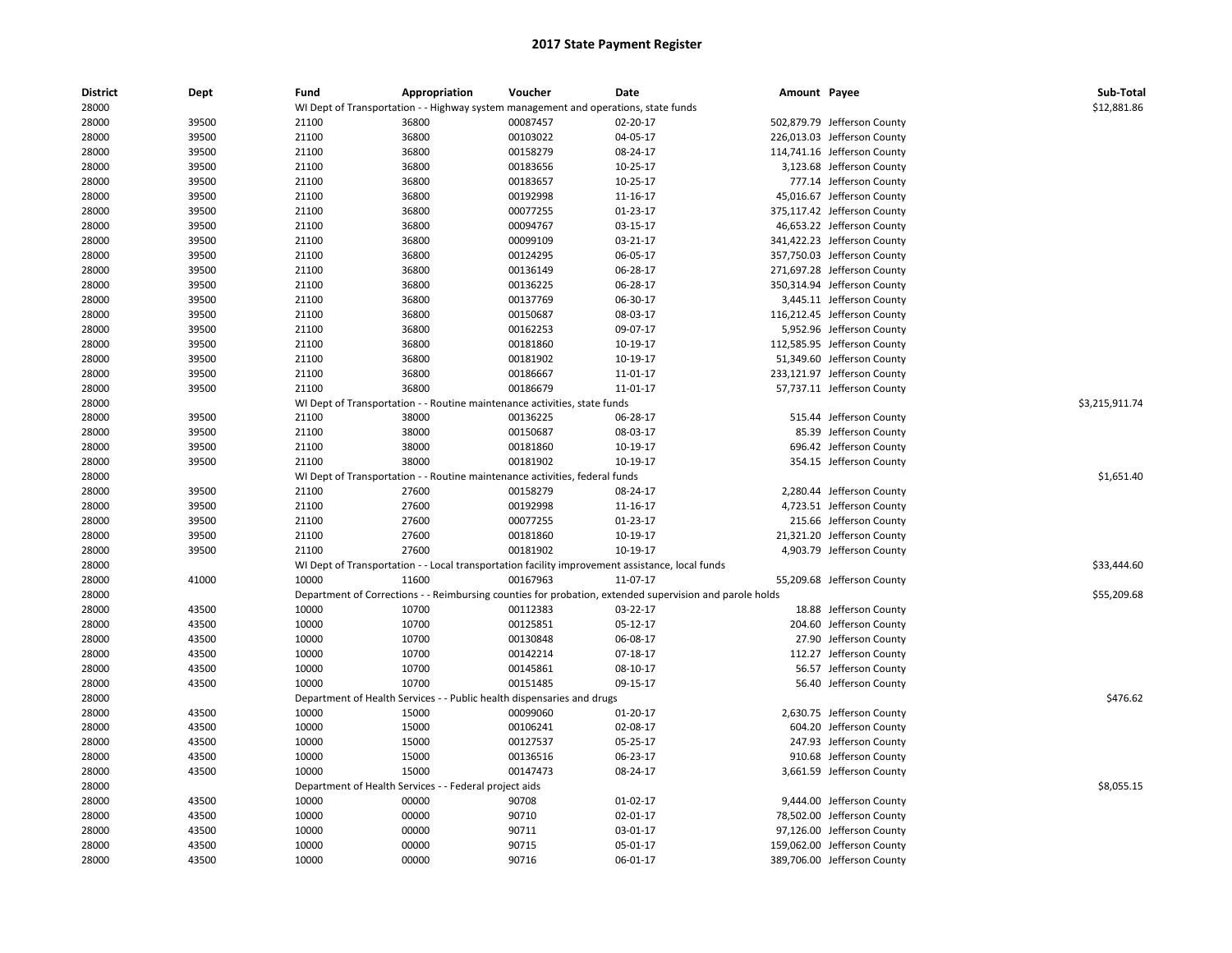# 2017 State Payment Register

| District | Dept | Fund | Appropriation | Voucher | Date | Amount | Payee | Sub-Total |
|---|---|---|---|---|---|---|---|---|
| 28000 | | WI Dept of Transportation - - Highway system management and operations, state funds | | | | | | $12,881.86 |
| 28000 | 39500 | 21100 | 36800 | 00087457 | 02-20-17 | 502,879.79 | Jefferson County | |
| 28000 | 39500 | 21100 | 36800 | 00103022 | 04-05-17 | 226,013.03 | Jefferson County | |
| 28000 | 39500 | 21100 | 36800 | 00158279 | 08-24-17 | 114,741.16 | Jefferson County | |
| 28000 | 39500 | 21100 | 36800 | 00183656 | 10-25-17 | 3,123.68 | Jefferson County | |
| 28000 | 39500 | 21100 | 36800 | 00183657 | 10-25-17 | 777.14 | Jefferson County | |
| 28000 | 39500 | 21100 | 36800 | 00192998 | 11-16-17 | 45,016.67 | Jefferson County | |
| 28000 | 39500 | 21100 | 36800 | 00077255 | 01-23-17 | 375,117.42 | Jefferson County | |
| 28000 | 39500 | 21100 | 36800 | 00094767 | 03-15-17 | 46,653.22 | Jefferson County | |
| 28000 | 39500 | 21100 | 36800 | 00099109 | 03-21-17 | 341,422.23 | Jefferson County | |
| 28000 | 39500 | 21100 | 36800 | 00124295 | 06-05-17 | 357,750.03 | Jefferson County | |
| 28000 | 39500 | 21100 | 36800 | 00136149 | 06-28-17 | 271,697.28 | Jefferson County | |
| 28000 | 39500 | 21100 | 36800 | 00136225 | 06-28-17 | 350,314.94 | Jefferson County | |
| 28000 | 39500 | 21100 | 36800 | 00137769 | 06-30-17 | 3,445.11 | Jefferson County | |
| 28000 | 39500 | 21100 | 36800 | 00150687 | 08-03-17 | 116,212.45 | Jefferson County | |
| 28000 | 39500 | 21100 | 36800 | 00162253 | 09-07-17 | 5,952.96 | Jefferson County | |
| 28000 | 39500 | 21100 | 36800 | 00181860 | 10-19-17 | 112,585.95 | Jefferson County | |
| 28000 | 39500 | 21100 | 36800 | 00181902 | 10-19-17 | 51,349.60 | Jefferson County | |
| 28000 | 39500 | 21100 | 36800 | 00186667 | 11-01-17 | 233,121.97 | Jefferson County | |
| 28000 | 39500 | 21100 | 36800 | 00186679 | 11-01-17 | 57,737.11 | Jefferson County | |
| 28000 | | WI Dept of Transportation - - Routine maintenance activities, state funds | | | | | | $3,215,911.74 |
| 28000 | 39500 | 21100 | 38000 | 00136225 | 06-28-17 | 515.44 | Jefferson County | |
| 28000 | 39500 | 21100 | 38000 | 00150687 | 08-03-17 | 85.39 | Jefferson County | |
| 28000 | 39500 | 21100 | 38000 | 00181860 | 10-19-17 | 696.42 | Jefferson County | |
| 28000 | 39500 | 21100 | 38000 | 00181902 | 10-19-17 | 354.15 | Jefferson County | |
| 28000 | | WI Dept of Transportation - - Routine maintenance activities, federal funds | | | | | | $1,651.40 |
| 28000 | 39500 | 21100 | 27600 | 00158279 | 08-24-17 | 2,280.44 | Jefferson County | |
| 28000 | 39500 | 21100 | 27600 | 00192998 | 11-16-17 | 4,723.51 | Jefferson County | |
| 28000 | 39500 | 21100 | 27600 | 00077255 | 01-23-17 | 215.66 | Jefferson County | |
| 28000 | 39500 | 21100 | 27600 | 00181860 | 10-19-17 | 21,321.20 | Jefferson County | |
| 28000 | 39500 | 21100 | 27600 | 00181902 | 10-19-17 | 4,903.79 | Jefferson County | |
| 28000 | | WI Dept of Transportation - - Local transportation facility improvement assistance, local funds | | | | | | $33,444.60 |
| 28000 | 41000 | 10000 | 11600 | 00167963 | 11-07-17 | 55,209.68 | Jefferson County | |
| 28000 | | Department of Corrections - - Reimbursing counties for probation, extended supervision and parole holds | | | | | | $55,209.68 |
| 28000 | 43500 | 10000 | 10700 | 00112383 | 03-22-17 | 18.88 | Jefferson County | |
| 28000 | 43500 | 10000 | 10700 | 00125851 | 05-12-17 | 204.60 | Jefferson County | |
| 28000 | 43500 | 10000 | 10700 | 00130848 | 06-08-17 | 27.90 | Jefferson County | |
| 28000 | 43500 | 10000 | 10700 | 00142214 | 07-18-17 | 112.27 | Jefferson County | |
| 28000 | 43500 | 10000 | 10700 | 00145861 | 08-10-17 | 56.57 | Jefferson County | |
| 28000 | 43500 | 10000 | 10700 | 00151485 | 09-15-17 | 56.40 | Jefferson County | |
| 28000 | | Department of Health Services - - Public health dispensaries and drugs | | | | | | $476.62 |
| 28000 | 43500 | 10000 | 15000 | 00099060 | 01-20-17 | 2,630.75 | Jefferson County | |
| 28000 | 43500 | 10000 | 15000 | 00106241 | 02-08-17 | 604.20 | Jefferson County | |
| 28000 | 43500 | 10000 | 15000 | 00127537 | 05-25-17 | 247.93 | Jefferson County | |
| 28000 | 43500 | 10000 | 15000 | 00136516 | 06-23-17 | 910.68 | Jefferson County | |
| 28000 | 43500 | 10000 | 15000 | 00147473 | 08-24-17 | 3,661.59 | Jefferson County | |
| 28000 | | Department of Health Services - - Federal project aids | | | | | | $8,055.15 |
| 28000 | 43500 | 10000 | 00000 | 90708 | 01-02-17 | 9,444.00 | Jefferson County | |
| 28000 | 43500 | 10000 | 00000 | 90710 | 02-01-17 | 78,502.00 | Jefferson County | |
| 28000 | 43500 | 10000 | 00000 | 90711 | 03-01-17 | 97,126.00 | Jefferson County | |
| 28000 | 43500 | 10000 | 00000 | 90715 | 05-01-17 | 159,062.00 | Jefferson County | |
| 28000 | 43500 | 10000 | 00000 | 90716 | 06-01-17 | 389,706.00 | Jefferson County | |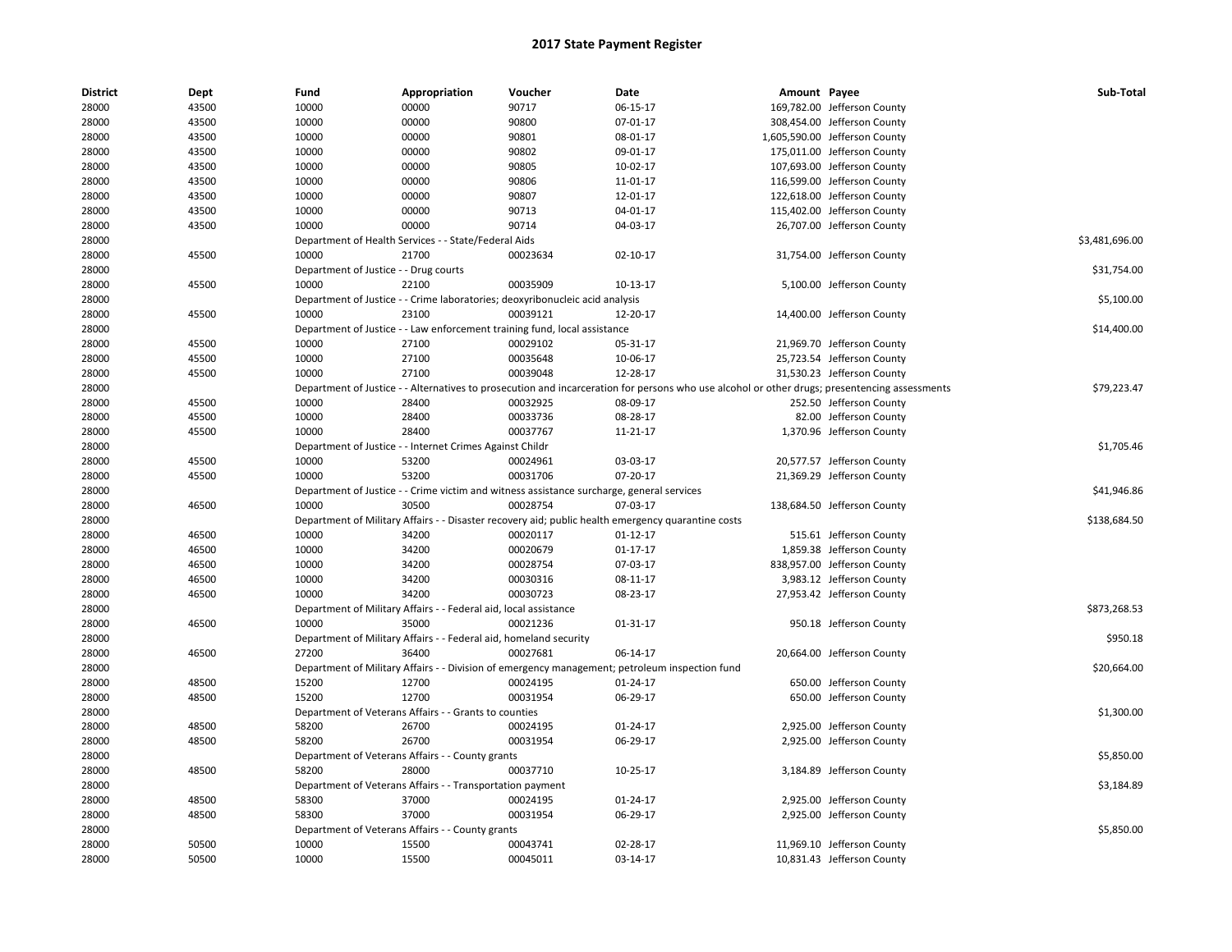# 2017 State Payment Register

| District | Dept | Fund | Appropriation | Voucher | Date | Amount | Payee | Sub-Total |
|---|---|---|---|---|---|---|---|---|
| 28000 | 43500 | 10000 | 00000 | 90717 | 06-15-17 | 169,782.00 | Jefferson County | |
| 28000 | 43500 | 10000 | 00000 | 90800 | 07-01-17 | 308,454.00 | Jefferson County | |
| 28000 | 43500 | 10000 | 00000 | 90801 | 08-01-17 | 1,605,590.00 | Jefferson County | |
| 28000 | 43500 | 10000 | 00000 | 90802 | 09-01-17 | 175,011.00 | Jefferson County | |
| 28000 | 43500 | 10000 | 00000 | 90805 | 10-02-17 | 107,693.00 | Jefferson County | |
| 28000 | 43500 | 10000 | 00000 | 90806 | 11-01-17 | 116,599.00 | Jefferson County | |
| 28000 | 43500 | 10000 | 00000 | 90807 | 12-01-17 | 122,618.00 | Jefferson County | |
| 28000 | 43500 | 10000 | 00000 | 90713 | 04-01-17 | 115,402.00 | Jefferson County | |
| 28000 | 43500 | 10000 | 00000 | 90714 | 04-03-17 | 26,707.00 | Jefferson County | |
| 28000 | | Department of Health Services - - State/Federal Aids | | | | | | $3,481,696.00 |
| 28000 | 45500 | 10000 | 21700 | 00023634 | 02-10-17 | 31,754.00 | Jefferson County | |
| 28000 | | Department of Justice - - Drug courts | | | | | | $31,754.00 |
| 28000 | 45500 | 10000 | 22100 | 00035909 | 10-13-17 | 5,100.00 | Jefferson County | |
| 28000 | | Department of Justice - - Crime laboratories; deoxyribonucleic acid analysis | | | | | | $5,100.00 |
| 28000 | 45500 | 10000 | 23100 | 00039121 | 12-20-17 | 14,400.00 | Jefferson County | |
| 28000 | | Department of Justice - - Law enforcement training fund, local assistance | | | | | | $14,400.00 |
| 28000 | 45500 | 10000 | 27100 | 00029102 | 05-31-17 | 21,969.70 | Jefferson County | |
| 28000 | 45500 | 10000 | 27100 | 00035648 | 10-06-17 | 25,723.54 | Jefferson County | |
| 28000 | 45500 | 10000 | 27100 | 00039048 | 12-28-17 | 31,530.23 | Jefferson County | |
| 28000 | | Department of Justice - - Alternatives to prosecution and incarceration for persons who use alcohol or other drugs; presentencing assessments | | | | | | $79,223.47 |
| 28000 | 45500 | 10000 | 28400 | 00032925 | 08-09-17 | 252.50 | Jefferson County | |
| 28000 | 45500 | 10000 | 28400 | 00033736 | 08-28-17 | 82.00 | Jefferson County | |
| 28000 | 45500 | 10000 | 28400 | 00037767 | 11-21-17 | 1,370.96 | Jefferson County | |
| 28000 | | Department of Justice - - Internet Crimes Against Childr | | | | | | $1,705.46 |
| 28000 | 45500 | 10000 | 53200 | 00024961 | 03-03-17 | 20,577.57 | Jefferson County | |
| 28000 | 45500 | 10000 | 53200 | 00031706 | 07-20-17 | 21,369.29 | Jefferson County | |
| 28000 | | Department of Justice - - Crime victim and witness assistance surcharge, general services | | | | | | $41,946.86 |
| 28000 | 46500 | 10000 | 30500 | 00028754 | 07-03-17 | 138,684.50 | Jefferson County | |
| 28000 | | Department of Military Affairs - - Disaster recovery aid; public health emergency quarantine costs | | | | | | $138,684.50 |
| 28000 | 46500 | 10000 | 34200 | 00020117 | 01-12-17 | 515.61 | Jefferson County | |
| 28000 | 46500 | 10000 | 34200 | 00020679 | 01-17-17 | 1,859.38 | Jefferson County | |
| 28000 | 46500 | 10000 | 34200 | 00028754 | 07-03-17 | 838,957.00 | Jefferson County | |
| 28000 | 46500 | 10000 | 34200 | 00030316 | 08-11-17 | 3,983.12 | Jefferson County | |
| 28000 | 46500 | 10000 | 34200 | 00030723 | 08-23-17 | 27,953.42 | Jefferson County | |
| 28000 | | Department of Military Affairs - - Federal aid, local assistance | | | | | | $873,268.53 |
| 28000 | 46500 | 10000 | 35000 | 00021236 | 01-31-17 | 950.18 | Jefferson County | |
| 28000 | | Department of Military Affairs - - Federal aid, homeland security | | | | | | $950.18 |
| 28000 | 46500 | 27200 | 36400 | 00027681 | 06-14-17 | 20,664.00 | Jefferson County | |
| 28000 | | Department of Military Affairs - - Division of emergency management; petroleum inspection fund | | | | | | $20,664.00 |
| 28000 | 48500 | 15200 | 12700 | 00024195 | 01-24-17 | 650.00 | Jefferson County | |
| 28000 | 48500 | 15200 | 12700 | 00031954 | 06-29-17 | 650.00 | Jefferson County | |
| 28000 | | Department of Veterans Affairs - - Grants to counties | | | | | | $1,300.00 |
| 28000 | 48500 | 58200 | 26700 | 00024195 | 01-24-17 | 2,925.00 | Jefferson County | |
| 28000 | 48500 | 58200 | 26700 | 00031954 | 06-29-17 | 2,925.00 | Jefferson County | |
| 28000 | | Department of Veterans Affairs - - County grants | | | | | | $5,850.00 |
| 28000 | 48500 | 58200 | 28000 | 00037710 | 10-25-17 | 3,184.89 | Jefferson County | |
| 28000 | | Department of Veterans Affairs - - Transportation payment | | | | | | $3,184.89 |
| 28000 | 48500 | 58300 | 37000 | 00024195 | 01-24-17 | 2,925.00 | Jefferson County | |
| 28000 | 48500 | 58300 | 37000 | 00031954 | 06-29-17 | 2,925.00 | Jefferson County | |
| 28000 | | Department of Veterans Affairs - - County grants | | | | | | $5,850.00 |
| 28000 | 50500 | 10000 | 15500 | 00043741 | 02-28-17 | 11,969.10 | Jefferson County | |
| 28000 | 50500 | 10000 | 15500 | 00045011 | 03-14-17 | 10,831.43 | Jefferson County | |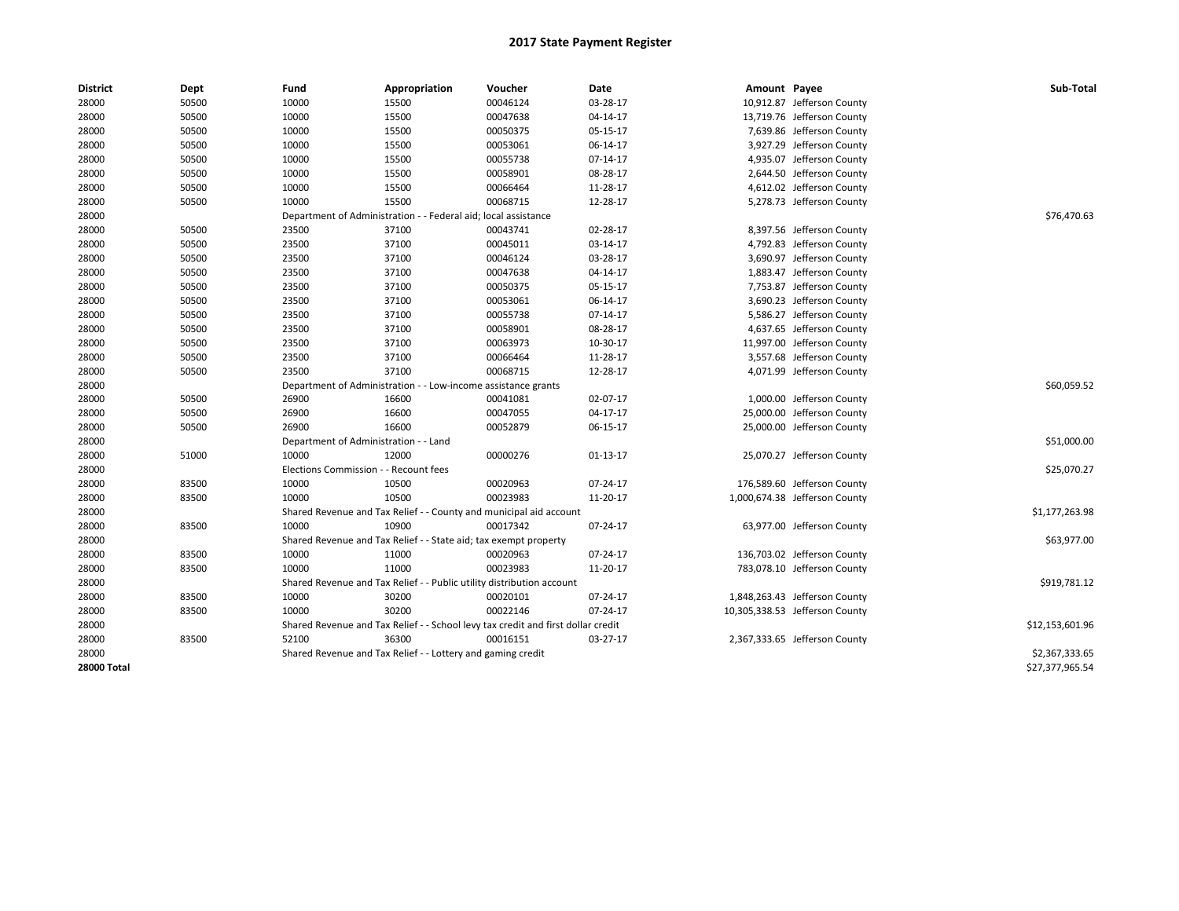# 2017 State Payment Register

| District | Dept | Fund | Appropriation | Voucher | Date | Amount | Payee | Sub-Total |
|---|---|---|---|---|---|---|---|---|
| 28000 | 50500 | 10000 | 15500 | 00046124 | 03-28-17 | 10,912.87 | Jefferson County | |
| 28000 | 50500 | 10000 | 15500 | 00047638 | 04-14-17 | 13,719.76 | Jefferson County | |
| 28000 | 50500 | 10000 | 15500 | 00050375 | 05-15-17 | 7,639.86 | Jefferson County | |
| 28000 | 50500 | 10000 | 15500 | 00053061 | 06-14-17 | 3,927.29 | Jefferson County | |
| 28000 | 50500 | 10000 | 15500 | 00055738 | 07-14-17 | 4,935.07 | Jefferson County | |
| 28000 | 50500 | 10000 | 15500 | 00058901 | 08-28-17 | 2,644.50 | Jefferson County | |
| 28000 | 50500 | 10000 | 15500 | 00066464 | 11-28-17 | 4,612.02 | Jefferson County | |
| 28000 | 50500 | 10000 | 15500 | 00068715 | 12-28-17 | 5,278.73 | Jefferson County | |
| 28000 | | Department of Administration - - Federal aid; local assistance | | | | | | $76,470.63 |
| 28000 | 50500 | 23500 | 37100 | 00043741 | 02-28-17 | 8,397.56 | Jefferson County | |
| 28000 | 50500 | 23500 | 37100 | 00045011 | 03-14-17 | 4,792.83 | Jefferson County | |
| 28000 | 50500 | 23500 | 37100 | 00046124 | 03-28-17 | 3,690.97 | Jefferson County | |
| 28000 | 50500 | 23500 | 37100 | 00047638 | 04-14-17 | 1,883.47 | Jefferson County | |
| 28000 | 50500 | 23500 | 37100 | 00050375 | 05-15-17 | 7,753.87 | Jefferson County | |
| 28000 | 50500 | 23500 | 37100 | 00053061 | 06-14-17 | 3,690.23 | Jefferson County | |
| 28000 | 50500 | 23500 | 37100 | 00055738 | 07-14-17 | 5,586.27 | Jefferson County | |
| 28000 | 50500 | 23500 | 37100 | 00058901 | 08-28-17 | 4,637.65 | Jefferson County | |
| 28000 | 50500 | 23500 | 37100 | 00063973 | 10-30-17 | 11,997.00 | Jefferson County | |
| 28000 | 50500 | 23500 | 37100 | 00066464 | 11-28-17 | 3,557.68 | Jefferson County | |
| 28000 | 50500 | 23500 | 37100 | 00068715 | 12-28-17 | 4,071.99 | Jefferson County | |
| 28000 | | Department of Administration - - Low-income assistance grants | | | | | | $60,059.52 |
| 28000 | 50500 | 26900 | 16600 | 00041081 | 02-07-17 | 1,000.00 | Jefferson County | |
| 28000 | 50500 | 26900 | 16600 | 00047055 | 04-17-17 | 25,000.00 | Jefferson County | |
| 28000 | 50500 | 26900 | 16600 | 00052879 | 06-15-17 | 25,000.00 | Jefferson County | |
| 28000 | | Department of Administration - - Land | | | | | | $51,000.00 |
| 28000 | 51000 | 10000 | 12000 | 00000276 | 01-13-17 | 25,070.27 | Jefferson County | |
| 28000 | | Elections Commission - - Recount fees | | | | | | $25,070.27 |
| 28000 | 83500 | 10000 | 10500 | 00020963 | 07-24-17 | 176,589.60 | Jefferson County | |
| 28000 | 83500 | 10000 | 10500 | 00023983 | 11-20-17 | 1,000,674.38 | Jefferson County | |
| 28000 | | Shared Revenue and Tax Relief - - County and municipal aid account | | | | | | $1,177,263.98 |
| 28000 | 83500 | 10000 | 10900 | 00017342 | 07-24-17 | 63,977.00 | Jefferson County | |
| 28000 | | Shared Revenue and Tax Relief - - State aid; tax exempt property | | | | | | $63,977.00 |
| 28000 | 83500 | 10000 | 11000 | 00020963 | 07-24-17 | 136,703.02 | Jefferson County | |
| 28000 | 83500 | 10000 | 11000 | 00023983 | 11-20-17 | 783,078.10 | Jefferson County | |
| 28000 | | Shared Revenue and Tax Relief - - Public utility distribution account | | | | | | $919,781.12 |
| 28000 | 83500 | 10000 | 30200 | 00020101 | 07-24-17 | 1,848,263.43 | Jefferson County | |
| 28000 | 83500 | 10000 | 30200 | 00022146 | 07-24-17 | 10,305,338.53 | Jefferson County | |
| 28000 | | Shared Revenue and Tax Relief - - School levy tax credit and first dollar credit | | | | | | $12,153,601.96 |
| 28000 | 83500 | 52100 | 36300 | 00016151 | 03-27-17 | 2,367,333.65 | Jefferson County | |
| 28000 | | Shared Revenue and Tax Relief - - Lottery and gaming credit | | | | | | $2,367,333.65 |
| **28000 Total** | | | | | | | | $27,377,965.54 |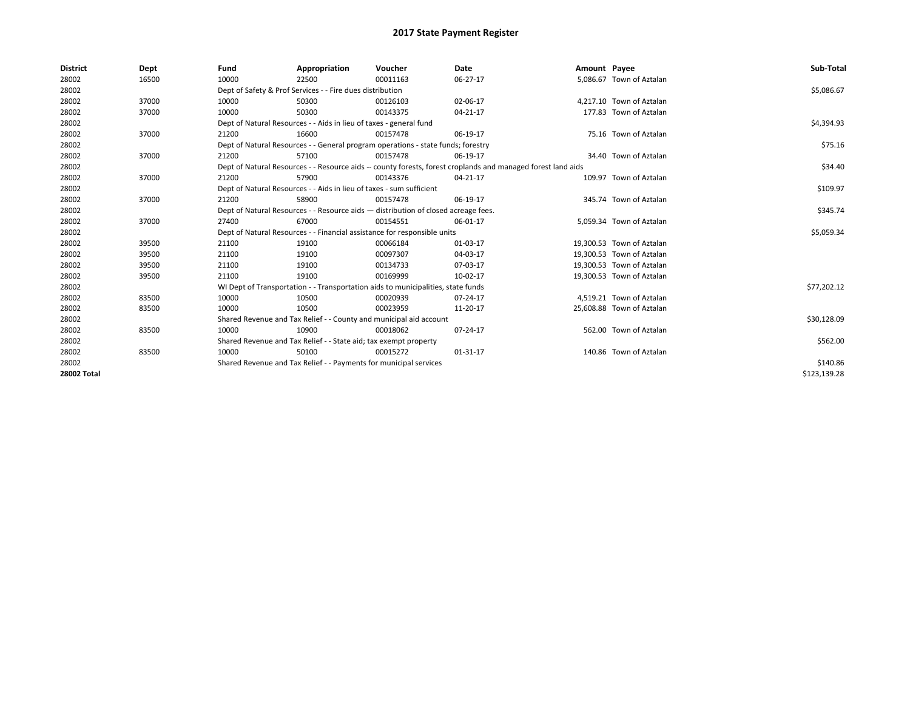# 2017 State Payment Register

| District | Dept | Fund | Appropriation | Voucher | Date | Amount | Payee | Sub-Total |
|---|---|---|---|---|---|---|---|---|
| 28002 | 16500 | 10000 | 22500 | 00011163 | 06-27-17 | 5,086.67 | Town of Aztalan | |
| 28002 | | Dept of Safety & Prof Services - - Fire dues distribution | | | | | | $5,086.67 |
| 28002 | 37000 | 10000 | 50300 | 00126103 | 02-06-17 | 4,217.10 | Town of Aztalan | |
| 28002 | 37000 | 10000 | 50300 | 00143375 | 04-21-17 | 177.83 | Town of Aztalan | |
| 28002 | | Dept of Natural Resources - - Aids in lieu of taxes - general fund | | | | | | $4,394.93 |
| 28002 | 37000 | 21200 | 16600 | 00157478 | 06-19-17 | 75.16 | Town of Aztalan | |
| 28002 | | Dept of Natural Resources - - General program operations - state funds; forestry | | | | | | $75.16 |
| 28002 | 37000 | 21200 | 57100 | 00157478 | 06-19-17 | 34.40 | Town of Aztalan | |
| 28002 | | Dept of Natural Resources - - Resource aids -- county forests, forest croplands and managed forest land aids | | | | | | $34.40 |
| 28002 | 37000 | 21200 | 57900 | 00143376 | 04-21-17 | 109.97 | Town of Aztalan | |
| 28002 | | Dept of Natural Resources - - Aids in lieu of taxes - sum sufficient | | | | | | $109.97 |
| 28002 | 37000 | 21200 | 58900 | 00157478 | 06-19-17 | 345.74 | Town of Aztalan | |
| 28002 | | Dept of Natural Resources - - Resource aids — distribution of closed acreage fees. | | | | | | $345.74 |
| 28002 | 37000 | 27400 | 67000 | 00154551 | 06-01-17 | 5,059.34 | Town of Aztalan | |
| 28002 | | Dept of Natural Resources - - Financial assistance for responsible units | | | | | | $5,059.34 |
| 28002 | 39500 | 21100 | 19100 | 00066184 | 01-03-17 | 19,300.53 | Town of Aztalan | |
| 28002 | 39500 | 21100 | 19100 | 00097307 | 04-03-17 | 19,300.53 | Town of Aztalan | |
| 28002 | 39500 | 21100 | 19100 | 00134733 | 07-03-17 | 19,300.53 | Town of Aztalan | |
| 28002 | 39500 | 21100 | 19100 | 00169999 | 10-02-17 | 19,300.53 | Town of Aztalan | |
| 28002 | | WI Dept of Transportation - - Transportation aids to municipalities, state funds | | | | | | $77,202.12 |
| 28002 | 83500 | 10000 | 10500 | 00020939 | 07-24-17 | 4,519.21 | Town of Aztalan | |
| 28002 | 83500 | 10000 | 10500 | 00023959 | 11-20-17 | 25,608.88 | Town of Aztalan | |
| 28002 | | Shared Revenue and Tax Relief - - County and municipal aid account | | | | | | $30,128.09 |
| 28002 | 83500 | 10000 | 10900 | 00018062 | 07-24-17 | 562.00 | Town of Aztalan | |
| 28002 | | Shared Revenue and Tax Relief - - State aid; tax exempt property | | | | | | $562.00 |
| 28002 | 83500 | 10000 | 50100 | 00015272 | 01-31-17 | 140.86 | Town of Aztalan | |
| 28002 | | Shared Revenue and Tax Relief - - Payments for municipal services | | | | | | $140.86 |
| **28002 Total** | | | | | | | | $123,139.28 |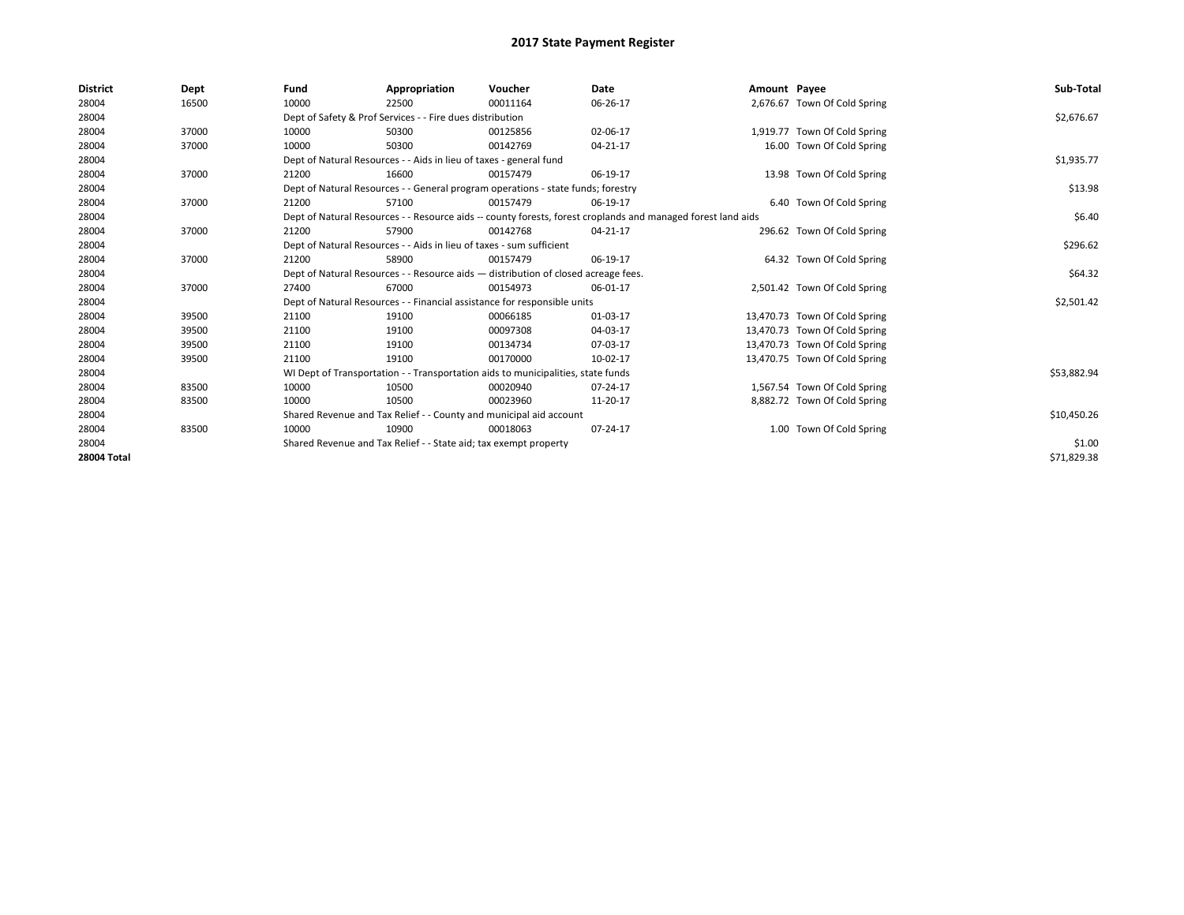# 2017 State Payment Register

| District | Dept | Fund | Appropriation | Voucher | Date | Amount | Payee | Sub-Total |
|---|---|---|---|---|---|---|---|---|
| 28004 | 16500 | 10000 | 22500 | 00011164 | 06-26-17 | 2,676.67 | Town Of Cold Spring | |
| 28004 | | Dept of Safety & Prof Services - - Fire dues distribution | | | | | | $2,676.67 |
| 28004 | 37000 | 10000 | 50300 | 00125856 | 02-06-17 | 1,919.77 | Town Of Cold Spring | |
| 28004 | 37000 | 10000 | 50300 | 00142769 | 04-21-17 | 16.00 | Town Of Cold Spring | |
| 28004 | | Dept of Natural Resources - - Aids in lieu of taxes - general fund | | | | | | $1,935.77 |
| 28004 | 37000 | 21200 | 16600 | 00157479 | 06-19-17 | 13.98 | Town Of Cold Spring | |
| 28004 | | Dept of Natural Resources - - General program operations - state funds; forestry | | | | | | $13.98 |
| 28004 | 37000 | 21200 | 57100 | 00157479 | 06-19-17 | 6.40 | Town Of Cold Spring | |
| 28004 | | Dept of Natural Resources - - Resource aids -- county forests, forest croplands and managed forest land aids | | | | | | $6.40 |
| 28004 | 37000 | 21200 | 57900 | 00142768 | 04-21-17 | 296.62 | Town Of Cold Spring | |
| 28004 | | Dept of Natural Resources - - Aids in lieu of taxes - sum sufficient | | | | | | $296.62 |
| 28004 | 37000 | 21200 | 58900 | 00157479 | 06-19-17 | 64.32 | Town Of Cold Spring | |
| 28004 | | Dept of Natural Resources - - Resource aids — distribution of closed acreage fees. | | | | | | $64.32 |
| 28004 | 37000 | 27400 | 67000 | 00154973 | 06-01-17 | 2,501.42 | Town Of Cold Spring | |
| 28004 | | Dept of Natural Resources - - Financial assistance for responsible units | | | | | | $2,501.42 |
| 28004 | 39500 | 21100 | 19100 | 00066185 | 01-03-17 | 13,470.73 | Town Of Cold Spring | |
| 28004 | 39500 | 21100 | 19100 | 00097308 | 04-03-17 | 13,470.73 | Town Of Cold Spring | |
| 28004 | 39500 | 21100 | 19100 | 00134734 | 07-03-17 | 13,470.73 | Town Of Cold Spring | |
| 28004 | 39500 | 21100 | 19100 | 00170000 | 10-02-17 | 13,470.75 | Town Of Cold Spring | |
| 28004 | | WI Dept of Transportation - - Transportation aids to municipalities, state funds | | | | | | $53,882.94 |
| 28004 | 83500 | 10000 | 10500 | 00020940 | 07-24-17 | 1,567.54 | Town Of Cold Spring | |
| 28004 | 83500 | 10000 | 10500 | 00023960 | 11-20-17 | 8,882.72 | Town Of Cold Spring | |
| 28004 | | Shared Revenue and Tax Relief - - County and municipal aid account | | | | | | $10,450.26 |
| 28004 | 83500 | 10000 | 10900 | 00018063 | 07-24-17 | 1.00 | Town Of Cold Spring | |
| 28004 | | Shared Revenue and Tax Relief - - State aid; tax exempt property | | | | | | $1.00 |
| **28004 Total** | | | | | | | | $71,829.38 |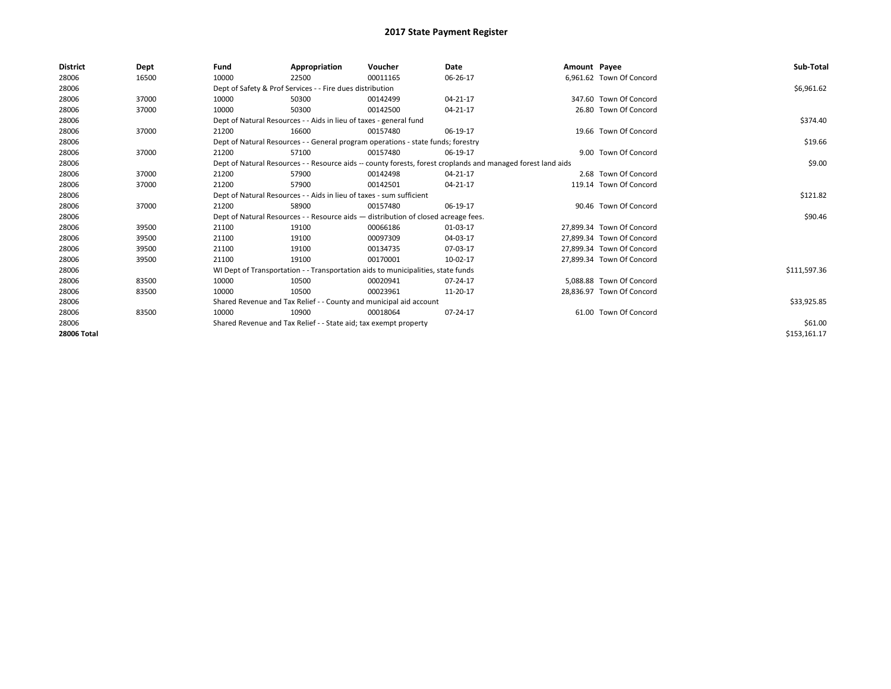# 2017 State Payment Register

| District | Dept | Fund | Appropriation | Voucher | Date | Amount | Payee | Sub-Total |
|---|---|---|---|---|---|---|---|---|
| 28006 | 16500 | 10000 | 22500 | 00011165 | 06-26-17 | 6,961.62 | Town Of Concord | |
| 28006 | | Dept of Safety & Prof Services - - Fire dues distribution | | | | | | $6,961.62 |
| 28006 | 37000 | 10000 | 50300 | 00142499 | 04-21-17 | 347.60 | Town Of Concord | |
| 28006 | 37000 | 10000 | 50300 | 00142500 | 04-21-17 | 26.80 | Town Of Concord | |
| 28006 | | Dept of Natural Resources - - Aids in lieu of taxes - general fund | | | | | | $374.40 |
| 28006 | 37000 | 21200 | 16600 | 00157480 | 06-19-17 | 19.66 | Town Of Concord | |
| 28006 | | Dept of Natural Resources - - General program operations - state funds; forestry | | | | | | $19.66 |
| 28006 | 37000 | 21200 | 57100 | 00157480 | 06-19-17 | 9.00 | Town Of Concord | |
| 28006 | | Dept of Natural Resources - - Resource aids -- county forests, forest croplands and managed forest land aids | | | | | | $9.00 |
| 28006 | 37000 | 21200 | 57900 | 00142498 | 04-21-17 | 2.68 | Town Of Concord | |
| 28006 | 37000 | 21200 | 57900 | 00142501 | 04-21-17 | 119.14 | Town Of Concord | |
| 28006 | | Dept of Natural Resources - - Aids in lieu of taxes - sum sufficient | | | | | | $121.82 |
| 28006 | 37000 | 21200 | 58900 | 00157480 | 06-19-17 | 90.46 | Town Of Concord | |
| 28006 | | Dept of Natural Resources - - Resource aids — distribution of closed acreage fees. | | | | | | $90.46 |
| 28006 | 39500 | 21100 | 19100 | 00066186 | 01-03-17 | 27,899.34 | Town Of Concord | |
| 28006 | 39500 | 21100 | 19100 | 00097309 | 04-03-17 | 27,899.34 | Town Of Concord | |
| 28006 | 39500 | 21100 | 19100 | 00134735 | 07-03-17 | 27,899.34 | Town Of Concord | |
| 28006 | 39500 | 21100 | 19100 | 00170001 | 10-02-17 | 27,899.34 | Town Of Concord | |
| 28006 | | WI Dept of Transportation - - Transportation aids to municipalities, state funds | | | | | | $111,597.36 |
| 28006 | 83500 | 10000 | 10500 | 00020941 | 07-24-17 | 5,088.88 | Town Of Concord | |
| 28006 | 83500 | 10000 | 10500 | 00023961 | 11-20-17 | 28,836.97 | Town Of Concord | |
| 28006 | | Shared Revenue and Tax Relief - - County and municipal aid account | | | | | | $33,925.85 |
| 28006 | 83500 | 10000 | 10900 | 00018064 | 07-24-17 | 61.00 | Town Of Concord | |
| 28006 | | Shared Revenue and Tax Relief - - State aid; tax exempt property | | | | | | $61.00 |
| **28006 Total** | | | | | | | | $153,161.17 |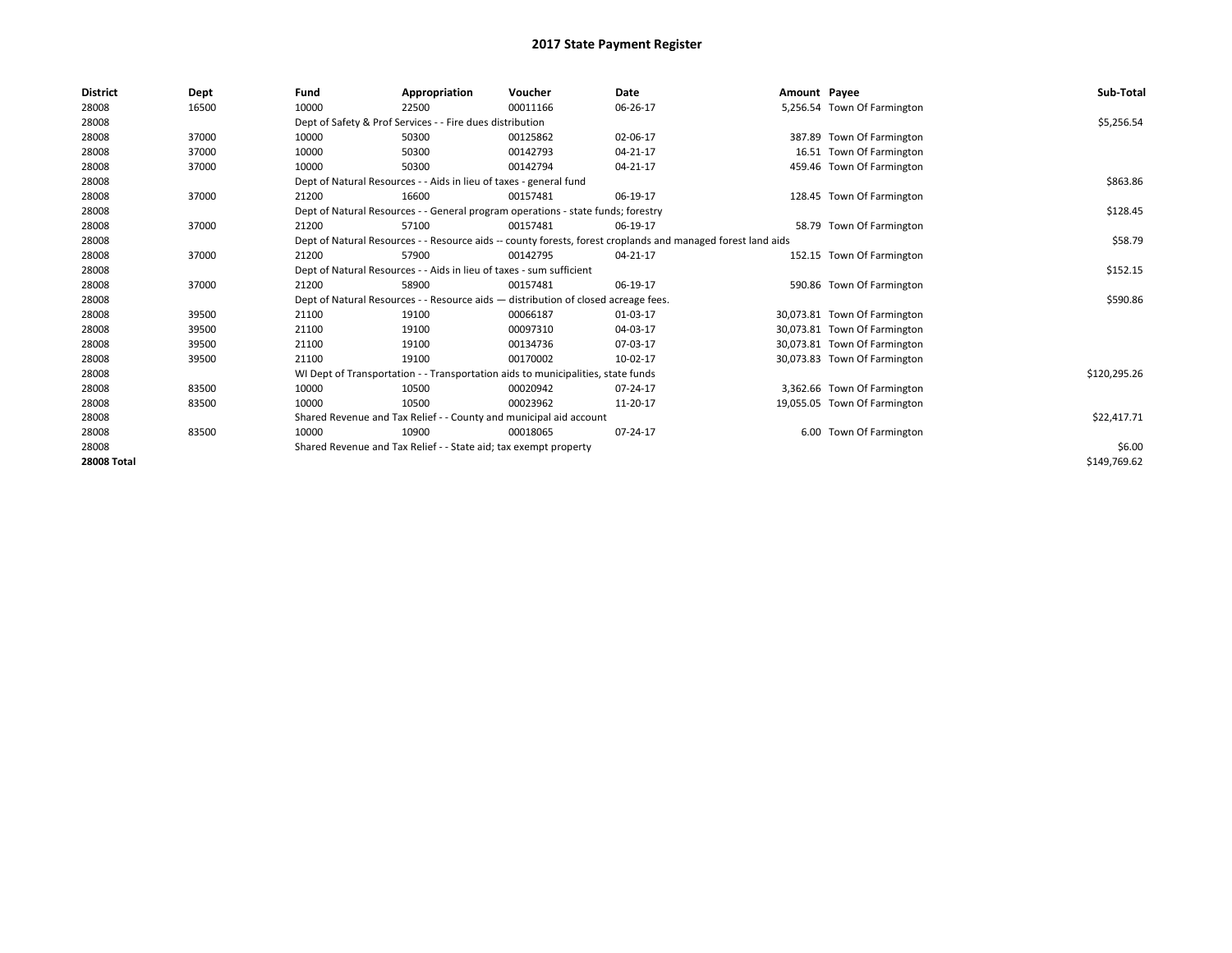# 2017 State Payment Register

| District | Dept | Fund | Appropriation | Voucher | Date | Amount | Payee | Sub-Total |
|---|---|---|---|---|---|---|---|---|
| 28008 | 16500 | 10000 | 22500 | 00011166 | 06-26-17 | 5,256.54 | Town Of Farmington | |
| 28008 | | Dept of Safety & Prof Services - - Fire dues distribution | | | | | | $5,256.54 |
| 28008 | 37000 | 10000 | 50300 | 00125862 | 02-06-17 | 387.89 | Town Of Farmington | |
| 28008 | 37000 | 10000 | 50300 | 00142793 | 04-21-17 | 16.51 | Town Of Farmington | |
| 28008 | 37000 | 10000 | 50300 | 00142794 | 04-21-17 | 459.46 | Town Of Farmington | |
| 28008 | | Dept of Natural Resources - - Aids in lieu of taxes - general fund | | | | | | $863.86 |
| 28008 | 37000 | 21200 | 16600 | 00157481 | 06-19-17 | 128.45 | Town Of Farmington | |
| 28008 | | Dept of Natural Resources - - General program operations - state funds; forestry | | | | | | $128.45 |
| 28008 | 37000 | 21200 | 57100 | 00157481 | 06-19-17 | 58.79 | Town Of Farmington | |
| 28008 | | Dept of Natural Resources - - Resource aids -- county forests, forest croplands and managed forest land aids | | | | | | $58.79 |
| 28008 | 37000 | 21200 | 57900 | 00142795 | 04-21-17 | 152.15 | Town Of Farmington | |
| 28008 | | Dept of Natural Resources - - Aids in lieu of taxes - sum sufficient | | | | | | $152.15 |
| 28008 | 37000 | 21200 | 58900 | 00157481 | 06-19-17 | 590.86 | Town Of Farmington | |
| 28008 | | Dept of Natural Resources - - Resource aids — distribution of closed acreage fees. | | | | | | $590.86 |
| 28008 | 39500 | 21100 | 19100 | 00066187 | 01-03-17 | 30,073.81 | Town Of Farmington | |
| 28008 | 39500 | 21100 | 19100 | 00097310 | 04-03-17 | 30,073.81 | Town Of Farmington | |
| 28008 | 39500 | 21100 | 19100 | 00134736 | 07-03-17 | 30,073.81 | Town Of Farmington | |
| 28008 | 39500 | 21100 | 19100 | 00170002 | 10-02-17 | 30,073.83 | Town Of Farmington | |
| 28008 | | WI Dept of Transportation - - Transportation aids to municipalities, state funds | | | | | | $120,295.26 |
| 28008 | 83500 | 10000 | 10500 | 00020942 | 07-24-17 | 3,362.66 | Town Of Farmington | |
| 28008 | 83500 | 10000 | 10500 | 00023962 | 11-20-17 | 19,055.05 | Town Of Farmington | |
| 28008 | | Shared Revenue and Tax Relief - - County and municipal aid account | | | | | | $22,417.71 |
| 28008 | 83500 | 10000 | 10900 | 00018065 | 07-24-17 | 6.00 | Town Of Farmington | |
| 28008 | | Shared Revenue and Tax Relief - - State aid; tax exempt property | | | | | | $6.00 |
| **28008 Total** | | | | | | | | $149,769.62 |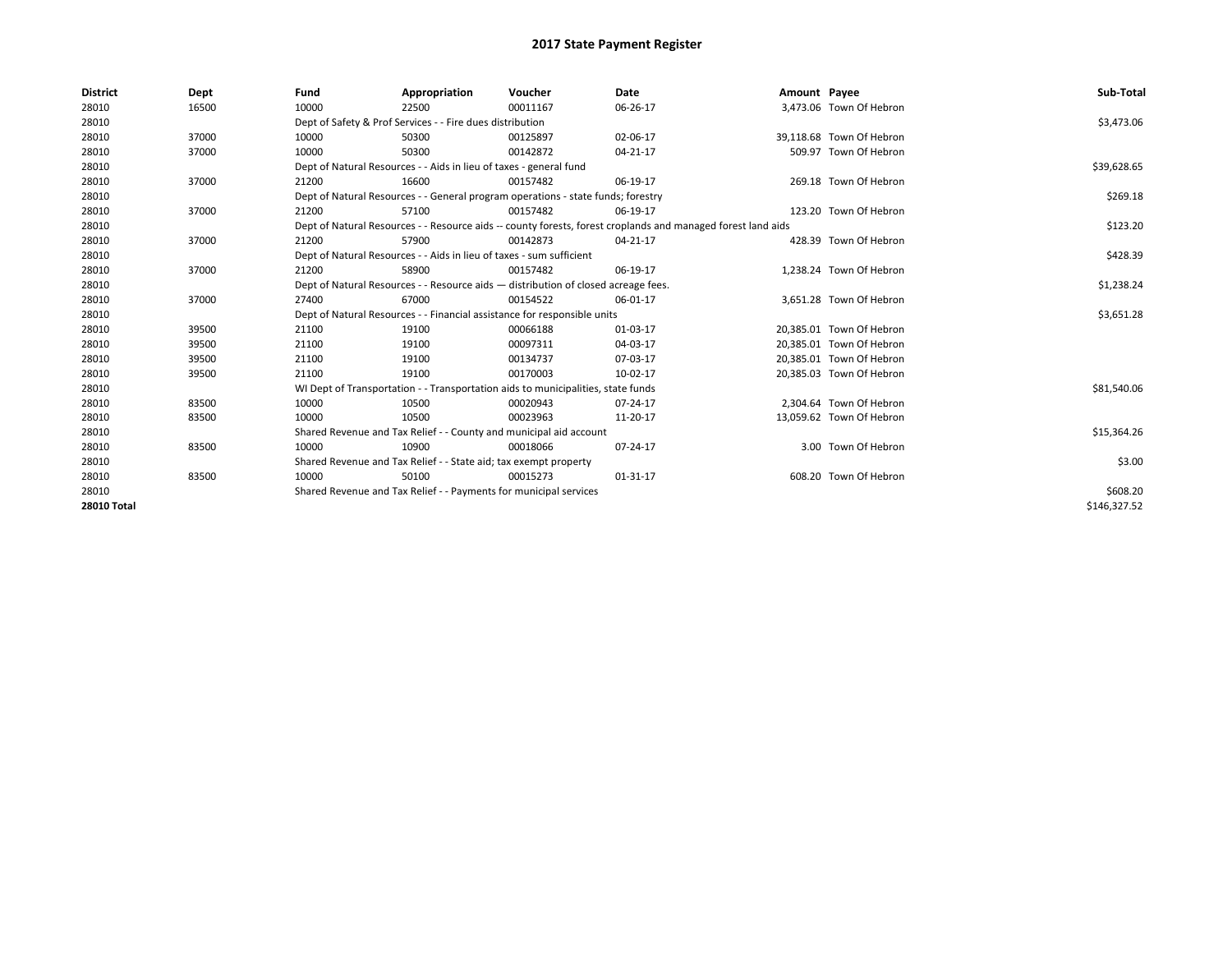# 2017 State Payment Register

| District | Dept | Fund | Appropriation | Voucher | Date | Amount | Payee | Sub-Total |
|---|---|---|---|---|---|---|---|---|
| 28010 | 16500 | 10000 | 22500 | 00011167 | 06-26-17 | 3,473.06 | Town Of Hebron | |
| 28010 | | Dept of Safety & Prof Services - - Fire dues distribution | | | | | | $3,473.06 |
| 28010 | 37000 | 10000 | 50300 | 00125897 | 02-06-17 | 39,118.68 | Town Of Hebron | |
| 28010 | 37000 | 10000 | 50300 | 00142872 | 04-21-17 | 509.97 | Town Of Hebron | |
| 28010 | | Dept of Natural Resources - - Aids in lieu of taxes - general fund | | | | | | $39,628.65 |
| 28010 | 37000 | 21200 | 16600 | 00157482 | 06-19-17 | 269.18 | Town Of Hebron | |
| 28010 | | Dept of Natural Resources - - General program operations - state funds; forestry | | | | | | $269.18 |
| 28010 | 37000 | 21200 | 57100 | 00157482 | 06-19-17 | 123.20 | Town Of Hebron | |
| 28010 | | Dept of Natural Resources - - Resource aids -- county forests, forest croplands and managed forest land aids | | | | | | $123.20 |
| 28010 | 37000 | 21200 | 57900 | 00142873 | 04-21-17 | 428.39 | Town Of Hebron | |
| 28010 | | Dept of Natural Resources - - Aids in lieu of taxes - sum sufficient | | | | | | $428.39 |
| 28010 | 37000 | 21200 | 58900 | 00157482 | 06-19-17 | 1,238.24 | Town Of Hebron | |
| 28010 | | Dept of Natural Resources - - Resource aids — distribution of closed acreage fees. | | | | | | $1,238.24 |
| 28010 | 37000 | 27400 | 67000 | 00154522 | 06-01-17 | 3,651.28 | Town Of Hebron | |
| 28010 | | Dept of Natural Resources - - Financial assistance for responsible units | | | | | | $3,651.28 |
| 28010 | 39500 | 21100 | 19100 | 00066188 | 01-03-17 | 20,385.01 | Town Of Hebron | |
| 28010 | 39500 | 21100 | 19100 | 00097311 | 04-03-17 | 20,385.01 | Town Of Hebron | |
| 28010 | 39500 | 21100 | 19100 | 00134737 | 07-03-17 | 20,385.01 | Town Of Hebron | |
| 28010 | 39500 | 21100 | 19100 | 00170003 | 10-02-17 | 20,385.03 | Town Of Hebron | |
| 28010 | | WI Dept of Transportation - - Transportation aids to municipalities, state funds | | | | | | $81,540.06 |
| 28010 | 83500 | 10000 | 10500 | 00020943 | 07-24-17 | 2,304.64 | Town Of Hebron | |
| 28010 | 83500 | 10000 | 10500 | 00023963 | 11-20-17 | 13,059.62 | Town Of Hebron | |
| 28010 | | Shared Revenue and Tax Relief - - County and municipal aid account | | | | | | $15,364.26 |
| 28010 | 83500 | 10000 | 10900 | 00018066 | 07-24-17 | 3.00 | Town Of Hebron | |
| 28010 | | Shared Revenue and Tax Relief - - State aid; tax exempt property | | | | | | $3.00 |
| 28010 | 83500 | 10000 | 50100 | 00015273 | 01-31-17 | 608.20 | Town Of Hebron | |
| 28010 | | Shared Revenue and Tax Relief - - Payments for municipal services | | | | | | $608.20 |
| **28010 Total** | | | | | | | | $146,327.52 |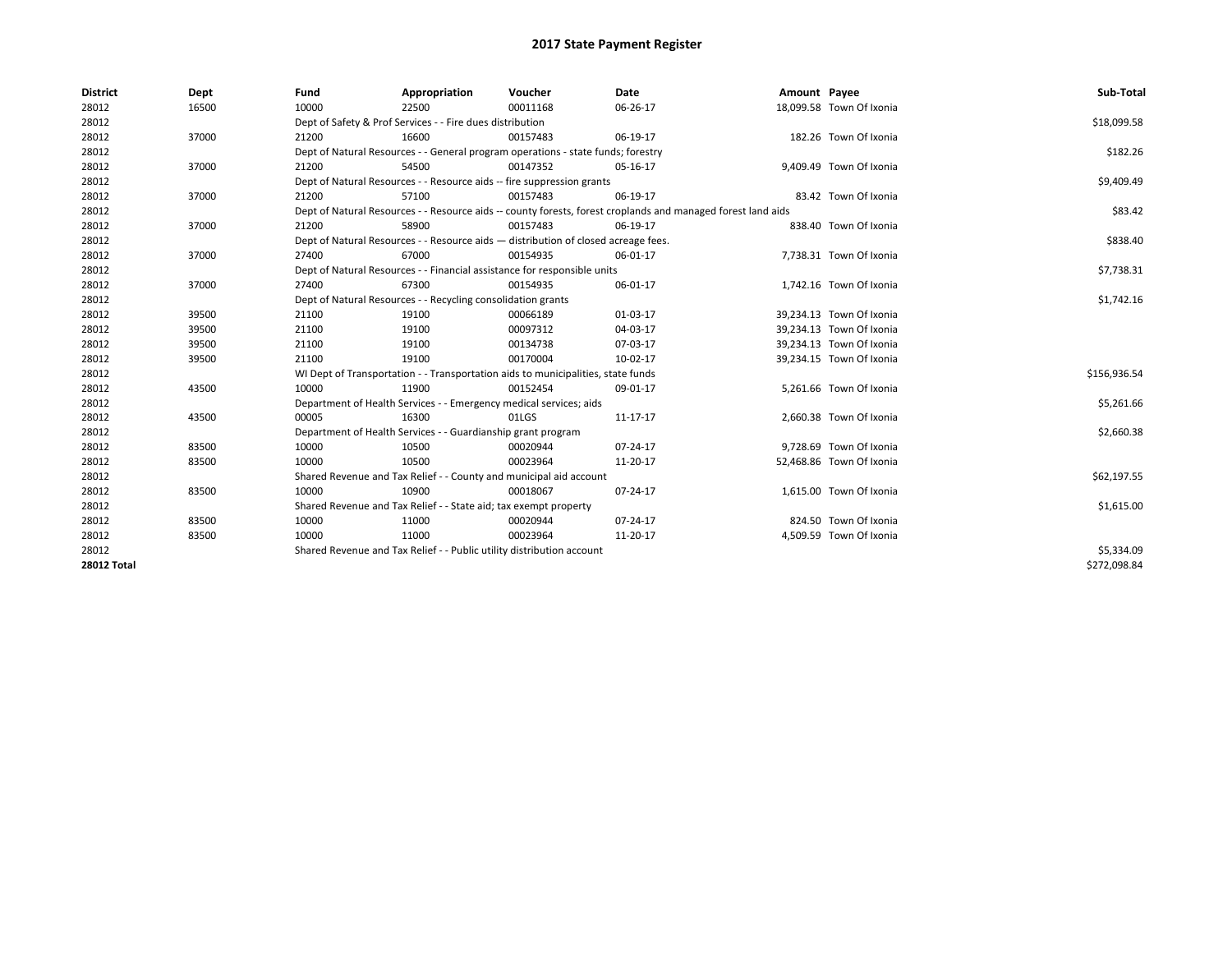# 2017 State Payment Register

| District | Dept | Fund | Appropriation | Voucher | Date | Amount | Payee | Sub-Total |
|---|---|---|---|---|---|---|---|---|
| 28012 | 16500 | 10000 | 22500 | 00011168 | 06-26-17 | 18,099.58 | Town Of Ixonia | |
| 28012 | | Dept of Safety & Prof Services - - Fire dues distribution | | | | | | $18,099.58 |
| 28012 | 37000 | 21200 | 16600 | 00157483 | 06-19-17 | 182.26 | Town Of Ixonia | |
| 28012 | | Dept of Natural Resources - - General program operations - state funds; forestry | | | | | | $182.26 |
| 28012 | 37000 | 21200 | 54500 | 00147352 | 05-16-17 | 9,409.49 | Town Of Ixonia | |
| 28012 | | Dept of Natural Resources - - Resource aids -- fire suppression grants | | | | | | $9,409.49 |
| 28012 | 37000 | 21200 | 57100 | 00157483 | 06-19-17 | 83.42 | Town Of Ixonia | |
| 28012 | | Dept of Natural Resources - - Resource aids -- county forests, forest croplands and managed forest land aids | | | | | | $83.42 |
| 28012 | 37000 | 21200 | 58900 | 00157483 | 06-19-17 | 838.40 | Town Of Ixonia | |
| 28012 | | Dept of Natural Resources - - Resource aids — distribution of closed acreage fees. | | | | | | $838.40 |
| 28012 | 37000 | 27400 | 67000 | 00154935 | 06-01-17 | 7,738.31 | Town Of Ixonia | |
| 28012 | | Dept of Natural Resources - - Financial assistance for responsible units | | | | | | $7,738.31 |
| 28012 | 37000 | 27400 | 67300 | 00154935 | 06-01-17 | 1,742.16 | Town Of Ixonia | |
| 28012 | | Dept of Natural Resources - - Recycling consolidation grants | | | | | | $1,742.16 |
| 28012 | 39500 | 21100 | 19100 | 00066189 | 01-03-17 | 39,234.13 | Town Of Ixonia | |
| 28012 | 39500 | 21100 | 19100 | 00097312 | 04-03-17 | 39,234.13 | Town Of Ixonia | |
| 28012 | 39500 | 21100 | 19100 | 00134738 | 07-03-17 | 39,234.13 | Town Of Ixonia | |
| 28012 | 39500 | 21100 | 19100 | 00170004 | 10-02-17 | 39,234.15 | Town Of Ixonia | |
| 28012 | | WI Dept of Transportation - - Transportation aids to municipalities, state funds | | | | | | $156,936.54 |
| 28012 | 43500 | 10000 | 11900 | 00152454 | 09-01-17 | 5,261.66 | Town Of Ixonia | |
| 28012 | | Department of Health Services - - Emergency medical services; aids | | | | | | $5,261.66 |
| 28012 | 43500 | 00005 | 16300 | 01LGS | 11-17-17 | 2,660.38 | Town Of Ixonia | |
| 28012 | | Department of Health Services - - Guardianship grant program | | | | | | $2,660.38 |
| 28012 | 83500 | 10000 | 10500 | 00020944 | 07-24-17 | 9,728.69 | Town Of Ixonia | |
| 28012 | 83500 | 10000 | 10500 | 00023964 | 11-20-17 | 52,468.86 | Town Of Ixonia | |
| 28012 | | Shared Revenue and Tax Relief - - County and municipal aid account | | | | | | $62,197.55 |
| 28012 | 83500 | 10000 | 10900 | 00018067 | 07-24-17 | 1,615.00 | Town Of Ixonia | |
| 28012 | | Shared Revenue and Tax Relief - - State aid; tax exempt property | | | | | | $1,615.00 |
| 28012 | 83500 | 10000 | 11000 | 00020944 | 07-24-17 | 824.50 | Town Of Ixonia | |
| 28012 | 83500 | 10000 | 11000 | 00023964 | 11-20-17 | 4,509.59 | Town Of Ixonia | |
| 28012 | | Shared Revenue and Tax Relief - - Public utility distribution account | | | | | | $5,334.09 |
| **28012 Total** | | | | | | | | $272,098.84 |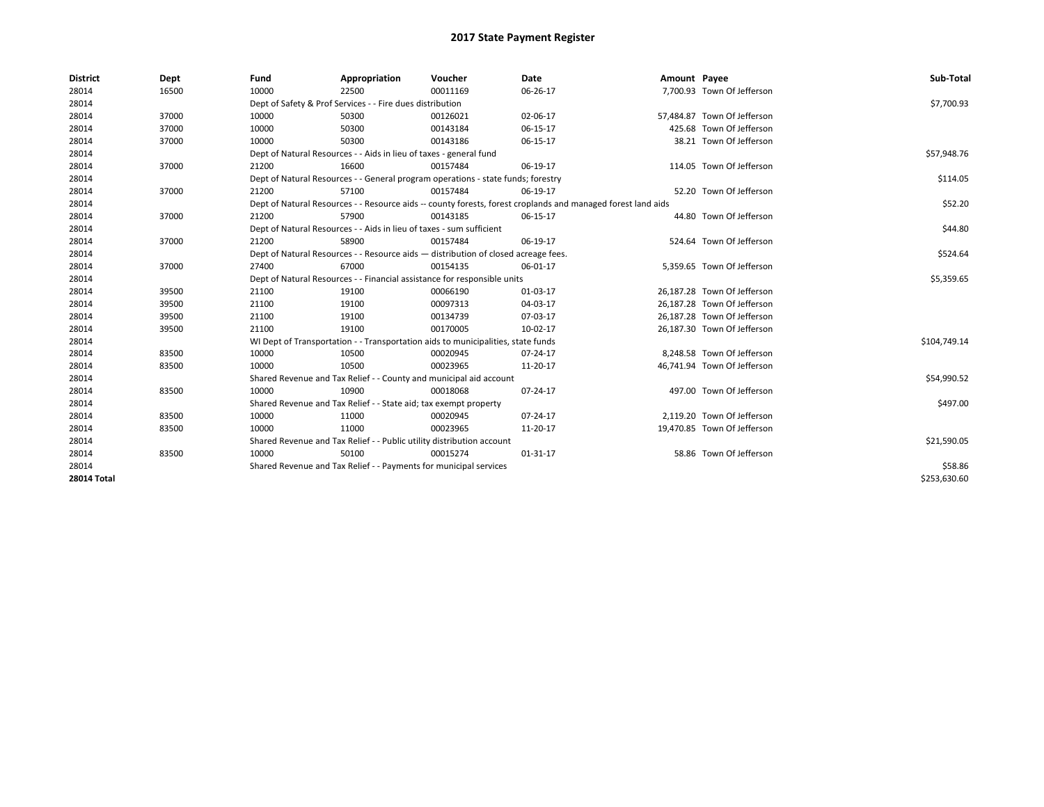# 2017 State Payment Register

| District | Dept | Fund | Appropriation | Voucher | Date | Amount | Payee | Sub-Total |
|---|---|---|---|---|---|---|---|---|
| 28014 | 16500 | 10000 | 22500 | 00011169 | 06-26-17 | 7,700.93 | Town Of Jefferson | |
| 28014 | | Dept of Safety & Prof Services - - Fire dues distribution | | | | | | $7,700.93 |
| 28014 | 37000 | 10000 | 50300 | 00126021 | 02-06-17 | 57,484.87 | Town Of Jefferson | |
| 28014 | 37000 | 10000 | 50300 | 00143184 | 06-15-17 | 425.68 | Town Of Jefferson | |
| 28014 | 37000 | 10000 | 50300 | 00143186 | 06-15-17 | 38.21 | Town Of Jefferson | |
| 28014 | | Dept of Natural Resources - - Aids in lieu of taxes - general fund | | | | | | $57,948.76 |
| 28014 | 37000 | 21200 | 16600 | 00157484 | 06-19-17 | 114.05 | Town Of Jefferson | |
| 28014 | | Dept of Natural Resources - - General program operations - state funds; forestry | | | | | | $114.05 |
| 28014 | 37000 | 21200 | 57100 | 00157484 | 06-19-17 | 52.20 | Town Of Jefferson | |
| 28014 | | Dept of Natural Resources - - Resource aids -- county forests, forest croplands and managed forest land aids | | | | | | $52.20 |
| 28014 | 37000 | 21200 | 57900 | 00143185 | 06-15-17 | 44.80 | Town Of Jefferson | |
| 28014 | | Dept of Natural Resources - - Aids in lieu of taxes - sum sufficient | | | | | | $44.80 |
| 28014 | 37000 | 21200 | 58900 | 00157484 | 06-19-17 | 524.64 | Town Of Jefferson | |
| 28014 | | Dept of Natural Resources - - Resource aids — distribution of closed acreage fees. | | | | | | $524.64 |
| 28014 | 37000 | 27400 | 67000 | 00154135 | 06-01-17 | 5,359.65 | Town Of Jefferson | |
| 28014 | | Dept of Natural Resources - - Financial assistance for responsible units | | | | | | $5,359.65 |
| 28014 | 39500 | 21100 | 19100 | 00066190 | 01-03-17 | 26,187.28 | Town Of Jefferson | |
| 28014 | 39500 | 21100 | 19100 | 00097313 | 04-03-17 | 26,187.28 | Town Of Jefferson | |
| 28014 | 39500 | 21100 | 19100 | 00134739 | 07-03-17 | 26,187.28 | Town Of Jefferson | |
| 28014 | 39500 | 21100 | 19100 | 00170005 | 10-02-17 | 26,187.30 | Town Of Jefferson | |
| 28014 | | WI Dept of Transportation - - Transportation aids to municipalities, state funds | | | | | | $104,749.14 |
| 28014 | 83500 | 10000 | 10500 | 00020945 | 07-24-17 | 8,248.58 | Town Of Jefferson | |
| 28014 | 83500 | 10000 | 10500 | 00023965 | 11-20-17 | 46,741.94 | Town Of Jefferson | |
| 28014 | | Shared Revenue and Tax Relief - - County and municipal aid account | | | | | | $54,990.52 |
| 28014 | 83500 | 10000 | 10900 | 00018068 | 07-24-17 | 497.00 | Town Of Jefferson | |
| 28014 | | Shared Revenue and Tax Relief - - State aid; tax exempt property | | | | | | $497.00 |
| 28014 | 83500 | 10000 | 11000 | 00020945 | 07-24-17 | 2,119.20 | Town Of Jefferson | |
| 28014 | 83500 | 10000 | 11000 | 00023965 | 11-20-17 | 19,470.85 | Town Of Jefferson | |
| 28014 | | Shared Revenue and Tax Relief - - Public utility distribution account | | | | | | $21,590.05 |
| 28014 | 83500 | 10000 | 50100 | 00015274 | 01-31-17 | 58.86 | Town Of Jefferson | |
| 28014 | | Shared Revenue and Tax Relief - - Payments for municipal services | | | | | | $58.86 |
| **28014 Total** | | | | | | | | $253,630.60 |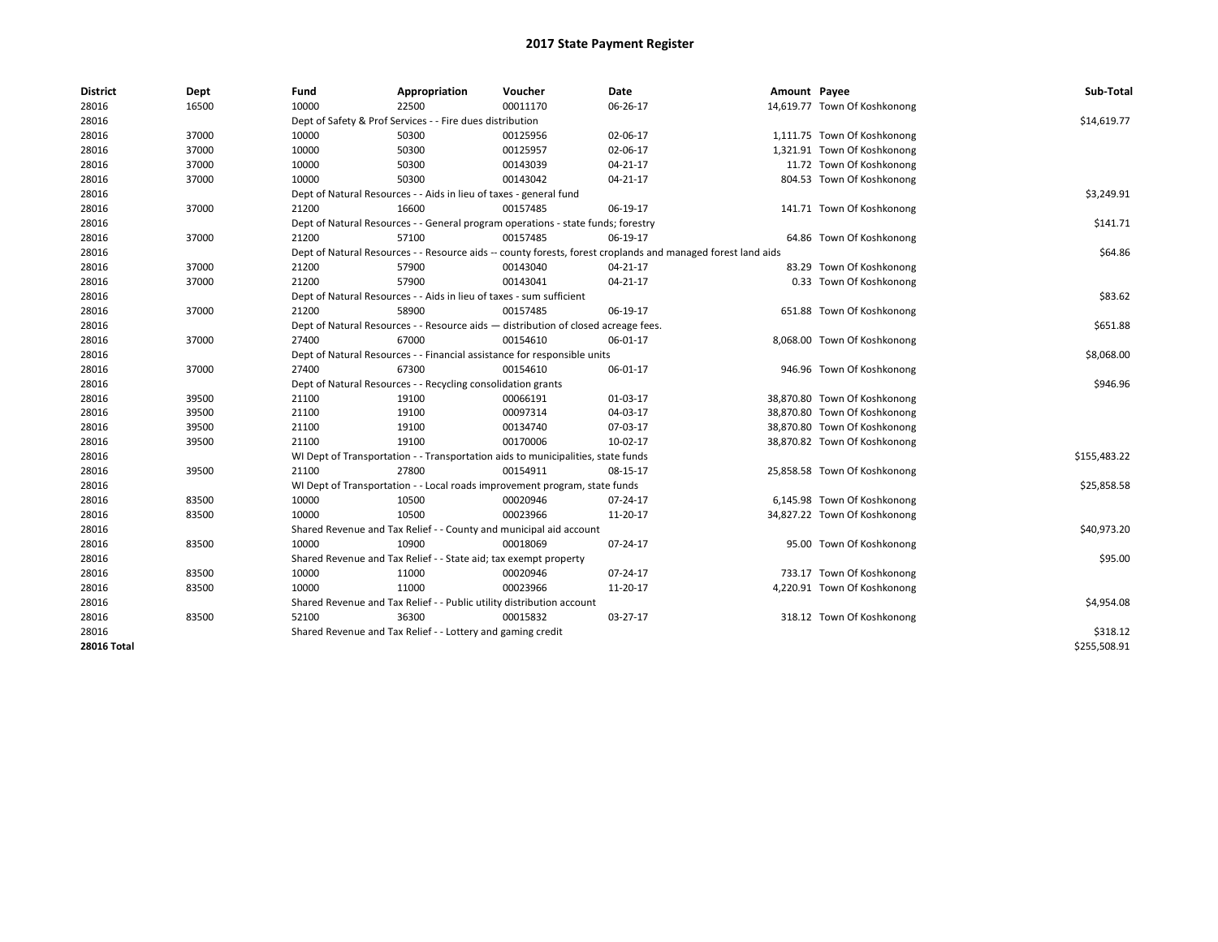# 2017 State Payment Register

| District | Dept | Fund | Appropriation | Voucher | Date | Amount | Payee | Sub-Total |
|---|---|---|---|---|---|---|---|---|
| 28016 | 16500 | 10000 | 22500 | 00011170 | 06-26-17 | 14,619.77 | Town Of Koshkonong | |
| 28016 | | Dept of Safety & Prof Services - - Fire dues distribution | | | | | | $14,619.77 |
| 28016 | 37000 | 10000 | 50300 | 00125956 | 02-06-17 | 1,111.75 | Town Of Koshkonong | |
| 28016 | 37000 | 10000 | 50300 | 00125957 | 02-06-17 | 1,321.91 | Town Of Koshkonong | |
| 28016 | 37000 | 10000 | 50300 | 00143039 | 04-21-17 | 11.72 | Town Of Koshkonong | |
| 28016 | 37000 | 10000 | 50300 | 00143042 | 04-21-17 | 804.53 | Town Of Koshkonong | |
| 28016 | | Dept of Natural Resources - - Aids in lieu of taxes - general fund | | | | | | $3,249.91 |
| 28016 | 37000 | 21200 | 16600 | 00157485 | 06-19-17 | 141.71 | Town Of Koshkonong | |
| 28016 | | Dept of Natural Resources - - General program operations - state funds; forestry | | | | | | $141.71 |
| 28016 | 37000 | 21200 | 57100 | 00157485 | 06-19-17 | 64.86 | Town Of Koshkonong | |
| 28016 | | Dept of Natural Resources - - Resource aids -- county forests, forest croplands and managed forest land aids | | | | | | $64.86 |
| 28016 | 37000 | 21200 | 57900 | 00143040 | 04-21-17 | 83.29 | Town Of Koshkonong | |
| 28016 | 37000 | 21200 | 57900 | 00143041 | 04-21-17 | 0.33 | Town Of Koshkonong | |
| 28016 | | Dept of Natural Resources - - Aids in lieu of taxes - sum sufficient | | | | | | $83.62 |
| 28016 | 37000 | 21200 | 58900 | 00157485 | 06-19-17 | 651.88 | Town Of Koshkonong | |
| 28016 | | Dept of Natural Resources - - Resource aids — distribution of closed acreage fees. | | | | | | $651.88 |
| 28016 | 37000 | 27400 | 67000 | 00154610 | 06-01-17 | 8,068.00 | Town Of Koshkonong | |
| 28016 | | Dept of Natural Resources - - Financial assistance for responsible units | | | | | | $8,068.00 |
| 28016 | 37000 | 27400 | 67300 | 00154610 | 06-01-17 | 946.96 | Town Of Koshkonong | |
| 28016 | | Dept of Natural Resources - - Recycling consolidation grants | | | | | | $946.96 |
| 28016 | 39500 | 21100 | 19100 | 00066191 | 01-03-17 | 38,870.80 | Town Of Koshkonong | |
| 28016 | 39500 | 21100 | 19100 | 00097314 | 04-03-17 | 38,870.80 | Town Of Koshkonong | |
| 28016 | 39500 | 21100 | 19100 | 00134740 | 07-03-17 | 38,870.80 | Town Of Koshkonong | |
| 28016 | 39500 | 21100 | 19100 | 00170006 | 10-02-17 | 38,870.82 | Town Of Koshkonong | |
| 28016 | | WI Dept of Transportation - - Transportation aids to municipalities, state funds | | | | | | $155,483.22 |
| 28016 | 39500 | 21100 | 27800 | 00154911 | 08-15-17 | 25,858.58 | Town Of Koshkonong | |
| 28016 | | WI Dept of Transportation - - Local roads improvement program, state funds | | | | | | $25,858.58 |
| 28016 | 83500 | 10000 | 10500 | 00020946 | 07-24-17 | 6,145.98 | Town Of Koshkonong | |
| 28016 | 83500 | 10000 | 10500 | 00023966 | 11-20-17 | 34,827.22 | Town Of Koshkonong | |
| 28016 | | Shared Revenue and Tax Relief - - County and municipal aid account | | | | | | $40,973.20 |
| 28016 | 83500 | 10000 | 10900 | 00018069 | 07-24-17 | 95.00 | Town Of Koshkonong | |
| 28016 | | Shared Revenue and Tax Relief - - State aid; tax exempt property | | | | | | $95.00 |
| 28016 | 83500 | 10000 | 11000 | 00020946 | 07-24-17 | 733.17 | Town Of Koshkonong | |
| 28016 | 83500 | 10000 | 11000 | 00023966 | 11-20-17 | 4,220.91 | Town Of Koshkonong | |
| 28016 | | Shared Revenue and Tax Relief - - Public utility distribution account | | | | | | $4,954.08 |
| 28016 | 83500 | 52100 | 36300 | 00015832 | 03-27-17 | 318.12 | Town Of Koshkonong | |
| 28016 | | Shared Revenue and Tax Relief - - Lottery and gaming credit | | | | | | $318.12 |
| **28016 Total** | | | | | | | | $255,508.91 |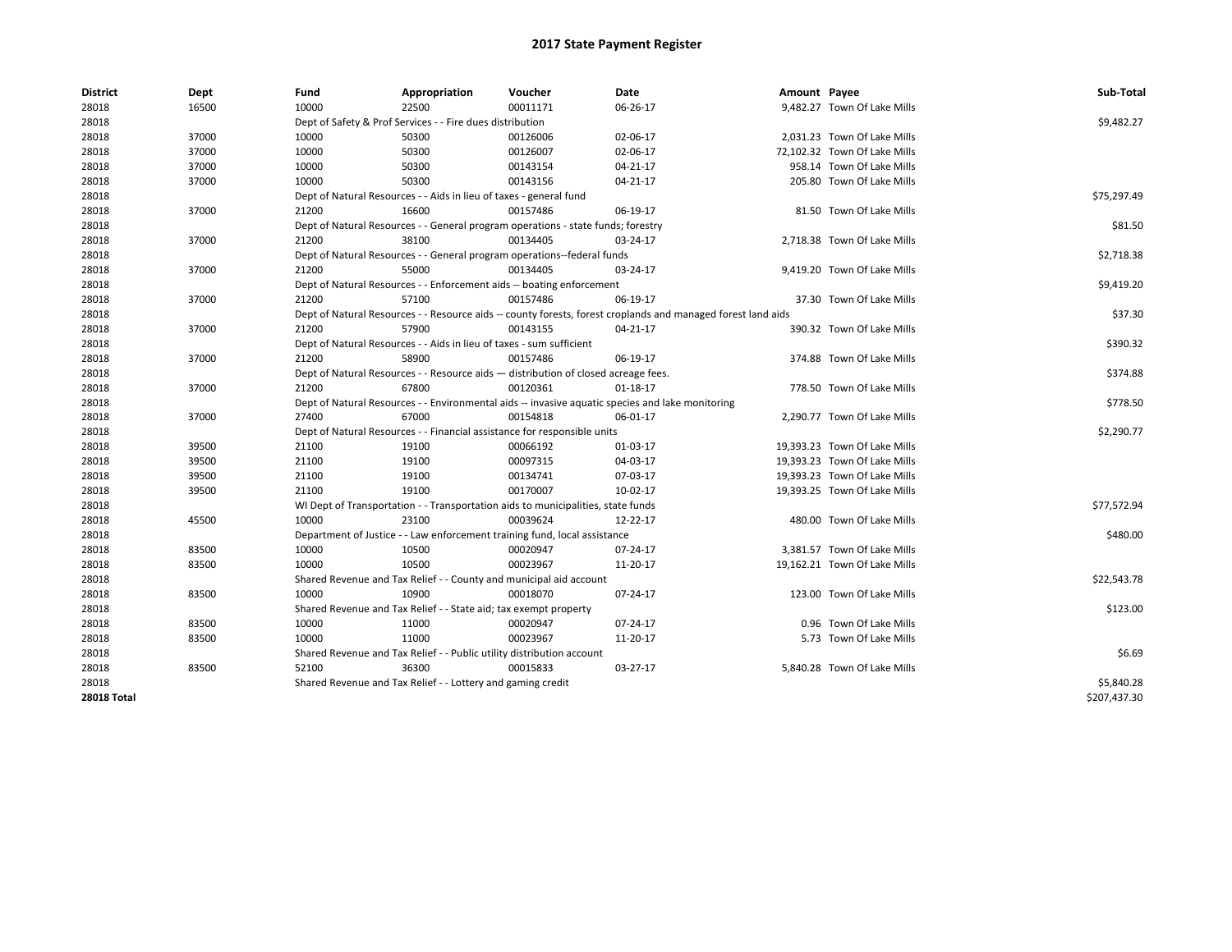# 2017 State Payment Register

| District | Dept | Fund | Appropriation | Voucher | Date | Amount | Payee | Sub-Total |
|---|---|---|---|---|---|---|---|---|
| 28018 | 16500 | 10000 | 22500 | 00011171 | 06-26-17 | 9,482.27 | Town Of Lake Mills | |
| 28018 | | Dept of Safety & Prof Services - - Fire dues distribution | | | | | | $9,482.27 |
| 28018 | 37000 | 10000 | 50300 | 00126006 | 02-06-17 | 2,031.23 | Town Of Lake Mills | |
| 28018 | 37000 | 10000 | 50300 | 00126007 | 02-06-17 | 72,102.32 | Town Of Lake Mills | |
| 28018 | 37000 | 10000 | 50300 | 00143154 | 04-21-17 | 958.14 | Town Of Lake Mills | |
| 28018 | 37000 | 10000 | 50300 | 00143156 | 04-21-17 | 205.80 | Town Of Lake Mills | |
| 28018 | | Dept of Natural Resources - - Aids in lieu of taxes - general fund | | | | | | $75,297.49 |
| 28018 | 37000 | 21200 | 16600 | 00157486 | 06-19-17 | 81.50 | Town Of Lake Mills | |
| 28018 | | Dept of Natural Resources - - General program operations - state funds; forestry | | | | | | $81.50 |
| 28018 | 37000 | 21200 | 38100 | 00134405 | 03-24-17 | 2,718.38 | Town Of Lake Mills | |
| 28018 | | Dept of Natural Resources - - General program operations--federal funds | | | | | | $2,718.38 |
| 28018 | 37000 | 21200 | 55000 | 00134405 | 03-24-17 | 9,419.20 | Town Of Lake Mills | |
| 28018 | | Dept of Natural Resources - - Enforcement aids -- boating enforcement | | | | | | $9,419.20 |
| 28018 | 37000 | 21200 | 57100 | 00157486 | 06-19-17 | 37.30 | Town Of Lake Mills | |
| 28018 | | Dept of Natural Resources - - Resource aids -- county forests, forest croplands and managed forest land aids | | | | | | $37.30 |
| 28018 | 37000 | 21200 | 57900 | 00143155 | 04-21-17 | 390.32 | Town Of Lake Mills | |
| 28018 | | Dept of Natural Resources - - Aids in lieu of taxes - sum sufficient | | | | | | $390.32 |
| 28018 | 37000 | 21200 | 58900 | 00157486 | 06-19-17 | 374.88 | Town Of Lake Mills | |
| 28018 | | Dept of Natural Resources - - Resource aids — distribution of closed acreage fees. | | | | | | $374.88 |
| 28018 | 37000 | 21200 | 67800 | 00120361 | 01-18-17 | 778.50 | Town Of Lake Mills | |
| 28018 | | Dept of Natural Resources - - Environmental aids -- invasive aquatic species and lake monitoring | | | | | | $778.50 |
| 28018 | 37000 | 27400 | 67000 | 00154818 | 06-01-17 | 2,290.77 | Town Of Lake Mills | |
| 28018 | | Dept of Natural Resources - - Financial assistance for responsible units | | | | | | $2,290.77 |
| 28018 | 39500 | 21100 | 19100 | 00066192 | 01-03-17 | 19,393.23 | Town Of Lake Mills | |
| 28018 | 39500 | 21100 | 19100 | 00097315 | 04-03-17 | 19,393.23 | Town Of Lake Mills | |
| 28018 | 39500 | 21100 | 19100 | 00134741 | 07-03-17 | 19,393.23 | Town Of Lake Mills | |
| 28018 | 39500 | 21100 | 19100 | 00170007 | 10-02-17 | 19,393.25 | Town Of Lake Mills | |
| 28018 | | WI Dept of Transportation - - Transportation aids to municipalities, state funds | | | | | | $77,572.94 |
| 28018 | 45500 | 10000 | 23100 | 00039624 | 12-22-17 | 480.00 | Town Of Lake Mills | |
| 28018 | | Department of Justice - - Law enforcement training fund, local assistance | | | | | | $480.00 |
| 28018 | 83500 | 10000 | 10500 | 00020947 | 07-24-17 | 3,381.57 | Town Of Lake Mills | |
| 28018 | 83500 | 10000 | 10500 | 00023967 | 11-20-17 | 19,162.21 | Town Of Lake Mills | |
| 28018 | | Shared Revenue and Tax Relief - - County and municipal aid account | | | | | | $22,543.78 |
| 28018 | 83500 | 10000 | 10900 | 00018070 | 07-24-17 | 123.00 | Town Of Lake Mills | |
| 28018 | | Shared Revenue and Tax Relief - - State aid; tax exempt property | | | | | | $123.00 |
| 28018 | 83500 | 10000 | 11000 | 00020947 | 07-24-17 | 0.96 | Town Of Lake Mills | |
| 28018 | 83500 | 10000 | 11000 | 00023967 | 11-20-17 | 5.73 | Town Of Lake Mills | |
| 28018 | | Shared Revenue and Tax Relief - - Public utility distribution account | | | | | | $6.69 |
| 28018 | 83500 | 52100 | 36300 | 00015833 | 03-27-17 | 5,840.28 | Town Of Lake Mills | |
| 28018 | | Shared Revenue and Tax Relief - - Lottery and gaming credit | | | | | | $5,840.28 |
| **28018 Total** | | | | | | | | $207,437.30 |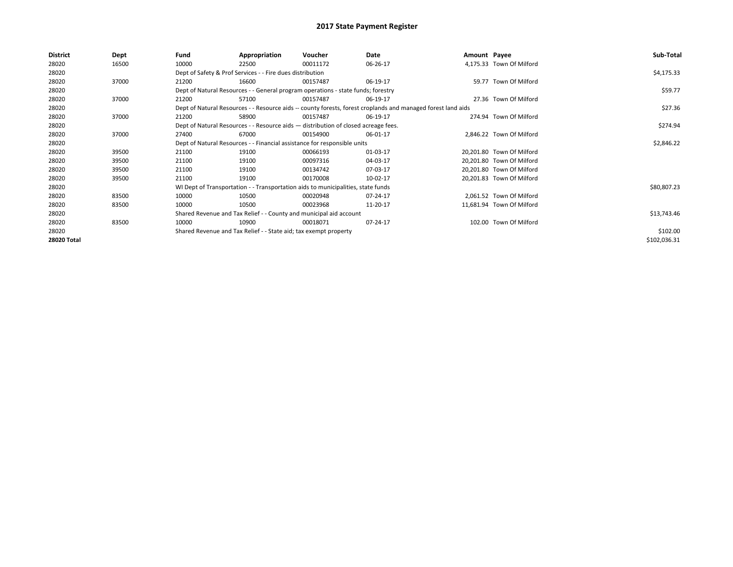# 2017 State Payment Register

| District | Dept | Fund | Appropriation | Voucher | Date | Amount | Payee | Sub-Total |
|---|---|---|---|---|---|---|---|---|
| 28020 | 16500 | 10000 | 22500 | 00011172 | 06-26-17 | 4,175.33 | Town Of Milford | |
| 28020 | | Dept of Safety & Prof Services - - Fire dues distribution | | | | | | $4,175.33 |
| 28020 | 37000 | 21200 | 16600 | 00157487 | 06-19-17 | 59.77 | Town Of Milford | |
| 28020 | | Dept of Natural Resources - - General program operations - state funds; forestry | | | | | | $59.77 |
| 28020 | 37000 | 21200 | 57100 | 00157487 | 06-19-17 | 27.36 | Town Of Milford | |
| 28020 | | Dept of Natural Resources - - Resource aids -- county forests, forest croplands and managed forest land aids | | | | | | $27.36 |
| 28020 | 37000 | 21200 | 58900 | 00157487 | 06-19-17 | 274.94 | Town Of Milford | |
| 28020 | | Dept of Natural Resources - - Resource aids — distribution of closed acreage fees. | | | | | | $274.94 |
| 28020 | 37000 | 27400 | 67000 | 00154900 | 06-01-17 | 2,846.22 | Town Of Milford | |
| 28020 | | Dept of Natural Resources - - Financial assistance for responsible units | | | | | | $2,846.22 |
| 28020 | 39500 | 21100 | 19100 | 00066193 | 01-03-17 | 20,201.80 | Town Of Milford | |
| 28020 | 39500 | 21100 | 19100 | 00097316 | 04-03-17 | 20,201.80 | Town Of Milford | |
| 28020 | 39500 | 21100 | 19100 | 00134742 | 07-03-17 | 20,201.80 | Town Of Milford | |
| 28020 | 39500 | 21100 | 19100 | 00170008 | 10-02-17 | 20,201.83 | Town Of Milford | |
| 28020 | | WI Dept of Transportation - - Transportation aids to municipalities, state funds | | | | | | $80,807.23 |
| 28020 | 83500 | 10000 | 10500 | 00020948 | 07-24-17 | 2,061.52 | Town Of Milford | |
| 28020 | 83500 | 10000 | 10500 | 00023968 | 11-20-17 | 11,681.94 | Town Of Milford | |
| 28020 | | Shared Revenue and Tax Relief - - County and municipal aid account | | | | | | $13,743.46 |
| 28020 | 83500 | 10000 | 10900 | 00018071 | 07-24-17 | 102.00 | Town Of Milford | |
| 28020 | | Shared Revenue and Tax Relief - - State aid; tax exempt property | | | | | | $102.00 |
| **28020 Total** | | | | | | | | $102,036.31 |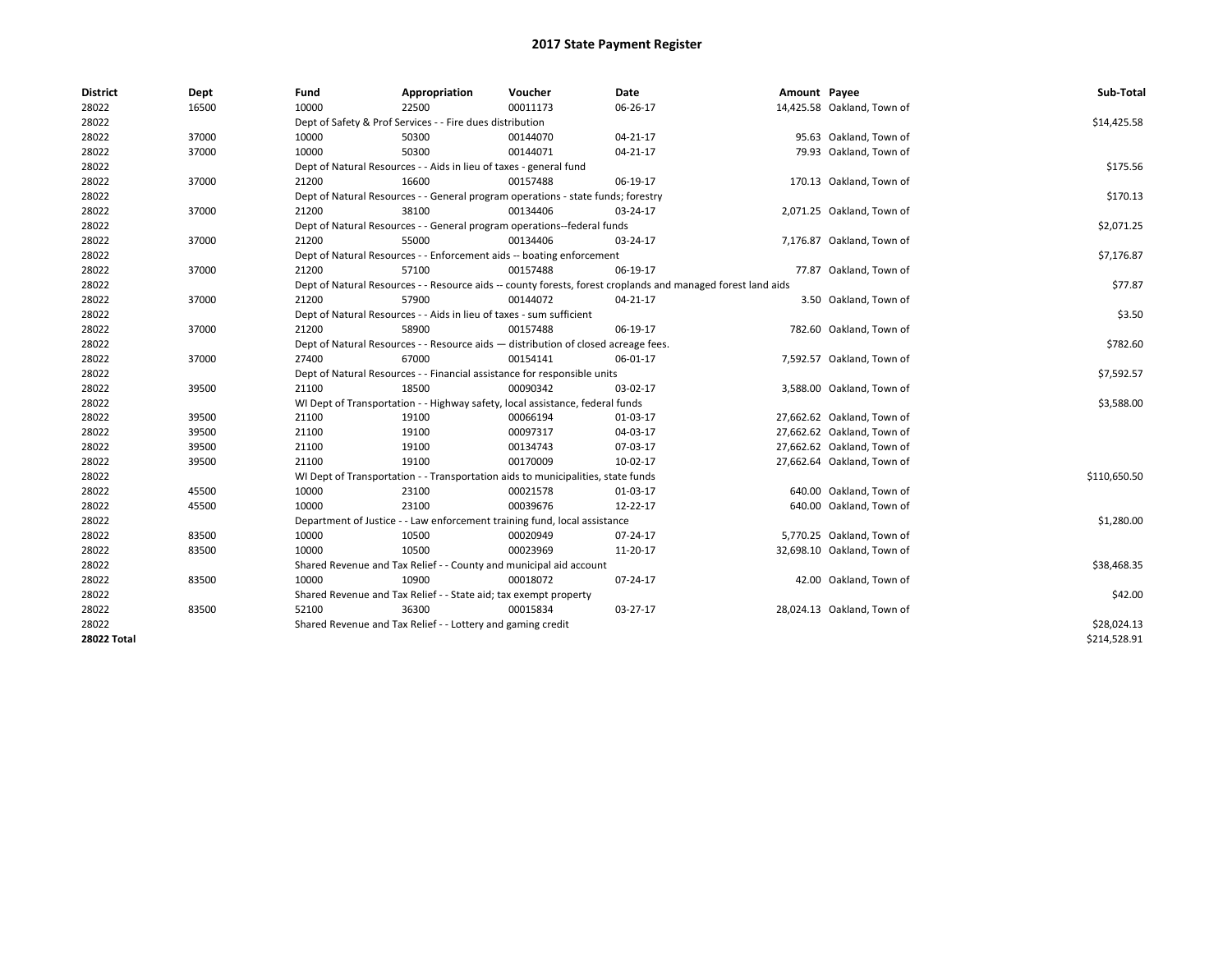# 2017 State Payment Register

| District | Dept | Fund | Appropriation | Voucher | Date | Amount | Payee | Sub-Total |
|---|---|---|---|---|---|---|---|---|
| 28022 | 16500 | 10000 | 22500 | 00011173 | 06-26-17 | 14,425.58 | Oakland, Town of | |
| 28022 | | Dept of Safety & Prof Services - - Fire dues distribution | | | | | | $14,425.58 |
| 28022 | 37000 | 10000 | 50300 | 00144070 | 04-21-17 | 95.63 | Oakland, Town of | |
| 28022 | 37000 | 10000 | 50300 | 00144071 | 04-21-17 | 79.93 | Oakland, Town of | |
| 28022 | | Dept of Natural Resources - - Aids in lieu of taxes - general fund | | | | | | $175.56 |
| 28022 | 37000 | 21200 | 16600 | 00157488 | 06-19-17 | 170.13 | Oakland, Town of | |
| 28022 | | Dept of Natural Resources - - General program operations - state funds; forestry | | | | | | $170.13 |
| 28022 | 37000 | 21200 | 38100 | 00134406 | 03-24-17 | 2,071.25 | Oakland, Town of | |
| 28022 | | Dept of Natural Resources - - General program operations--federal funds | | | | | | $2,071.25 |
| 28022 | 37000 | 21200 | 55000 | 00134406 | 03-24-17 | 7,176.87 | Oakland, Town of | |
| 28022 | | Dept of Natural Resources - - Enforcement aids -- boating enforcement | | | | | | $7,176.87 |
| 28022 | 37000 | 21200 | 57100 | 00157488 | 06-19-17 | 77.87 | Oakland, Town of | |
| 28022 | | Dept of Natural Resources - - Resource aids -- county forests, forest croplands and managed forest land aids | | | | | | $77.87 |
| 28022 | 37000 | 21200 | 57900 | 00144072 | 04-21-17 | 3.50 | Oakland, Town of | |
| 28022 | | Dept of Natural Resources - - Aids in lieu of taxes - sum sufficient | | | | | | $3.50 |
| 28022 | 37000 | 21200 | 58900 | 00157488 | 06-19-17 | 782.60 | Oakland, Town of | |
| 28022 | | Dept of Natural Resources - - Resource aids — distribution of closed acreage fees. | | | | | | $782.60 |
| 28022 | 37000 | 27400 | 67000 | 00154141 | 06-01-17 | 7,592.57 | Oakland, Town of | |
| 28022 | | Dept of Natural Resources - - Financial assistance for responsible units | | | | | | $7,592.57 |
| 28022 | 39500 | 21100 | 18500 | 00090342 | 03-02-17 | 3,588.00 | Oakland, Town of | |
| 28022 | | WI Dept of Transportation - - Highway safety, local assistance, federal funds | | | | | | $3,588.00 |
| 28022 | 39500 | 21100 | 19100 | 00066194 | 01-03-17 | 27,662.62 | Oakland, Town of | |
| 28022 | 39500 | 21100 | 19100 | 00097317 | 04-03-17 | 27,662.62 | Oakland, Town of | |
| 28022 | 39500 | 21100 | 19100 | 00134743 | 07-03-17 | 27,662.62 | Oakland, Town of | |
| 28022 | 39500 | 21100 | 19100 | 00170009 | 10-02-17 | 27,662.64 | Oakland, Town of | |
| 28022 | | WI Dept of Transportation - - Transportation aids to municipalities, state funds | | | | | | $110,650.50 |
| 28022 | 45500 | 10000 | 23100 | 00021578 | 01-03-17 | 640.00 | Oakland, Town of | |
| 28022 | 45500 | 10000 | 23100 | 00039676 | 12-22-17 | 640.00 | Oakland, Town of | |
| 28022 | | Department of Justice - - Law enforcement training fund, local assistance | | | | | | $1,280.00 |
| 28022 | 83500 | 10000 | 10500 | 00020949 | 07-24-17 | 5,770.25 | Oakland, Town of | |
| 28022 | 83500 | 10000 | 10500 | 00023969 | 11-20-17 | 32,698.10 | Oakland, Town of | |
| 28022 | | Shared Revenue and Tax Relief - - County and municipal aid account | | | | | | $38,468.35 |
| 28022 | 83500 | 10000 | 10900 | 00018072 | 07-24-17 | 42.00 | Oakland, Town of | |
| 28022 | | Shared Revenue and Tax Relief - - State aid; tax exempt property | | | | | | $42.00 |
| 28022 | 83500 | 52100 | 36300 | 00015834 | 03-27-17 | 28,024.13 | Oakland, Town of | |
| 28022 | | Shared Revenue and Tax Relief - - Lottery and gaming credit | | | | | | $28,024.13 |
| **28022 Total** | | | | | | | | $214,528.91 |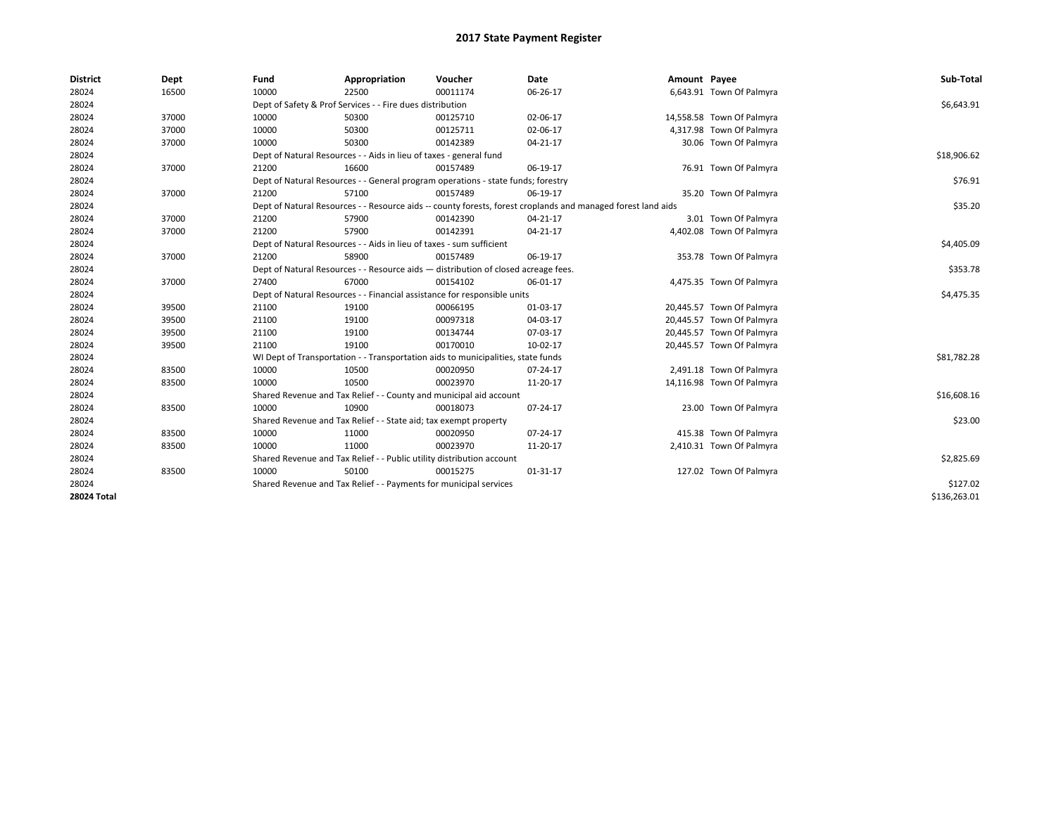# 2017 State Payment Register

| District | Dept | Fund | Appropriation | Voucher | Date | Amount | Payee | Sub-Total |
|---|---|---|---|---|---|---|---|---|
| 28024 | 16500 | 10000 | 22500 | 00011174 | 06-26-17 | 6,643.91 | Town Of Palmyra | |
| 28024 | | Dept of Safety & Prof Services - - Fire dues distribution | | | | | | $6,643.91 |
| 28024 | 37000 | 10000 | 50300 | 00125710 | 02-06-17 | 14,558.58 | Town Of Palmyra | |
| 28024 | 37000 | 10000 | 50300 | 00125711 | 02-06-17 | 4,317.98 | Town Of Palmyra | |
| 28024 | 37000 | 10000 | 50300 | 00142389 | 04-21-17 | 30.06 | Town Of Palmyra | |
| 28024 | | Dept of Natural Resources - - Aids in lieu of taxes - general fund | | | | | | $18,906.62 |
| 28024 | 37000 | 21200 | 16600 | 00157489 | 06-19-17 | 76.91 | Town Of Palmyra | |
| 28024 | | Dept of Natural Resources - - General program operations - state funds; forestry | | | | | | $76.91 |
| 28024 | 37000 | 21200 | 57100 | 00157489 | 06-19-17 | 35.20 | Town Of Palmyra | |
| 28024 | | Dept of Natural Resources - - Resource aids -- county forests, forest croplands and managed forest land aids | | | | | | $35.20 |
| 28024 | 37000 | 21200 | 57900 | 00142390 | 04-21-17 | 3.01 | Town Of Palmyra | |
| 28024 | 37000 | 21200 | 57900 | 00142391 | 04-21-17 | 4,402.08 | Town Of Palmyra | |
| 28024 | | Dept of Natural Resources - - Aids in lieu of taxes - sum sufficient | | | | | | $4,405.09 |
| 28024 | 37000 | 21200 | 58900 | 00157489 | 06-19-17 | 353.78 | Town Of Palmyra | |
| 28024 | | Dept of Natural Resources - - Resource aids — distribution of closed acreage fees. | | | | | | $353.78 |
| 28024 | 37000 | 27400 | 67000 | 00154102 | 06-01-17 | 4,475.35 | Town Of Palmyra | |
| 28024 | | Dept of Natural Resources - - Financial assistance for responsible units | | | | | | $4,475.35 |
| 28024 | 39500 | 21100 | 19100 | 00066195 | 01-03-17 | 20,445.57 | Town Of Palmyra | |
| 28024 | 39500 | 21100 | 19100 | 00097318 | 04-03-17 | 20,445.57 | Town Of Palmyra | |
| 28024 | 39500 | 21100 | 19100 | 00134744 | 07-03-17 | 20,445.57 | Town Of Palmyra | |
| 28024 | 39500 | 21100 | 19100 | 00170010 | 10-02-17 | 20,445.57 | Town Of Palmyra | |
| 28024 | | WI Dept of Transportation - - Transportation aids to municipalities, state funds | | | | | | $81,782.28 |
| 28024 | 83500 | 10000 | 10500 | 00020950 | 07-24-17 | 2,491.18 | Town Of Palmyra | |
| 28024 | 83500 | 10000 | 10500 | 00023970 | 11-20-17 | 14,116.98 | Town Of Palmyra | |
| 28024 | | Shared Revenue and Tax Relief - - County and municipal aid account | | | | | | $16,608.16 |
| 28024 | 83500 | 10000 | 10900 | 00018073 | 07-24-17 | 23.00 | Town Of Palmyra | |
| 28024 | | Shared Revenue and Tax Relief - - State aid; tax exempt property | | | | | | $23.00 |
| 28024 | 83500 | 10000 | 11000 | 00020950 | 07-24-17 | 415.38 | Town Of Palmyra | |
| 28024 | 83500 | 10000 | 11000 | 00023970 | 11-20-17 | 2,410.31 | Town Of Palmyra | |
| 28024 | | Shared Revenue and Tax Relief - - Public utility distribution account | | | | | | $2,825.69 |
| 28024 | 83500 | 10000 | 50100 | 00015275 | 01-31-17 | 127.02 | Town Of Palmyra | |
| 28024 | | Shared Revenue and Tax Relief - - Payments for municipal services | | | | | | $127.02 |
| **28024 Total** | | | | | | | | $136,263.01 |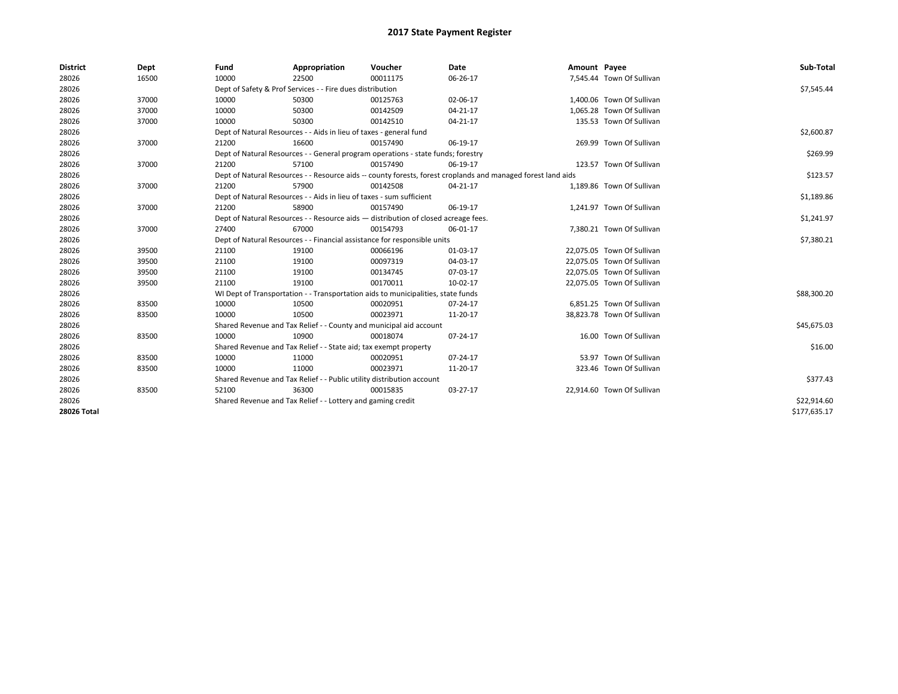# 2017 State Payment Register

| District | Dept | Fund | Appropriation | Voucher | Date | Amount | Payee | Sub-Total |
|---|---|---|---|---|---|---|---|---|
| 28026 | 16500 | 10000 | 22500 | 00011175 | 06-26-17 | 7,545.44 | Town Of Sullivan | |
| 28026 | | Dept of Safety & Prof Services - - Fire dues distribution | | | | | | $7,545.44 |
| 28026 | 37000 | 10000 | 50300 | 00125763 | 02-06-17 | 1,400.06 | Town Of Sullivan | |
| 28026 | 37000 | 10000 | 50300 | 00142509 | 04-21-17 | 1,065.28 | Town Of Sullivan | |
| 28026 | 37000 | 10000 | 50300 | 00142510 | 04-21-17 | 135.53 | Town Of Sullivan | |
| 28026 | | Dept of Natural Resources - - Aids in lieu of taxes - general fund | | | | | | $2,600.87 |
| 28026 | 37000 | 21200 | 16600 | 00157490 | 06-19-17 | 269.99 | Town Of Sullivan | |
| 28026 | | Dept of Natural Resources - - General program operations - state funds; forestry | | | | | | $269.99 |
| 28026 | 37000 | 21200 | 57100 | 00157490 | 06-19-17 | 123.57 | Town Of Sullivan | |
| 28026 | | Dept of Natural Resources - - Resource aids -- county forests, forest croplands and managed forest land aids | | | | | | $123.57 |
| 28026 | 37000 | 21200 | 57900 | 00142508 | 04-21-17 | 1,189.86 | Town Of Sullivan | |
| 28026 | | Dept of Natural Resources - - Aids in lieu of taxes - sum sufficient | | | | | | $1,189.86 |
| 28026 | 37000 | 21200 | 58900 | 00157490 | 06-19-17 | 1,241.97 | Town Of Sullivan | |
| 28026 | | Dept of Natural Resources - - Resource aids — distribution of closed acreage fees. | | | | | | $1,241.97 |
| 28026 | 37000 | 27400 | 67000 | 00154793 | 06-01-17 | 7,380.21 | Town Of Sullivan | |
| 28026 | | Dept of Natural Resources - - Financial assistance for responsible units | | | | | | $7,380.21 |
| 28026 | 39500 | 21100 | 19100 | 00066196 | 01-03-17 | 22,075.05 | Town Of Sullivan | |
| 28026 | 39500 | 21100 | 19100 | 00097319 | 04-03-17 | 22,075.05 | Town Of Sullivan | |
| 28026 | 39500 | 21100 | 19100 | 00134745 | 07-03-17 | 22,075.05 | Town Of Sullivan | |
| 28026 | 39500 | 21100 | 19100 | 00170011 | 10-02-17 | 22,075.05 | Town Of Sullivan | |
| 28026 | | WI Dept of Transportation - - Transportation aids to municipalities, state funds | | | | | | $88,300.20 |
| 28026 | 83500 | 10000 | 10500 | 00020951 | 07-24-17 | 6,851.25 | Town Of Sullivan | |
| 28026 | 83500 | 10000 | 10500 | 00023971 | 11-20-17 | 38,823.78 | Town Of Sullivan | |
| 28026 | | Shared Revenue and Tax Relief - - County and municipal aid account | | | | | | $45,675.03 |
| 28026 | 83500 | 10000 | 10900 | 00018074 | 07-24-17 | 16.00 | Town Of Sullivan | |
| 28026 | | Shared Revenue and Tax Relief - - State aid; tax exempt property | | | | | | $16.00 |
| 28026 | 83500 | 10000 | 11000 | 00020951 | 07-24-17 | 53.97 | Town Of Sullivan | |
| 28026 | 83500 | 10000 | 11000 | 00023971 | 11-20-17 | 323.46 | Town Of Sullivan | |
| 28026 | | Shared Revenue and Tax Relief - - Public utility distribution account | | | | | | $377.43 |
| 28026 | 83500 | 52100 | 36300 | 00015835 | 03-27-17 | 22,914.60 | Town Of Sullivan | |
| 28026 | | Shared Revenue and Tax Relief - - Lottery and gaming credit | | | | | | $22,914.60 |
| **28026 Total** | | | | | | | | $177,635.17 |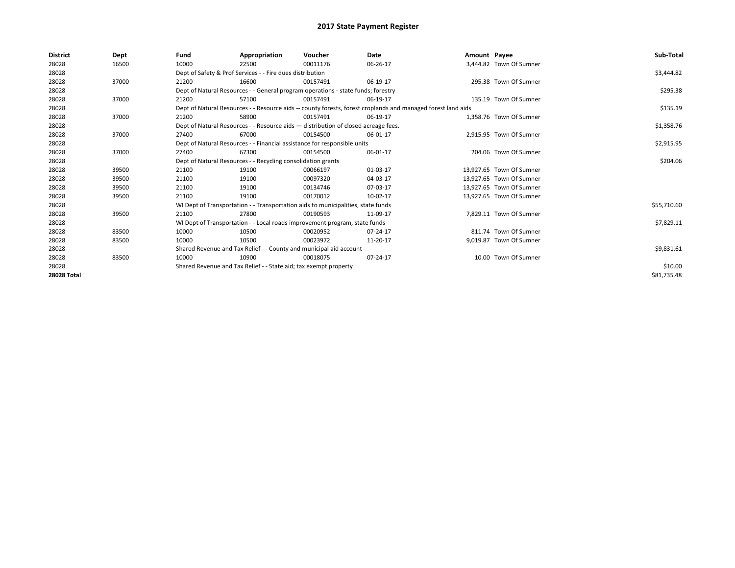# 2017 State Payment Register

| District | Dept | Fund | Appropriation | Voucher | Date | Amount | Payee | Sub-Total |
|---|---|---|---|---|---|---|---|---|
| 28028 | 16500 | 10000 | 22500 | 00011176 | 06-26-17 | 3,444.82 | Town Of Sumner | |
| 28028 | | Dept of Safety & Prof Services - - Fire dues distribution | | | | | | $3,444.82 |
| 28028 | 37000 | 21200 | 16600 | 00157491 | 06-19-17 | 295.38 | Town Of Sumner | |
| 28028 | | Dept of Natural Resources - - General program operations - state funds; forestry | | | | | | $295.38 |
| 28028 | 37000 | 21200 | 57100 | 00157491 | 06-19-17 | 135.19 | Town Of Sumner | |
| 28028 | | Dept of Natural Resources - - Resource aids -- county forests, forest croplands and managed forest land aids | | | | | | $135.19 |
| 28028 | 37000 | 21200 | 58900 | 00157491 | 06-19-17 | 1,358.76 | Town Of Sumner | |
| 28028 | | Dept of Natural Resources - - Resource aids — distribution of closed acreage fees. | | | | | | $1,358.76 |
| 28028 | 37000 | 27400 | 67000 | 00154500 | 06-01-17 | 2,915.95 | Town Of Sumner | |
| 28028 | | Dept of Natural Resources - - Financial assistance for responsible units | | | | | | $2,915.95 |
| 28028 | 37000 | 27400 | 67300 | 00154500 | 06-01-17 | 204.06 | Town Of Sumner | |
| 28028 | | Dept of Natural Resources - - Recycling consolidation grants | | | | | | $204.06 |
| 28028 | 39500 | 21100 | 19100 | 00066197 | 01-03-17 | 13,927.65 | Town Of Sumner | |
| 28028 | 39500 | 21100 | 19100 | 00097320 | 04-03-17 | 13,927.65 | Town Of Sumner | |
| 28028 | 39500 | 21100 | 19100 | 00134746 | 07-03-17 | 13,927.65 | Town Of Sumner | |
| 28028 | 39500 | 21100 | 19100 | 00170012 | 10-02-17 | 13,927.65 | Town Of Sumner | |
| 28028 | | WI Dept of Transportation - - Transportation aids to municipalities, state funds | | | | | | $55,710.60 |
| 28028 | 39500 | 21100 | 27800 | 00190593 | 11-09-17 | 7,829.11 | Town Of Sumner | |
| 28028 | | WI Dept of Transportation - - Local roads improvement program, state funds | | | | | | $7,829.11 |
| 28028 | 83500 | 10000 | 10500 | 00020952 | 07-24-17 | 811.74 | Town Of Sumner | |
| 28028 | 83500 | 10000 | 10500 | 00023972 | 11-20-17 | 9,019.87 | Town Of Sumner | |
| 28028 | | Shared Revenue and Tax Relief - - County and municipal aid account | | | | | | $9,831.61 |
| 28028 | 83500 | 10000 | 10900 | 00018075 | 07-24-17 | 10.00 | Town Of Sumner | |
| 28028 | | Shared Revenue and Tax Relief - - State aid; tax exempt property | | | | | | $10.00 |
| **28028 Total** | | | | | | | | $81,735.48 |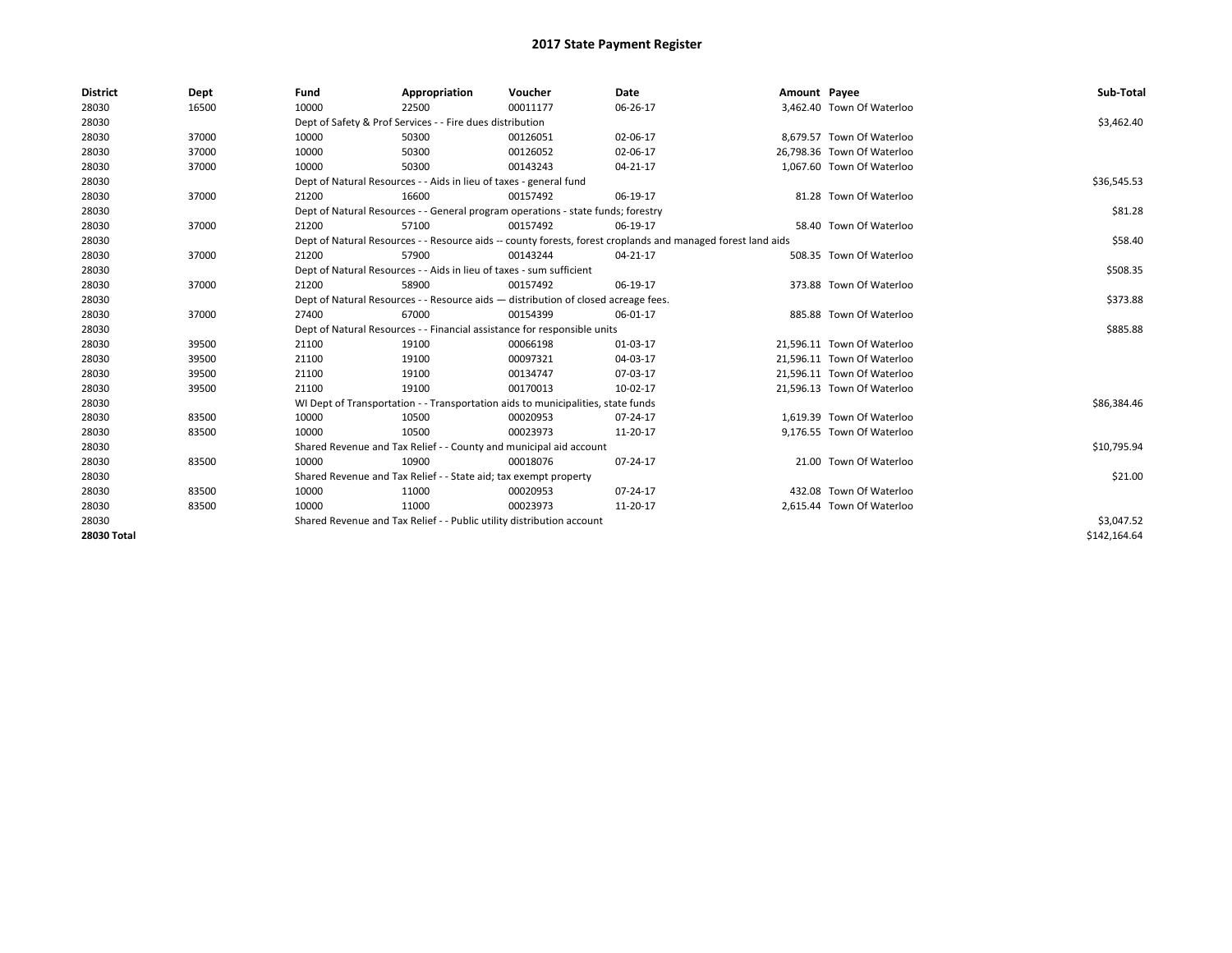# 2017 State Payment Register

| District | Dept | Fund | Appropriation | Voucher | Date | Amount | Payee | Sub-Total |
|---|---|---|---|---|---|---|---|---|
| 28030 | 16500 | 10000 | 22500 | 00011177 | 06-26-17 | 3,462.40 | Town Of Waterloo | |
| 28030 | | Dept of Safety & Prof Services - - Fire dues distribution | | | | | | $3,462.40 |
| 28030 | 37000 | 10000 | 50300 | 00126051 | 02-06-17 | 8,679.57 | Town Of Waterloo | |
| 28030 | 37000 | 10000 | 50300 | 00126052 | 02-06-17 | 26,798.36 | Town Of Waterloo | |
| 28030 | 37000 | 10000 | 50300 | 00143243 | 04-21-17 | 1,067.60 | Town Of Waterloo | |
| 28030 | | Dept of Natural Resources - - Aids in lieu of taxes - general fund | | | | | | $36,545.53 |
| 28030 | 37000 | 21200 | 16600 | 00157492 | 06-19-17 | 81.28 | Town Of Waterloo | |
| 28030 | | Dept of Natural Resources - - General program operations - state funds; forestry | | | | | | $81.28 |
| 28030 | 37000 | 21200 | 57100 | 00157492 | 06-19-17 | 58.40 | Town Of Waterloo | |
| 28030 | | Dept of Natural Resources - - Resource aids -- county forests, forest croplands and managed forest land aids | | | | | | $58.40 |
| 28030 | 37000 | 21200 | 57900 | 00143244 | 04-21-17 | 508.35 | Town Of Waterloo | |
| 28030 | | Dept of Natural Resources - - Aids in lieu of taxes - sum sufficient | | | | | | $508.35 |
| 28030 | 37000 | 21200 | 58900 | 00157492 | 06-19-17 | 373.88 | Town Of Waterloo | |
| 28030 | | Dept of Natural Resources - - Resource aids — distribution of closed acreage fees. | | | | | | $373.88 |
| 28030 | 37000 | 27400 | 67000 | 00154399 | 06-01-17 | 885.88 | Town Of Waterloo | |
| 28030 | | Dept of Natural Resources - - Financial assistance for responsible units | | | | | | $885.88 |
| 28030 | 39500 | 21100 | 19100 | 00066198 | 01-03-17 | 21,596.11 | Town Of Waterloo | |
| 28030 | 39500 | 21100 | 19100 | 00097321 | 04-03-17 | 21,596.11 | Town Of Waterloo | |
| 28030 | 39500 | 21100 | 19100 | 00134747 | 07-03-17 | 21,596.11 | Town Of Waterloo | |
| 28030 | 39500 | 21100 | 19100 | 00170013 | 10-02-17 | 21,596.13 | Town Of Waterloo | |
| 28030 | | WI Dept of Transportation - - Transportation aids to municipalities, state funds | | | | | | $86,384.46 |
| 28030 | 83500 | 10000 | 10500 | 00020953 | 07-24-17 | 1,619.39 | Town Of Waterloo | |
| 28030 | 83500 | 10000 | 10500 | 00023973 | 11-20-17 | 9,176.55 | Town Of Waterloo | |
| 28030 | | Shared Revenue and Tax Relief - - County and municipal aid account | | | | | | $10,795.94 |
| 28030 | 83500 | 10000 | 10900 | 00018076 | 07-24-17 | 21.00 | Town Of Waterloo | |
| 28030 | | Shared Revenue and Tax Relief - - State aid; tax exempt property | | | | | | $21.00 |
| 28030 | 83500 | 10000 | 11000 | 00020953 | 07-24-17 | 432.08 | Town Of Waterloo | |
| 28030 | 83500 | 10000 | 11000 | 00023973 | 11-20-17 | 2,615.44 | Town Of Waterloo | |
| 28030 | | Shared Revenue and Tax Relief - - Public utility distribution account | | | | | | $3,047.52 |
| **28030 Total** | | | | | | | | $142,164.64 |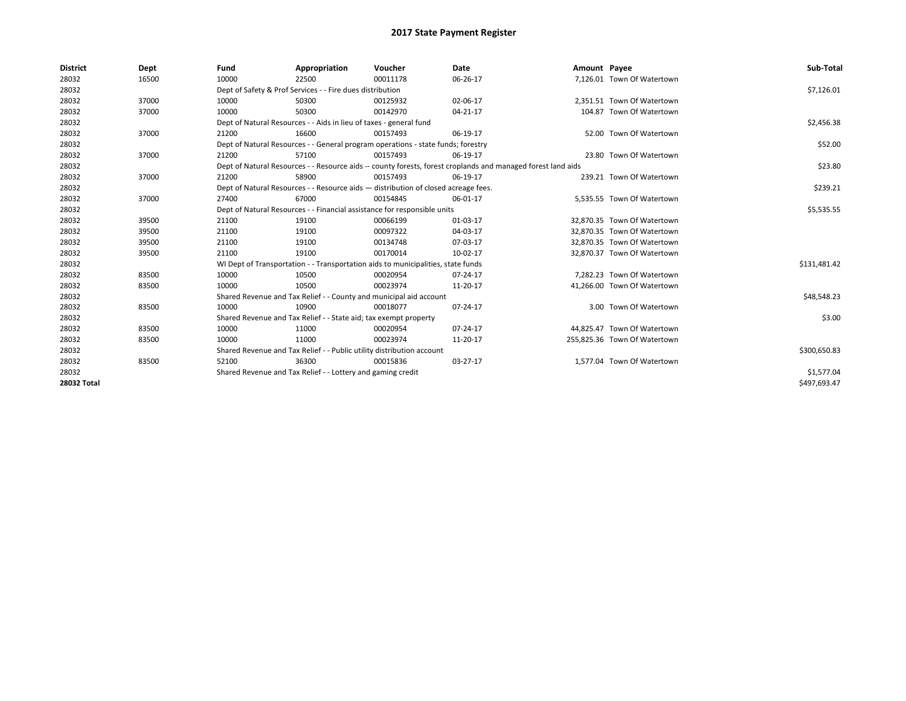# 2017 State Payment Register

| District | Dept | Fund | Appropriation | Voucher | Date | Amount | Payee | Sub-Total |
|---|---|---|---|---|---|---|---|---|
| 28032 | 16500 | 10000 | 22500 | 00011178 | 06-26-17 | 7,126.01 | Town Of Watertown | |
| 28032 | | Dept of Safety & Prof Services - - Fire dues distribution | | | | | | $7,126.01 |
| 28032 | 37000 | 10000 | 50300 | 00125932 | 02-06-17 | 2,351.51 | Town Of Watertown | |
| 28032 | 37000 | 10000 | 50300 | 00142970 | 04-21-17 | 104.87 | Town Of Watertown | |
| 28032 | | Dept of Natural Resources - - Aids in lieu of taxes - general fund | | | | | | $2,456.38 |
| 28032 | 37000 | 21200 | 16600 | 00157493 | 06-19-17 | 52.00 | Town Of Watertown | |
| 28032 | | Dept of Natural Resources - - General program operations - state funds; forestry | | | | | | $52.00 |
| 28032 | 37000 | 21200 | 57100 | 00157493 | 06-19-17 | 23.80 | Town Of Watertown | |
| 28032 | | Dept of Natural Resources - - Resource aids -- county forests, forest croplands and managed forest land aids | | | | | | $23.80 |
| 28032 | 37000 | 21200 | 58900 | 00157493 | 06-19-17 | 239.21 | Town Of Watertown | |
| 28032 | | Dept of Natural Resources - - Resource aids — distribution of closed acreage fees. | | | | | | $239.21 |
| 28032 | 37000 | 27400 | 67000 | 00154845 | 06-01-17 | 5,535.55 | Town Of Watertown | |
| 28032 | | Dept of Natural Resources - - Financial assistance for responsible units | | | | | | $5,535.55 |
| 28032 | 39500 | 21100 | 19100 | 00066199 | 01-03-17 | 32,870.35 | Town Of Watertown | |
| 28032 | 39500 | 21100 | 19100 | 00097322 | 04-03-17 | 32,870.35 | Town Of Watertown | |
| 28032 | 39500 | 21100 | 19100 | 00134748 | 07-03-17 | 32,870.35 | Town Of Watertown | |
| 28032 | 39500 | 21100 | 19100 | 00170014 | 10-02-17 | 32,870.37 | Town Of Watertown | |
| 28032 | | WI Dept of Transportation - - Transportation aids to municipalities, state funds | | | | | | $131,481.42 |
| 28032 | 83500 | 10000 | 10500 | 00020954 | 07-24-17 | 7,282.23 | Town Of Watertown | |
| 28032 | 83500 | 10000 | 10500 | 00023974 | 11-20-17 | 41,266.00 | Town Of Watertown | |
| 28032 | | Shared Revenue and Tax Relief - - County and municipal aid account | | | | | | $48,548.23 |
| 28032 | 83500 | 10000 | 10900 | 00018077 | 07-24-17 | 3.00 | Town Of Watertown | |
| 28032 | | Shared Revenue and Tax Relief - - State aid; tax exempt property | | | | | | $3.00 |
| 28032 | 83500 | 10000 | 11000 | 00020954 | 07-24-17 | 44,825.47 | Town Of Watertown | |
| 28032 | 83500 | 10000 | 11000 | 00023974 | 11-20-17 | 255,825.36 | Town Of Watertown | |
| 28032 | | Shared Revenue and Tax Relief - - Public utility distribution account | | | | | | $300,650.83 |
| 28032 | 83500 | 52100 | 36300 | 00015836 | 03-27-17 | 1,577.04 | Town Of Watertown | |
| 28032 | | Shared Revenue and Tax Relief - - Lottery and gaming credit | | | | | | $1,577.04 |
| **28032 Total** | | | | | | | | $497,693.47 |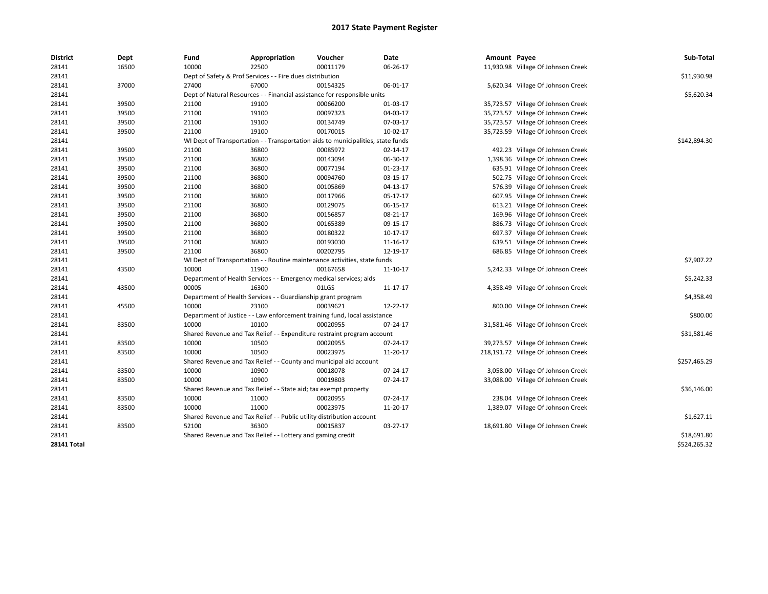# 2017 State Payment Register

| District | Dept | Fund | Appropriation | Voucher | Date | Amount | Payee | Sub-Total |
|---|---|---|---|---|---|---|---|---|
| 28141 | 16500 | 10000 | 22500 | 00011179 | 06-26-17 | 11,930.98 | Village Of Johnson Creek | |
| 28141 | | Dept of Safety & Prof Services - - Fire dues distribution | | | | | | $11,930.98 |
| 28141 | 37000 | 27400 | 67000 | 00154325 | 06-01-17 | 5,620.34 | Village Of Johnson Creek | |
| 28141 | | Dept of Natural Resources - - Financial assistance for responsible units | | | | | | $5,620.34 |
| 28141 | 39500 | 21100 | 19100 | 00066200 | 01-03-17 | 35,723.57 | Village Of Johnson Creek | |
| 28141 | 39500 | 21100 | 19100 | 00097323 | 04-03-17 | 35,723.57 | Village Of Johnson Creek | |
| 28141 | 39500 | 21100 | 19100 | 00134749 | 07-03-17 | 35,723.57 | Village Of Johnson Creek | |
| 28141 | 39500 | 21100 | 19100 | 00170015 | 10-02-17 | 35,723.59 | Village Of Johnson Creek | |
| 28141 | | WI Dept of Transportation - - Transportation aids to municipalities, state funds | | | | | | $142,894.30 |
| 28141 | 39500 | 21100 | 36800 | 00085972 | 02-14-17 | 492.23 | Village Of Johnson Creek | |
| 28141 | 39500 | 21100 | 36800 | 00143094 | 06-30-17 | 1,398.36 | Village Of Johnson Creek | |
| 28141 | 39500 | 21100 | 36800 | 00077194 | 01-23-17 | 635.91 | Village Of Johnson Creek | |
| 28141 | 39500 | 21100 | 36800 | 00094760 | 03-15-17 | 502.75 | Village Of Johnson Creek | |
| 28141 | 39500 | 21100 | 36800 | 00105869 | 04-13-17 | 576.39 | Village Of Johnson Creek | |
| 28141 | 39500 | 21100 | 36800 | 00117966 | 05-17-17 | 607.95 | Village Of Johnson Creek | |
| 28141 | 39500 | 21100 | 36800 | 00129075 | 06-15-17 | 613.21 | Village Of Johnson Creek | |
| 28141 | 39500 | 21100 | 36800 | 00156857 | 08-21-17 | 169.96 | Village Of Johnson Creek | |
| 28141 | 39500 | 21100 | 36800 | 00165389 | 09-15-17 | 886.73 | Village Of Johnson Creek | |
| 28141 | 39500 | 21100 | 36800 | 00180322 | 10-17-17 | 697.37 | Village Of Johnson Creek | |
| 28141 | 39500 | 21100 | 36800 | 00193030 | 11-16-17 | 639.51 | Village Of Johnson Creek | |
| 28141 | 39500 | 21100 | 36800 | 00202795 | 12-19-17 | 686.85 | Village Of Johnson Creek | |
| 28141 | | WI Dept of Transportation - - Routine maintenance activities, state funds | | | | | | $7,907.22 |
| 28141 | 43500 | 10000 | 11900 | 00167658 | 11-10-17 | 5,242.33 | Village Of Johnson Creek | |
| 28141 | | Department of Health Services - - Emergency medical services; aids | | | | | | $5,242.33 |
| 28141 | 43500 | 00005 | 16300 | 01LGS | 11-17-17 | 4,358.49 | Village Of Johnson Creek | |
| 28141 | | Department of Health Services - - Guardianship grant program | | | | | | $4,358.49 |
| 28141 | 45500 | 10000 | 23100 | 00039621 | 12-22-17 | 800.00 | Village Of Johnson Creek | |
| 28141 | | Department of Justice - - Law enforcement training fund, local assistance | | | | | | $800.00 |
| 28141 | 83500 | 10000 | 10100 | 00020955 | 07-24-17 | 31,581.46 | Village Of Johnson Creek | |
| 28141 | | Shared Revenue and Tax Relief - - Expenditure restraint program account | | | | | | $31,581.46 |
| 28141 | 83500 | 10000 | 10500 | 00020955 | 07-24-17 | 39,273.57 | Village Of Johnson Creek | |
| 28141 | 83500 | 10000 | 10500 | 00023975 | 11-20-17 | 218,191.72 | Village Of Johnson Creek | |
| 28141 | | Shared Revenue and Tax Relief - - County and municipal aid account | | | | | | $257,465.29 |
| 28141 | 83500 | 10000 | 10900 | 00018078 | 07-24-17 | 3,058.00 | Village Of Johnson Creek | |
| 28141 | 83500 | 10000 | 10900 | 00019803 | 07-24-17 | 33,088.00 | Village Of Johnson Creek | |
| 28141 | | Shared Revenue and Tax Relief - - State aid; tax exempt property | | | | | | $36,146.00 |
| 28141 | 83500 | 10000 | 11000 | 00020955 | 07-24-17 | 238.04 | Village Of Johnson Creek | |
| 28141 | 83500 | 10000 | 11000 | 00023975 | 11-20-17 | 1,389.07 | Village Of Johnson Creek | |
| 28141 | | Shared Revenue and Tax Relief - - Public utility distribution account | | | | | | $1,627.11 |
| 28141 | 83500 | 52100 | 36300 | 00015837 | 03-27-17 | 18,691.80 | Village Of Johnson Creek | |
| 28141 | | Shared Revenue and Tax Relief - - Lottery and gaming credit | | | | | | $18,691.80 |
| **28141 Total** | | | | | | | | $524,265.32 |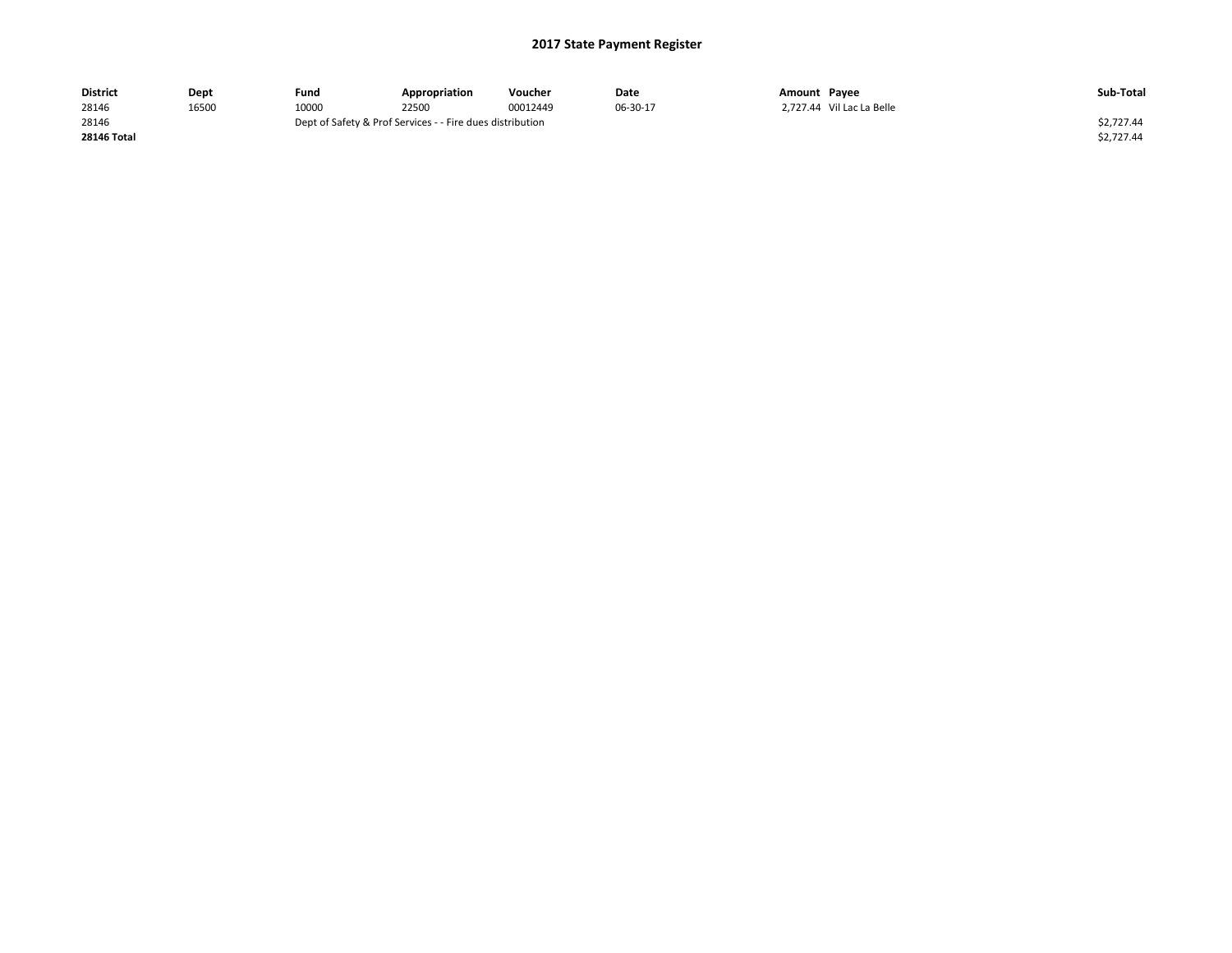## 2017 State Payment Register

| District | Dept | Fund | Appropriation | Voucher | Date | Amount | Payee | Sub-Total |
|---|---|---|---|---|---|---|---|---|
| 28146 | 16500 | 10000 | 22500 | 00012449 | 06-30-17 | 2,727.44 | Vil Lac La Belle | |
| 28146 | | Dept of Safety & Prof Services - - Fire dues distribution | | | | | | $2,727.44 |
| **28146 Total** | | | | | | | | $2,727.44 |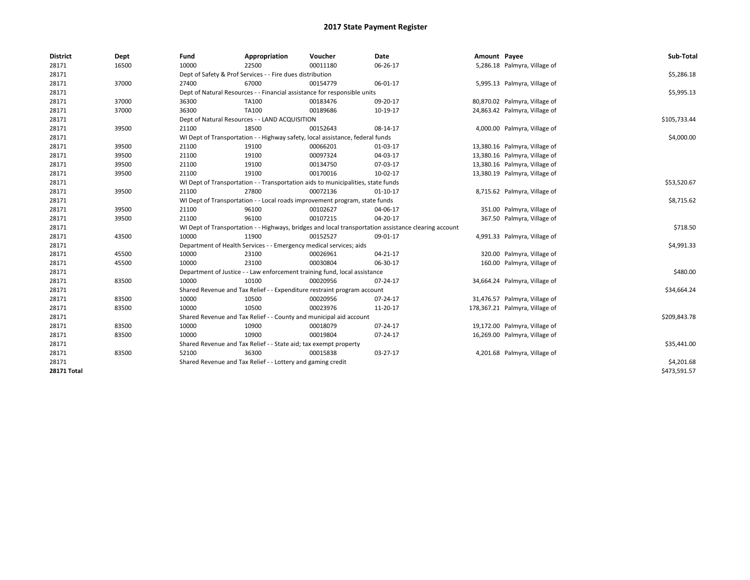# 2017 State Payment Register

| District | Dept | Fund | Appropriation | Voucher | Date | Amount | Payee | Sub-Total |
|---|---|---|---|---|---|---|---|---|
| 28171 | 16500 | 10000 | 22500 | 00011180 | 06-26-17 | 5,286.18 | Palmyra, Village of | |
| 28171 | | Dept of Safety & Prof Services - - Fire dues distribution | | | | | | $5,286.18 |
| 28171 | 37000 | 27400 | 67000 | 00154779 | 06-01-17 | 5,995.13 | Palmyra, Village of | |
| 28171 | | Dept of Natural Resources - - Financial assistance for responsible units | | | | | | $5,995.13 |
| 28171 | 37000 | 36300 | TA100 | 00183476 | 09-20-17 | 80,870.02 | Palmyra, Village of | |
| 28171 | 37000 | 36300 | TA100 | 00189686 | 10-19-17 | 24,863.42 | Palmyra, Village of | |
| 28171 | | Dept of Natural Resources - - LAND ACQUISITION | | | | | | $105,733.44 |
| 28171 | 39500 | 21100 | 18500 | 00152643 | 08-14-17 | 4,000.00 | Palmyra, Village of | |
| 28171 | | WI Dept of Transportation - - Highway safety, local assistance, federal funds | | | | | | $4,000.00 |
| 28171 | 39500 | 21100 | 19100 | 00066201 | 01-03-17 | 13,380.16 | Palmyra, Village of | |
| 28171 | 39500 | 21100 | 19100 | 00097324 | 04-03-17 | 13,380.16 | Palmyra, Village of | |
| 28171 | 39500 | 21100 | 19100 | 00134750 | 07-03-17 | 13,380.16 | Palmyra, Village of | |
| 28171 | 39500 | 21100 | 19100 | 00170016 | 10-02-17 | 13,380.19 | Palmyra, Village of | |
| 28171 | | WI Dept of Transportation - - Transportation aids to municipalities, state funds | | | | | | $53,520.67 |
| 28171 | 39500 | 21100 | 27800 | 00072136 | 01-10-17 | 8,715.62 | Palmyra, Village of | |
| 28171 | | WI Dept of Transportation - - Local roads improvement program, state funds | | | | | | $8,715.62 |
| 28171 | 39500 | 21100 | 96100 | 00102627 | 04-06-17 | 351.00 | Palmyra, Village of | |
| 28171 | 39500 | 21100 | 96100 | 00107215 | 04-20-17 | 367.50 | Palmyra, Village of | |
| 28171 | | WI Dept of Transportation - - Highways, bridges and local transportation assistance clearing account | | | | | | $718.50 |
| 28171 | 43500 | 10000 | 11900 | 00152527 | 09-01-17 | 4,991.33 | Palmyra, Village of | |
| 28171 | | Department of Health Services - - Emergency medical services; aids | | | | | | $4,991.33 |
| 28171 | 45500 | 10000 | 23100 | 00026961 | 04-21-17 | 320.00 | Palmyra, Village of | |
| 28171 | 45500 | 10000 | 23100 | 00030804 | 06-30-17 | 160.00 | Palmyra, Village of | |
| 28171 | | Department of Justice - - Law enforcement training fund, local assistance | | | | | | $480.00 |
| 28171 | 83500 | 10000 | 10100 | 00020956 | 07-24-17 | 34,664.24 | Palmyra, Village of | |
| 28171 | | Shared Revenue and Tax Relief - - Expenditure restraint program account | | | | | | $34,664.24 |
| 28171 | 83500 | 10000 | 10500 | 00020956 | 07-24-17 | 31,476.57 | Palmyra, Village of | |
| 28171 | 83500 | 10000 | 10500 | 00023976 | 11-20-17 | 178,367.21 | Palmyra, Village of | |
| 28171 | | Shared Revenue and Tax Relief - - County and municipal aid account | | | | | | $209,843.78 |
| 28171 | 83500 | 10000 | 10900 | 00018079 | 07-24-17 | 19,172.00 | Palmyra, Village of | |
| 28171 | 83500 | 10000 | 10900 | 00019804 | 07-24-17 | 16,269.00 | Palmyra, Village of | |
| 28171 | | Shared Revenue and Tax Relief - - State aid; tax exempt property | | | | | | $35,441.00 |
| 28171 | 83500 | 52100 | 36300 | 00015838 | 03-27-17 | 4,201.68 | Palmyra, Village of | |
| 28171 | | Shared Revenue and Tax Relief - - Lottery and gaming credit | | | | | | $4,201.68 |
| **28171 Total** | | | | | | | | $473,591.57 |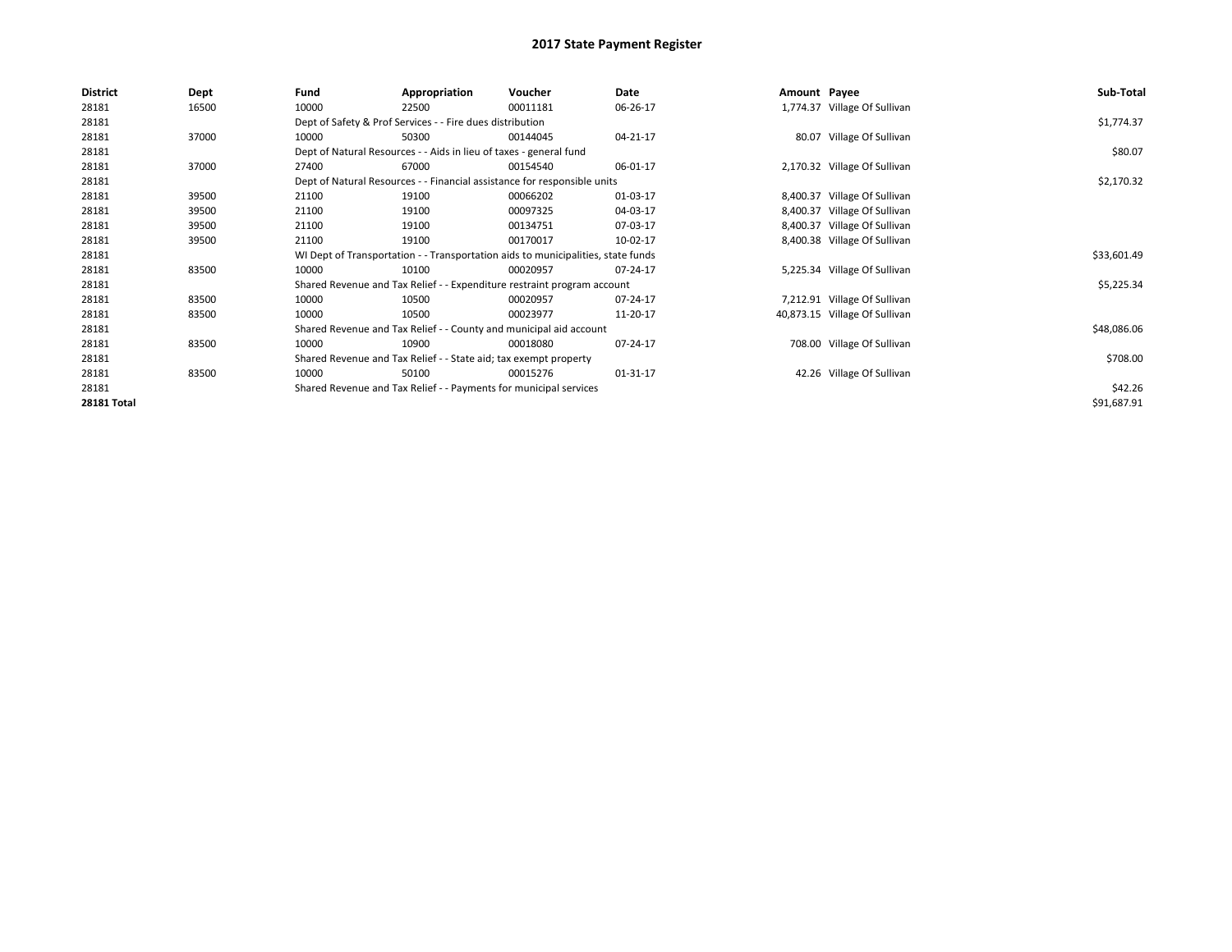# 2017 State Payment Register

| District | Dept | Fund | Appropriation | Voucher | Date | Amount | Payee | Sub-Total |
|---|---|---|---|---|---|---|---|---|
| 28181 | 16500 | 10000 | 22500 | 00011181 | 06-26-17 | 1,774.37 | Village Of Sullivan | |
| 28181 | | Dept of Safety & Prof Services - - Fire dues distribution | | | | | | $1,774.37 |
| 28181 | 37000 | 10000 | 50300 | 00144045 | 04-21-17 | 80.07 | Village Of Sullivan | |
| 28181 | | Dept of Natural Resources - - Aids in lieu of taxes - general fund | | | | | | $80.07 |
| 28181 | 37000 | 27400 | 67000 | 00154540 | 06-01-17 | 2,170.32 | Village Of Sullivan | |
| 28181 | | Dept of Natural Resources - - Financial assistance for responsible units | | | | | | $2,170.32 |
| 28181 | 39500 | 21100 | 19100 | 00066202 | 01-03-17 | 8,400.37 | Village Of Sullivan | |
| 28181 | 39500 | 21100 | 19100 | 00097325 | 04-03-17 | 8,400.37 | Village Of Sullivan | |
| 28181 | 39500 | 21100 | 19100 | 00134751 | 07-03-17 | 8,400.37 | Village Of Sullivan | |
| 28181 | 39500 | 21100 | 19100 | 00170017 | 10-02-17 | 8,400.38 | Village Of Sullivan | |
| 28181 | | WI Dept of Transportation - - Transportation aids to municipalities, state funds | | | | | | $33,601.49 |
| 28181 | 83500 | 10000 | 10100 | 00020957 | 07-24-17 | 5,225.34 | Village Of Sullivan | |
| 28181 | | Shared Revenue and Tax Relief - - Expenditure restraint program account | | | | | | $5,225.34 |
| 28181 | 83500 | 10000 | 10500 | 00020957 | 07-24-17 | 7,212.91 | Village Of Sullivan | |
| 28181 | 83500 | 10000 | 10500 | 00023977 | 11-20-17 | 40,873.15 | Village Of Sullivan | |
| 28181 | | Shared Revenue and Tax Relief - - County and municipal aid account | | | | | | $48,086.06 |
| 28181 | 83500 | 10000 | 10900 | 00018080 | 07-24-17 | 708.00 | Village Of Sullivan | |
| 28181 | | Shared Revenue and Tax Relief - - State aid; tax exempt property | | | | | | $708.00 |
| 28181 | 83500 | 10000 | 50100 | 00015276 | 01-31-17 | 42.26 | Village Of Sullivan | |
| 28181 | | Shared Revenue and Tax Relief - - Payments for municipal services | | | | | | $42.26 |
| **28181 Total** | | | | | | | | $91,687.91 |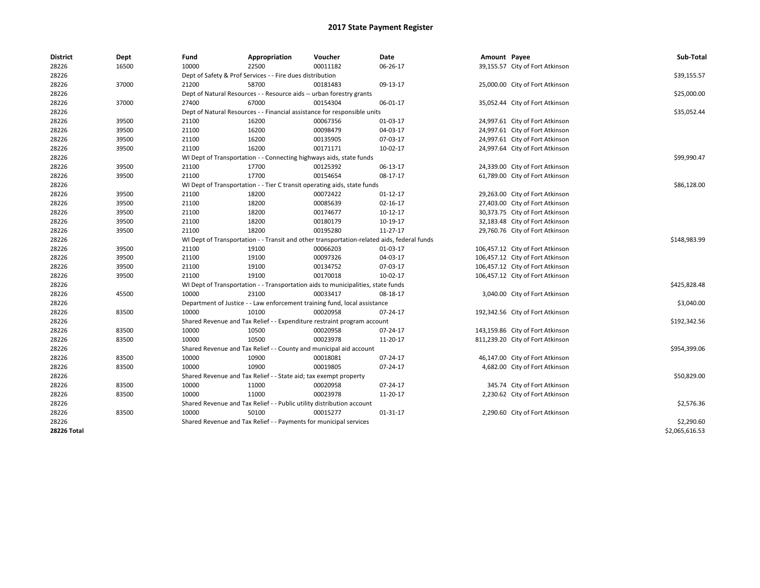# 2017 State Payment Register

| District | Dept | Fund | Appropriation | Voucher | Date | Amount | Payee | Sub-Total |
|---|---|---|---|---|---|---|---|---|
| 28226 | 16500 | 10000 | 22500 | 00011182 | 06-26-17 | 39,155.57 | City of Fort Atkinson | |
| 28226 | | Dept of Safety & Prof Services - - Fire dues distribution | | | | | | $39,155.57 |
| 28226 | 37000 | 21200 | 58700 | 00181483 | 09-13-17 | 25,000.00 | City of Fort Atkinson | |
| 28226 | | Dept of Natural Resources - - Resource aids -- urban forestry grants | | | | | | $25,000.00 |
| 28226 | 37000 | 27400 | 67000 | 00154304 | 06-01-17 | 35,052.44 | City of Fort Atkinson | |
| 28226 | | Dept of Natural Resources - - Financial assistance for responsible units | | | | | | $35,052.44 |
| 28226 | 39500 | 21100 | 16200 | 00067356 | 01-03-17 | 24,997.61 | City of Fort Atkinson | |
| 28226 | 39500 | 21100 | 16200 | 00098479 | 04-03-17 | 24,997.61 | City of Fort Atkinson | |
| 28226 | 39500 | 21100 | 16200 | 00135905 | 07-03-17 | 24,997.61 | City of Fort Atkinson | |
| 28226 | 39500 | 21100 | 16200 | 00171171 | 10-02-17 | 24,997.64 | City of Fort Atkinson | |
| 28226 | | WI Dept of Transportation - - Connecting highways aids, state funds | | | | | | $99,990.47 |
| 28226 | 39500 | 21100 | 17700 | 00125392 | 06-13-17 | 24,339.00 | City of Fort Atkinson | |
| 28226 | 39500 | 21100 | 17700 | 00154654 | 08-17-17 | 61,789.00 | City of Fort Atkinson | |
| 28226 | | WI Dept of Transportation - - Tier C transit operating aids, state funds | | | | | | $86,128.00 |
| 28226 | 39500 | 21100 | 18200 | 00072422 | 01-12-17 | 29,263.00 | City of Fort Atkinson | |
| 28226 | 39500 | 21100 | 18200 | 00085639 | 02-16-17 | 27,403.00 | City of Fort Atkinson | |
| 28226 | 39500 | 21100 | 18200 | 00174677 | 10-12-17 | 30,373.75 | City of Fort Atkinson | |
| 28226 | 39500 | 21100 | 18200 | 00180179 | 10-19-17 | 32,183.48 | City of Fort Atkinson | |
| 28226 | 39500 | 21100 | 18200 | 00195280 | 11-27-17 | 29,760.76 | City of Fort Atkinson | |
| 28226 | | WI Dept of Transportation - - Transit and other transportation-related aids, federal funds | | | | | | $148,983.99 |
| 28226 | 39500 | 21100 | 19100 | 00066203 | 01-03-17 | 106,457.12 | City of Fort Atkinson | |
| 28226 | 39500 | 21100 | 19100 | 00097326 | 04-03-17 | 106,457.12 | City of Fort Atkinson | |
| 28226 | 39500 | 21100 | 19100 | 00134752 | 07-03-17 | 106,457.12 | City of Fort Atkinson | |
| 28226 | 39500 | 21100 | 19100 | 00170018 | 10-02-17 | 106,457.12 | City of Fort Atkinson | |
| 28226 | | WI Dept of Transportation - - Transportation aids to municipalities, state funds | | | | | | $425,828.48 |
| 28226 | 45500 | 10000 | 23100 | 00033417 | 08-18-17 | 3,040.00 | City of Fort Atkinson | |
| 28226 | | Department of Justice - - Law enforcement training fund, local assistance | | | | | | $3,040.00 |
| 28226 | 83500 | 10000 | 10100 | 00020958 | 07-24-17 | 192,342.56 | City of Fort Atkinson | |
| 28226 | | Shared Revenue and Tax Relief - - Expenditure restraint program account | | | | | | $192,342.56 |
| 28226 | 83500 | 10000 | 10500 | 00020958 | 07-24-17 | 143,159.86 | City of Fort Atkinson | |
| 28226 | 83500 | 10000 | 10500 | 00023978 | 11-20-17 | 811,239.20 | City of Fort Atkinson | |
| 28226 | | Shared Revenue and Tax Relief - - County and municipal aid account | | | | | | $954,399.06 |
| 28226 | 83500 | 10000 | 10900 | 00018081 | 07-24-17 | 46,147.00 | City of Fort Atkinson | |
| 28226 | 83500 | 10000 | 10900 | 00019805 | 07-24-17 | 4,682.00 | City of Fort Atkinson | |
| 28226 | | Shared Revenue and Tax Relief - - State aid; tax exempt property | | | | | | $50,829.00 |
| 28226 | 83500 | 10000 | 11000 | 00020958 | 07-24-17 | 345.74 | City of Fort Atkinson | |
| 28226 | 83500 | 10000 | 11000 | 00023978 | 11-20-17 | 2,230.62 | City of Fort Atkinson | |
| 28226 | | Shared Revenue and Tax Relief - - Public utility distribution account | | | | | | $2,576.36 |
| 28226 | 83500 | 10000 | 50100 | 00015277 | 01-31-17 | 2,290.60 | City of Fort Atkinson | |
| 28226 | | Shared Revenue and Tax Relief - - Payments for municipal services | | | | | | $2,290.60 |
| **28226 Total** | | | | | | | | $2,065,616.53 |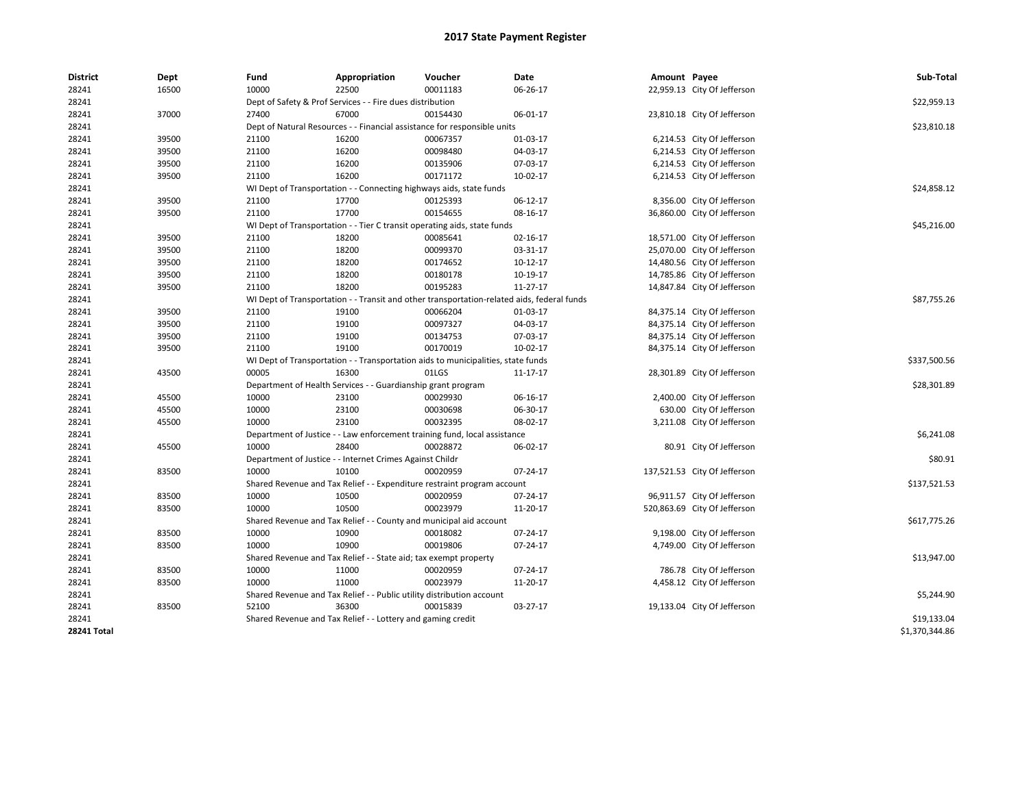# 2017 State Payment Register

| District | Dept | Fund | Appropriation | Voucher | Date | Amount | Payee | Sub-Total |
|---|---|---|---|---|---|---|---|---|
| 28241 | 16500 | 10000 | 22500 | 00011183 | 06-26-17 | 22,959.13 | City Of Jefferson | |
| 28241 | | Dept of Safety & Prof Services - - Fire dues distribution | | | | | | $22,959.13 |
| 28241 | 37000 | 27400 | 67000 | 00154430 | 06-01-17 | 23,810.18 | City Of Jefferson | |
| 28241 | | Dept of Natural Resources - - Financial assistance for responsible units | | | | | | $23,810.18 |
| 28241 | 39500 | 21100 | 16200 | 00067357 | 01-03-17 | 6,214.53 | City Of Jefferson | |
| 28241 | 39500 | 21100 | 16200 | 00098480 | 04-03-17 | 6,214.53 | City Of Jefferson | |
| 28241 | 39500 | 21100 | 16200 | 00135906 | 07-03-17 | 6,214.53 | City Of Jefferson | |
| 28241 | 39500 | 21100 | 16200 | 00171172 | 10-02-17 | 6,214.53 | City Of Jefferson | |
| 28241 | | WI Dept of Transportation - - Connecting highways aids, state funds | | | | | | $24,858.12 |
| 28241 | 39500 | 21100 | 17700 | 00125393 | 06-12-17 | 8,356.00 | City Of Jefferson | |
| 28241 | 39500 | 21100 | 17700 | 00154655 | 08-16-17 | 36,860.00 | City Of Jefferson | |
| 28241 | | WI Dept of Transportation - - Tier C transit operating aids, state funds | | | | | | $45,216.00 |
| 28241 | 39500 | 21100 | 18200 | 00085641 | 02-16-17 | 18,571.00 | City Of Jefferson | |
| 28241 | 39500 | 21100 | 18200 | 00099370 | 03-31-17 | 25,070.00 | City Of Jefferson | |
| 28241 | 39500 | 21100 | 18200 | 00174652 | 10-12-17 | 14,480.56 | City Of Jefferson | |
| 28241 | 39500 | 21100 | 18200 | 00180178 | 10-19-17 | 14,785.86 | City Of Jefferson | |
| 28241 | 39500 | 21100 | 18200 | 00195283 | 11-27-17 | 14,847.84 | City Of Jefferson | |
| 28241 | | WI Dept of Transportation - - Transit and other transportation-related aids, federal funds | | | | | | $87,755.26 |
| 28241 | 39500 | 21100 | 19100 | 00066204 | 01-03-17 | 84,375.14 | City Of Jefferson | |
| 28241 | 39500 | 21100 | 19100 | 00097327 | 04-03-17 | 84,375.14 | City Of Jefferson | |
| 28241 | 39500 | 21100 | 19100 | 00134753 | 07-03-17 | 84,375.14 | City Of Jefferson | |
| 28241 | 39500 | 21100 | 19100 | 00170019 | 10-02-17 | 84,375.14 | City Of Jefferson | |
| 28241 | | WI Dept of Transportation - - Transportation aids to municipalities, state funds | | | | | | $337,500.56 |
| 28241 | 43500 | 00005 | 16300 | 01LGS | 11-17-17 | 28,301.89 | City Of Jefferson | |
| 28241 | | Department of Health Services - - Guardianship grant program | | | | | | $28,301.89 |
| 28241 | 45500 | 10000 | 23100 | 00029930 | 06-16-17 | 2,400.00 | City Of Jefferson | |
| 28241 | 45500 | 10000 | 23100 | 00030698 | 06-30-17 | 630.00 | City Of Jefferson | |
| 28241 | 45500 | 10000 | 23100 | 00032395 | 08-02-17 | 3,211.08 | City Of Jefferson | |
| 28241 | | Department of Justice - - Law enforcement training fund, local assistance | | | | | | $6,241.08 |
| 28241 | 45500 | 10000 | 28400 | 00028872 | 06-02-17 | 80.91 | City Of Jefferson | |
| 28241 | | Department of Justice - - Internet Crimes Against Childr | | | | | | $80.91 |
| 28241 | 83500 | 10000 | 10100 | 00020959 | 07-24-17 | 137,521.53 | City Of Jefferson | |
| 28241 | | Shared Revenue and Tax Relief - - Expenditure restraint program account | | | | | | $137,521.53 |
| 28241 | 83500 | 10000 | 10500 | 00020959 | 07-24-17 | 96,911.57 | City Of Jefferson | |
| 28241 | 83500 | 10000 | 10500 | 00023979 | 11-20-17 | 520,863.69 | City Of Jefferson | |
| 28241 | | Shared Revenue and Tax Relief - - County and municipal aid account | | | | | | $617,775.26 |
| 28241 | 83500 | 10000 | 10900 | 00018082 | 07-24-17 | 9,198.00 | City Of Jefferson | |
| 28241 | 83500 | 10000 | 10900 | 00019806 | 07-24-17 | 4,749.00 | City Of Jefferson | |
| 28241 | | Shared Revenue and Tax Relief - - State aid; tax exempt property | | | | | | $13,947.00 |
| 28241 | 83500 | 10000 | 11000 | 00020959 | 07-24-17 | 786.78 | City Of Jefferson | |
| 28241 | 83500 | 10000 | 11000 | 00023979 | 11-20-17 | 4,458.12 | City Of Jefferson | |
| 28241 | | Shared Revenue and Tax Relief - - Public utility distribution account | | | | | | $5,244.90 |
| 28241 | 83500 | 52100 | 36300 | 00015839 | 03-27-17 | 19,133.04 | City Of Jefferson | |
| 28241 | | Shared Revenue and Tax Relief - - Lottery and gaming credit | | | | | | $19,133.04 |
| **28241 Total** | | | | | | | | $1,370,344.86 |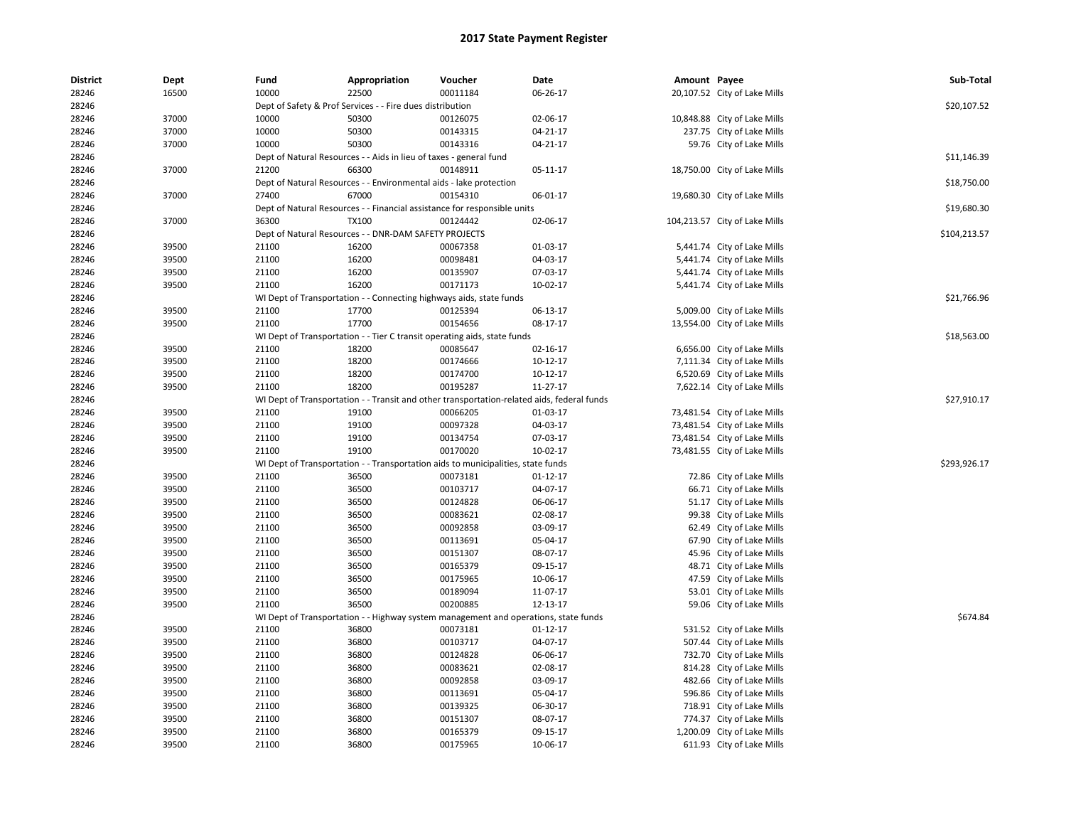# 2017 State Payment Register

| District | Dept | Fund | Appropriation | Voucher | Date | Amount | Payee | Sub-Total |
|---|---|---|---|---|---|---|---|---|
| 28246 | 16500 | 10000 | 22500 | 00011184 | 06-26-17 | 20,107.52 | City of Lake Mills | |
| 28246 | | Dept of Safety & Prof Services - - Fire dues distribution | | | | | | $20,107.52 |
| 28246 | 37000 | 10000 | 50300 | 00126075 | 02-06-17 | 10,848.88 | City of Lake Mills | |
| 28246 | 37000 | 10000 | 50300 | 00143315 | 04-21-17 | 237.75 | City of Lake Mills | |
| 28246 | 37000 | 10000 | 50300 | 00143316 | 04-21-17 | 59.76 | City of Lake Mills | |
| 28246 | | Dept of Natural Resources - - Aids in lieu of taxes - general fund | | | | | | $11,146.39 |
| 28246 | 37000 | 21200 | 66300 | 00148911 | 05-11-17 | 18,750.00 | City of Lake Mills | |
| 28246 | | Dept of Natural Resources - - Environmental aids - lake protection | | | | | | $18,750.00 |
| 28246 | 37000 | 27400 | 67000 | 00154310 | 06-01-17 | 19,680.30 | City of Lake Mills | |
| 28246 | | Dept of Natural Resources - - Financial assistance for responsible units | | | | | | $19,680.30 |
| 28246 | 37000 | 36300 | TX100 | 00124442 | 02-06-17 | 104,213.57 | City of Lake Mills | |
| 28246 | | Dept of Natural Resources - - DNR-DAM SAFETY PROJECTS | | | | | | $104,213.57 |
| 28246 | 39500 | 21100 | 16200 | 00067358 | 01-03-17 | 5,441.74 | City of Lake Mills | |
| 28246 | 39500 | 21100 | 16200 | 00098481 | 04-03-17 | 5,441.74 | City of Lake Mills | |
| 28246 | 39500 | 21100 | 16200 | 00135907 | 07-03-17 | 5,441.74 | City of Lake Mills | |
| 28246 | 39500 | 21100 | 16200 | 00171173 | 10-02-17 | 5,441.74 | City of Lake Mills | |
| 28246 | | WI Dept of Transportation - - Connecting highways aids, state funds | | | | | | $21,766.96 |
| 28246 | 39500 | 21100 | 17700 | 00125394 | 06-13-17 | 5,009.00 | City of Lake Mills | |
| 28246 | 39500 | 21100 | 17700 | 00154656 | 08-17-17 | 13,554.00 | City of Lake Mills | |
| 28246 | | WI Dept of Transportation - - Tier C transit operating aids, state funds | | | | | | $18,563.00 |
| 28246 | 39500 | 21100 | 18200 | 00085647 | 02-16-17 | 6,656.00 | City of Lake Mills | |
| 28246 | 39500 | 21100 | 18200 | 00174666 | 10-12-17 | 7,111.34 | City of Lake Mills | |
| 28246 | 39500 | 21100 | 18200 | 00174700 | 10-12-17 | 6,520.69 | City of Lake Mills | |
| 28246 | 39500 | 21100 | 18200 | 00195287 | 11-27-17 | 7,622.14 | City of Lake Mills | |
| 28246 | | WI Dept of Transportation - - Transit and other transportation-related aids, federal funds | | | | | | $27,910.17 |
| 28246 | 39500 | 21100 | 19100 | 00066205 | 01-03-17 | 73,481.54 | City of Lake Mills | |
| 28246 | 39500 | 21100 | 19100 | 00097328 | 04-03-17 | 73,481.54 | City of Lake Mills | |
| 28246 | 39500 | 21100 | 19100 | 00134754 | 07-03-17 | 73,481.54 | City of Lake Mills | |
| 28246 | 39500 | 21100 | 19100 | 00170020 | 10-02-17 | 73,481.55 | City of Lake Mills | |
| 28246 | | WI Dept of Transportation - - Transportation aids to municipalities, state funds | | | | | | $293,926.17 |
| 28246 | 39500 | 21100 | 36500 | 00073181 | 01-12-17 | 72.86 | City of Lake Mills | |
| 28246 | 39500 | 21100 | 36500 | 00103717 | 04-07-17 | 66.71 | City of Lake Mills | |
| 28246 | 39500 | 21100 | 36500 | 00124828 | 06-06-17 | 51.17 | City of Lake Mills | |
| 28246 | 39500 | 21100 | 36500 | 00083621 | 02-08-17 | 99.38 | City of Lake Mills | |
| 28246 | 39500 | 21100 | 36500 | 00092858 | 03-09-17 | 62.49 | City of Lake Mills | |
| 28246 | 39500 | 21100 | 36500 | 00113691 | 05-04-17 | 67.90 | City of Lake Mills | |
| 28246 | 39500 | 21100 | 36500 | 00151307 | 08-07-17 | 45.96 | City of Lake Mills | |
| 28246 | 39500 | 21100 | 36500 | 00165379 | 09-15-17 | 48.71 | City of Lake Mills | |
| 28246 | 39500 | 21100 | 36500 | 00175965 | 10-06-17 | 47.59 | City of Lake Mills | |
| 28246 | 39500 | 21100 | 36500 | 00189094 | 11-07-17 | 53.01 | City of Lake Mills | |
| 28246 | 39500 | 21100 | 36500 | 00200885 | 12-13-17 | 59.06 | City of Lake Mills | |
| 28246 | | WI Dept of Transportation - - Highway system management and operations, state funds | | | | | | $674.84 |
| 28246 | 39500 | 21100 | 36800 | 00073181 | 01-12-17 | 531.52 | City of Lake Mills | |
| 28246 | 39500 | 21100 | 36800 | 00103717 | 04-07-17 | 507.44 | City of Lake Mills | |
| 28246 | 39500 | 21100 | 36800 | 00124828 | 06-06-17 | 732.70 | City of Lake Mills | |
| 28246 | 39500 | 21100 | 36800 | 00083621 | 02-08-17 | 814.28 | City of Lake Mills | |
| 28246 | 39500 | 21100 | 36800 | 00092858 | 03-09-17 | 482.66 | City of Lake Mills | |
| 28246 | 39500 | 21100 | 36800 | 00113691 | 05-04-17 | 596.86 | City of Lake Mills | |
| 28246 | 39500 | 21100 | 36800 | 00139325 | 06-30-17 | 718.91 | City of Lake Mills | |
| 28246 | 39500 | 21100 | 36800 | 00151307 | 08-07-17 | 774.37 | City of Lake Mills | |
| 28246 | 39500 | 21100 | 36800 | 00165379 | 09-15-17 | 1,200.09 | City of Lake Mills | |
| 28246 | 39500 | 21100 | 36800 | 00175965 | 10-06-17 | 611.93 | City of Lake Mills | |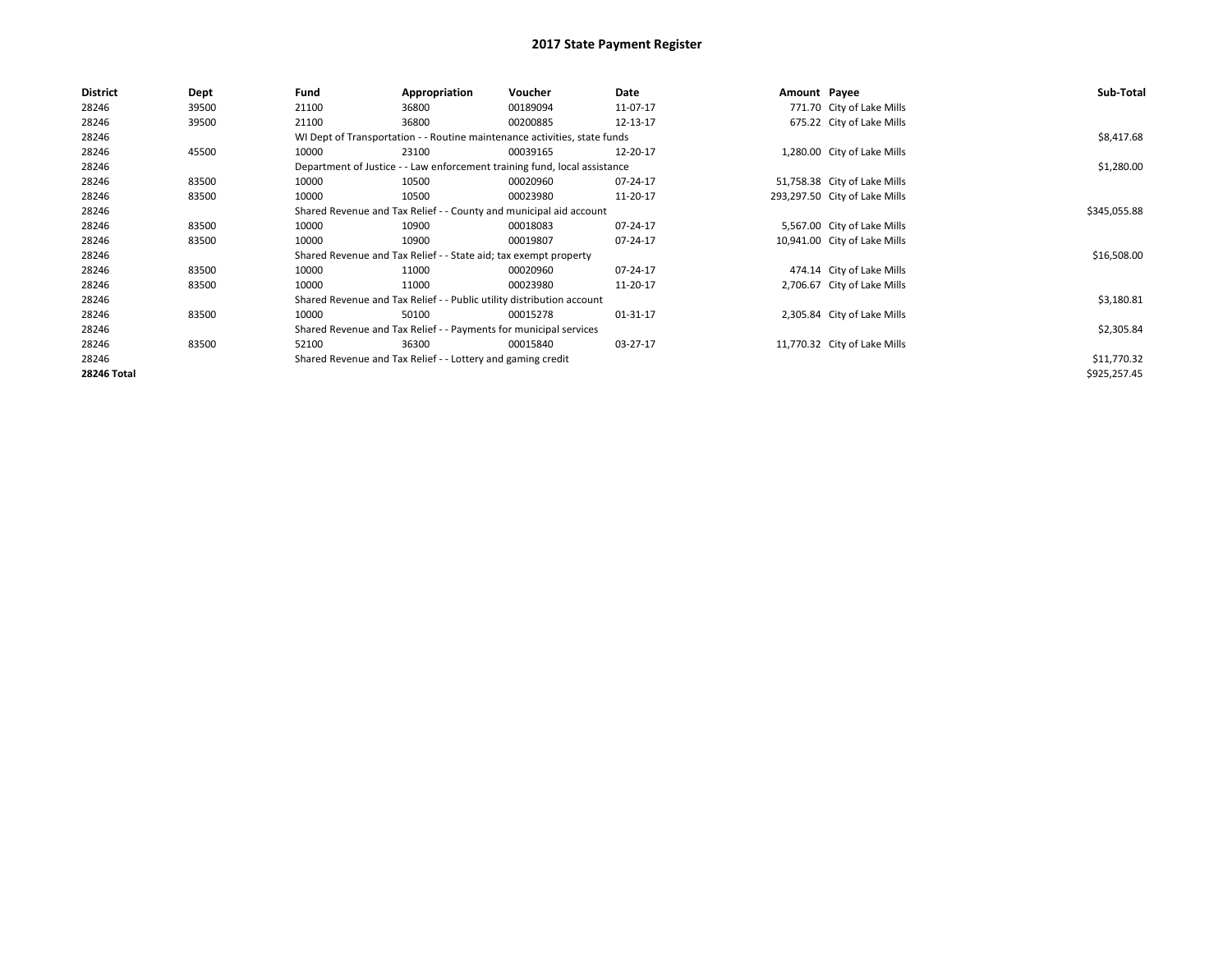# 2017 State Payment Register

| District | Dept | Fund | Appropriation | Voucher | Date | Amount | Payee | Sub-Total |
|---|---|---|---|---|---|---|---|---|
| 28246 | 39500 | 21100 | 36800 | 00189094 | 11-07-17 | 771.70 | City of Lake Mills | |
| 28246 | 39500 | 21100 | 36800 | 00200885 | 12-13-17 | 675.22 | City of Lake Mills | |
| 28246 | | WI Dept of Transportation - - Routine maintenance activities, state funds | | | | | | $8,417.68 |
| 28246 | 45500 | 10000 | 23100 | 00039165 | 12-20-17 | 1,280.00 | City of Lake Mills | |
| 28246 | | Department of Justice - - Law enforcement training fund, local assistance | | | | | | $1,280.00 |
| 28246 | 83500 | 10000 | 10500 | 00020960 | 07-24-17 | 51,758.38 | City of Lake Mills | |
| 28246 | 83500 | 10000 | 10500 | 00023980 | 11-20-17 | 293,297.50 | City of Lake Mills | |
| 28246 | | Shared Revenue and Tax Relief - - County and municipal aid account | | | | | | $345,055.88 |
| 28246 | 83500 | 10000 | 10900 | 00018083 | 07-24-17 | 5,567.00 | City of Lake Mills | |
| 28246 | 83500 | 10000 | 10900 | 00019807 | 07-24-17 | 10,941.00 | City of Lake Mills | |
| 28246 | | Shared Revenue and Tax Relief - - State aid; tax exempt property | | | | | | $16,508.00 |
| 28246 | 83500 | 10000 | 11000 | 00020960 | 07-24-17 | 474.14 | City of Lake Mills | |
| 28246 | 83500 | 10000 | 11000 | 00023980 | 11-20-17 | 2,706.67 | City of Lake Mills | |
| 28246 | | Shared Revenue and Tax Relief - - Public utility distribution account | | | | | | $3,180.81 |
| 28246 | 83500 | 10000 | 50100 | 00015278 | 01-31-17 | 2,305.84 | City of Lake Mills | |
| 28246 | | Shared Revenue and Tax Relief - - Payments for municipal services | | | | | | $2,305.84 |
| 28246 | 83500 | 52100 | 36300 | 00015840 | 03-27-17 | 11,770.32 | City of Lake Mills | |
| 28246 | | Shared Revenue and Tax Relief - - Lottery and gaming credit | | | | | | $11,770.32 |
| **28246 Total** | | | | | | | | $925,257.45 |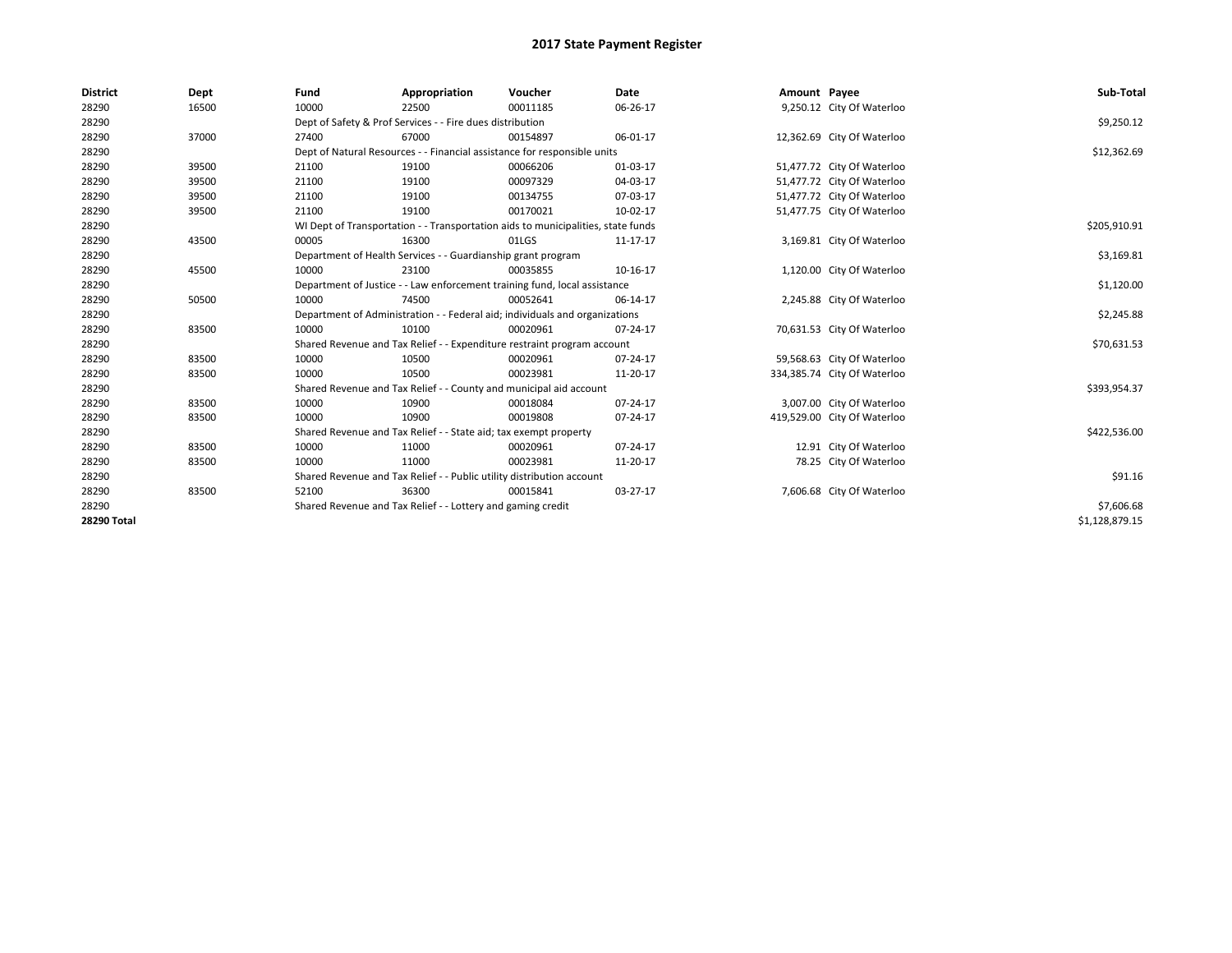# 2017 State Payment Register

| District | Dept | Fund | Appropriation | Voucher | Date | Amount | Payee | Sub-Total |
|---|---|---|---|---|---|---|---|---|
| 28290 | 16500 | 10000 | 22500 | 00011185 | 06-26-17 | 9,250.12 | City Of Waterloo | |
| 28290 | | Dept of Safety & Prof Services - - Fire dues distribution | | | | | | $9,250.12 |
| 28290 | 37000 | 27400 | 67000 | 00154897 | 06-01-17 | 12,362.69 | City Of Waterloo | |
| 28290 | | Dept of Natural Resources - - Financial assistance for responsible units | | | | | | $12,362.69 |
| 28290 | 39500 | 21100 | 19100 | 00066206 | 01-03-17 | 51,477.72 | City Of Waterloo | |
| 28290 | 39500 | 21100 | 19100 | 00097329 | 04-03-17 | 51,477.72 | City Of Waterloo | |
| 28290 | 39500 | 21100 | 19100 | 00134755 | 07-03-17 | 51,477.72 | City Of Waterloo | |
| 28290 | 39500 | 21100 | 19100 | 00170021 | 10-02-17 | 51,477.75 | City Of Waterloo | |
| 28290 | | WI Dept of Transportation - - Transportation aids to municipalities, state funds | | | | | | $205,910.91 |
| 28290 | 43500 | 00005 | 16300 | 01LGS | 11-17-17 | 3,169.81 | City Of Waterloo | |
| 28290 | | Department of Health Services - - Guardianship grant program | | | | | | $3,169.81 |
| 28290 | 45500 | 10000 | 23100 | 00035855 | 10-16-17 | 1,120.00 | City Of Waterloo | |
| 28290 | | Department of Justice - - Law enforcement training fund, local assistance | | | | | | $1,120.00 |
| 28290 | 50500 | 10000 | 74500 | 00052641 | 06-14-17 | 2,245.88 | City Of Waterloo | |
| 28290 | | Department of Administration - - Federal aid; individuals and organizations | | | | | | $2,245.88 |
| 28290 | 83500 | 10000 | 10100 | 00020961 | 07-24-17 | 70,631.53 | City Of Waterloo | |
| 28290 | | Shared Revenue and Tax Relief - - Expenditure restraint program account | | | | | | $70,631.53 |
| 28290 | 83500 | 10000 | 10500 | 00020961 | 07-24-17 | 59,568.63 | City Of Waterloo | |
| 28290 | 83500 | 10000 | 10500 | 00023981 | 11-20-17 | 334,385.74 | City Of Waterloo | |
| 28290 | | Shared Revenue and Tax Relief - - County and municipal aid account | | | | | | $393,954.37 |
| 28290 | 83500 | 10000 | 10900 | 00018084 | 07-24-17 | 3,007.00 | City Of Waterloo | |
| 28290 | 83500 | 10000 | 10900 | 00019808 | 07-24-17 | 419,529.00 | City Of Waterloo | |
| 28290 | | Shared Revenue and Tax Relief - - State aid; tax exempt property | | | | | | $422,536.00 |
| 28290 | 83500 | 10000 | 11000 | 00020961 | 07-24-17 | 12.91 | City Of Waterloo | |
| 28290 | 83500 | 10000 | 11000 | 00023981 | 11-20-17 | 78.25 | City Of Waterloo | |
| 28290 | | Shared Revenue and Tax Relief - - Public utility distribution account | | | | | | $91.16 |
| 28290 | 83500 | 52100 | 36300 | 00015841 | 03-27-17 | 7,606.68 | City Of Waterloo | |
| 28290 | | Shared Revenue and Tax Relief - - Lottery and gaming credit | | | | | | $7,606.68 |
| **28290 Total** | | | | | | | | $1,128,879.15 |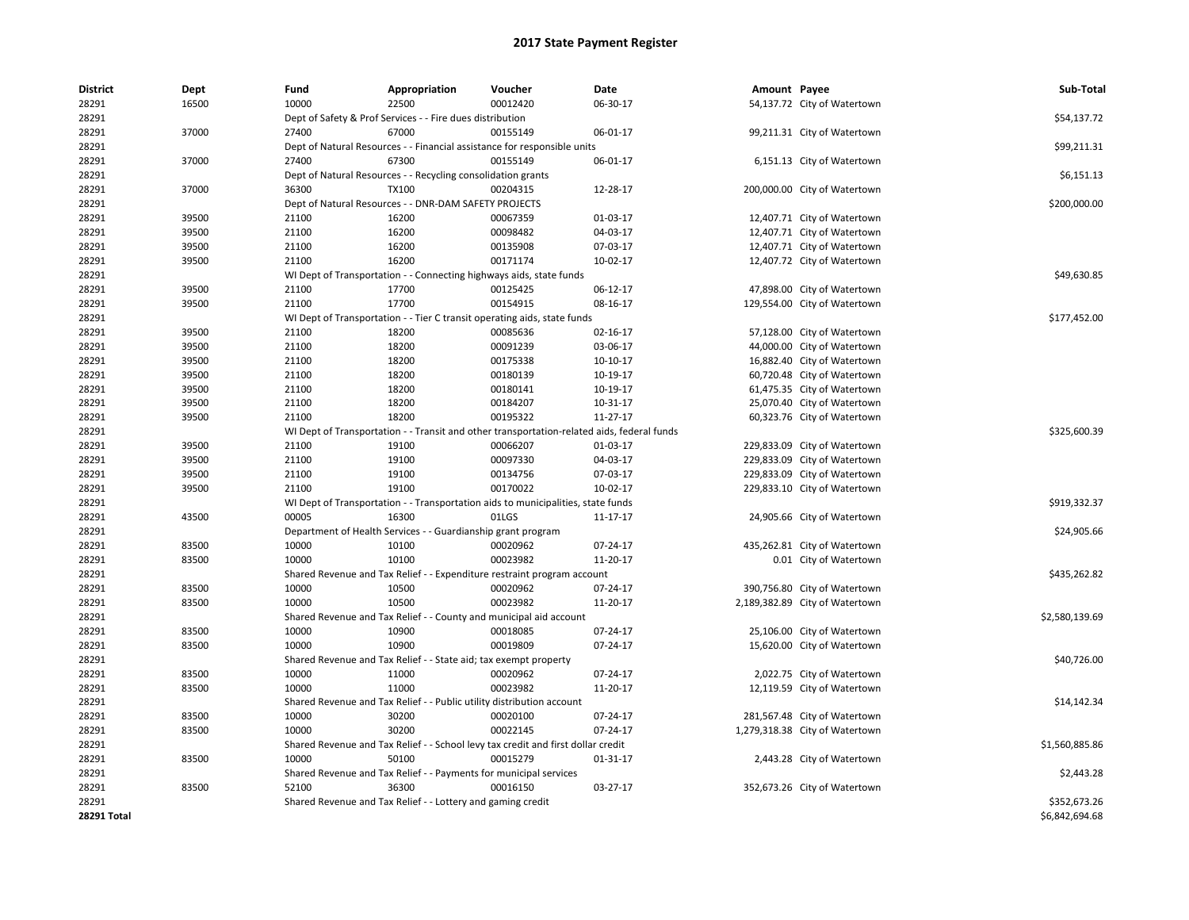# 2017 State Payment Register

| District | Dept | Fund | Appropriation | Voucher | Date | Amount | Payee | Sub-Total |
|---|---|---|---|---|---|---|---|---|
| 28291 | 16500 | 10000 | 22500 | 00012420 | 06-30-17 | 54,137.72 | City of Watertown | |
| 28291 | | Dept of Safety & Prof Services - - Fire dues distribution | | | | | | $54,137.72 |
| 28291 | 37000 | 27400 | 67000 | 00155149 | 06-01-17 | 99,211.31 | City of Watertown | |
| 28291 | | Dept of Natural Resources - - Financial assistance for responsible units | | | | | | $99,211.31 |
| 28291 | 37000 | 27400 | 67300 | 00155149 | 06-01-17 | 6,151.13 | City of Watertown | |
| 28291 | | Dept of Natural Resources - - Recycling consolidation grants | | | | | | $6,151.13 |
| 28291 | 37000 | 36300 | TX100 | 00204315 | 12-28-17 | 200,000.00 | City of Watertown | |
| 28291 | | Dept of Natural Resources - - DNR-DAM SAFETY PROJECTS | | | | | | $200,000.00 |
| 28291 | 39500 | 21100 | 16200 | 00067359 | 01-03-17 | 12,407.71 | City of Watertown | |
| 28291 | 39500 | 21100 | 16200 | 00098482 | 04-03-17 | 12,407.71 | City of Watertown | |
| 28291 | 39500 | 21100 | 16200 | 00135908 | 07-03-17 | 12,407.71 | City of Watertown | |
| 28291 | 39500 | 21100 | 16200 | 00171174 | 10-02-17 | 12,407.72 | City of Watertown | |
| 28291 | | WI Dept of Transportation - - Connecting highways aids, state funds | | | | | | $49,630.85 |
| 28291 | 39500 | 21100 | 17700 | 00125425 | 06-12-17 | 47,898.00 | City of Watertown | |
| 28291 | 39500 | 21100 | 17700 | 00154915 | 08-16-17 | 129,554.00 | City of Watertown | |
| 28291 | | WI Dept of Transportation - - Tier C transit operating aids, state funds | | | | | | $177,452.00 |
| 28291 | 39500 | 21100 | 18200 | 00085636 | 02-16-17 | 57,128.00 | City of Watertown | |
| 28291 | 39500 | 21100 | 18200 | 00091239 | 03-06-17 | 44,000.00 | City of Watertown | |
| 28291 | 39500 | 21100 | 18200 | 00175338 | 10-10-17 | 16,882.40 | City of Watertown | |
| 28291 | 39500 | 21100 | 18200 | 00180139 | 10-19-17 | 60,720.48 | City of Watertown | |
| 28291 | 39500 | 21100 | 18200 | 00180141 | 10-19-17 | 61,475.35 | City of Watertown | |
| 28291 | 39500 | 21100 | 18200 | 00184207 | 10-31-17 | 25,070.40 | City of Watertown | |
| 28291 | 39500 | 21100 | 18200 | 00195322 | 11-27-17 | 60,323.76 | City of Watertown | |
| 28291 | | WI Dept of Transportation - - Transit and other transportation-related aids, federal funds | | | | | | $325,600.39 |
| 28291 | 39500 | 21100 | 19100 | 00066207 | 01-03-17 | 229,833.09 | City of Watertown | |
| 28291 | 39500 | 21100 | 19100 | 00097330 | 04-03-17 | 229,833.09 | City of Watertown | |
| 28291 | 39500 | 21100 | 19100 | 00134756 | 07-03-17 | 229,833.09 | City of Watertown | |
| 28291 | 39500 | 21100 | 19100 | 00170022 | 10-02-17 | 229,833.10 | City of Watertown | |
| 28291 | | WI Dept of Transportation - - Transportation aids to municipalities, state funds | | | | | | $919,332.37 |
| 28291 | 43500 | 00005 | 16300 | 01LGS | 11-17-17 | 24,905.66 | City of Watertown | |
| 28291 | | Department of Health Services - - Guardianship grant program | | | | | | $24,905.66 |
| 28291 | 83500 | 10000 | 10100 | 00020962 | 07-24-17 | 435,262.81 | City of Watertown | |
| 28291 | 83500 | 10000 | 10100 | 00023982 | 11-20-17 | 0.01 | City of Watertown | |
| 28291 | | Shared Revenue and Tax Relief - - Expenditure restraint program account | | | | | | $435,262.82 |
| 28291 | 83500 | 10000 | 10500 | 00020962 | 07-24-17 | 390,756.80 | City of Watertown | |
| 28291 | 83500 | 10000 | 10500 | 00023982 | 11-20-17 | 2,189,382.89 | City of Watertown | |
| 28291 | | Shared Revenue and Tax Relief - - County and municipal aid account | | | | | | $2,580,139.69 |
| 28291 | 83500 | 10000 | 10900 | 00018085 | 07-24-17 | 25,106.00 | City of Watertown | |
| 28291 | 83500 | 10000 | 10900 | 00019809 | 07-24-17 | 15,620.00 | City of Watertown | |
| 28291 | | Shared Revenue and Tax Relief - - State aid; tax exempt property | | | | | | $40,726.00 |
| 28291 | 83500 | 10000 | 11000 | 00020962 | 07-24-17 | 2,022.75 | City of Watertown | |
| 28291 | 83500 | 10000 | 11000 | 00023982 | 11-20-17 | 12,119.59 | City of Watertown | |
| 28291 | | Shared Revenue and Tax Relief - - Public utility distribution account | | | | | | $14,142.34 |
| 28291 | 83500 | 10000 | 30200 | 00020100 | 07-24-17 | 281,567.48 | City of Watertown | |
| 28291 | 83500 | 10000 | 30200 | 00022145 | 07-24-17 | 1,279,318.38 | City of Watertown | |
| 28291 | | Shared Revenue and Tax Relief - - School levy tax credit and first dollar credit | | | | | | $1,560,885.86 |
| 28291 | 83500 | 10000 | 50100 | 00015279 | 01-31-17 | 2,443.28 | City of Watertown | |
| 28291 | | Shared Revenue and Tax Relief - - Payments for municipal services | | | | | | $2,443.28 |
| 28291 | 83500 | 52100 | 36300 | 00016150 | 03-27-17 | 352,673.26 | City of Watertown | |
| 28291 | | Shared Revenue and Tax Relief - - Lottery and gaming credit | | | | | | $352,673.26 |
| **28291 Total** | | | | | | | | $6,842,694.68 |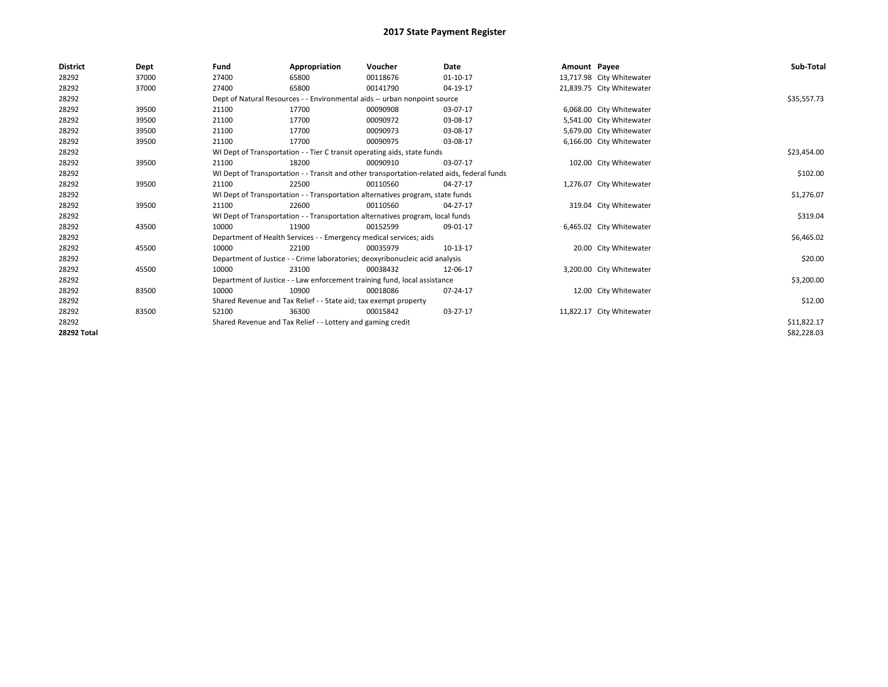# 2017 State Payment Register

| District | Dept | Fund | Appropriation | Voucher | Date | Amount | Payee | Sub-Total |
|---|---|---|---|---|---|---|---|---|
| 28292 | 37000 | 27400 | 65800 | 00118676 | 01-10-17 | 13,717.98 | City Whitewater | |
| 28292 | 37000 | 27400 | 65800 | 00141790 | 04-19-17 | 21,839.75 | City Whitewater | |
| 28292 | | Dept of Natural Resources - - Environmental aids -- urban nonpoint source | | | | | | $35,557.73 |
| 28292 | 39500 | 21100 | 17700 | 00090908 | 03-07-17 | 6,068.00 | City Whitewater | |
| 28292 | 39500 | 21100 | 17700 | 00090972 | 03-08-17 | 5,541.00 | City Whitewater | |
| 28292 | 39500 | 21100 | 17700 | 00090973 | 03-08-17 | 5,679.00 | City Whitewater | |
| 28292 | 39500 | 21100 | 17700 | 00090975 | 03-08-17 | 6,166.00 | City Whitewater | |
| 28292 | | WI Dept of Transportation - - Tier C transit operating aids, state funds | | | | | | $23,454.00 |
| 28292 | 39500 | 21100 | 18200 | 00090910 | 03-07-17 | 102.00 | City Whitewater | |
| 28292 | | WI Dept of Transportation - - Transit and other transportation-related aids, federal funds | | | | | | $102.00 |
| 28292 | 39500 | 21100 | 22500 | 00110560 | 04-27-17 | 1,276.07 | City Whitewater | |
| 28292 | | WI Dept of Transportation - - Transportation alternatives program, state funds | | | | | | $1,276.07 |
| 28292 | 39500 | 21100 | 22600 | 00110560 | 04-27-17 | 319.04 | City Whitewater | |
| 28292 | | WI Dept of Transportation - - Transportation alternatives program, local funds | | | | | | $319.04 |
| 28292 | 43500 | 10000 | 11900 | 00152599 | 09-01-17 | 6,465.02 | City Whitewater | |
| 28292 | | Department of Health Services - - Emergency medical services; aids | | | | | | $6,465.02 |
| 28292 | 45500 | 10000 | 22100 | 00035979 | 10-13-17 | 20.00 | City Whitewater | |
| 28292 | | Department of Justice - - Crime laboratories; deoxyribonucleic acid analysis | | | | | | $20.00 |
| 28292 | 45500 | 10000 | 23100 | 00038432 | 12-06-17 | 3,200.00 | City Whitewater | |
| 28292 | | Department of Justice - - Law enforcement training fund, local assistance | | | | | | $3,200.00 |
| 28292 | 83500 | 10000 | 10900 | 00018086 | 07-24-17 | 12.00 | City Whitewater | |
| 28292 | | Shared Revenue and Tax Relief - - State aid; tax exempt property | | | | | | $12.00 |
| 28292 | 83500 | 52100 | 36300 | 00015842 | 03-27-17 | 11,822.17 | City Whitewater | |
| 28292 | | Shared Revenue and Tax Relief - - Lottery and gaming credit | | | | | | $11,822.17 |
| **28292 Total** | | | | | | | | $82,228.03 |